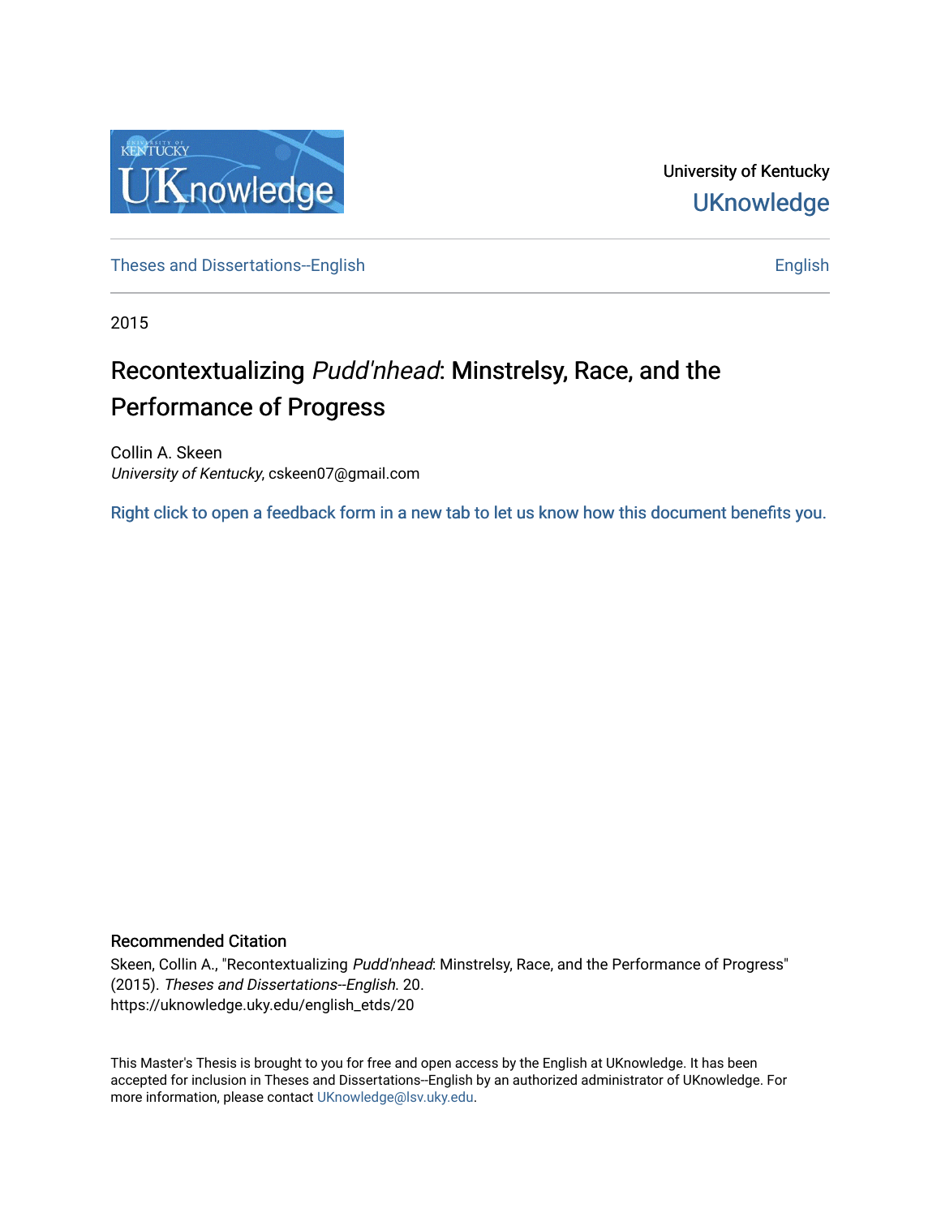University of Kentucky

UKnowledge

Theses and Dissertations--English

English

2015

# Recontextualizing *Pudd'nhead*: Minstrelsy, Race, and the Performance of Progress

Collin A. Skeen

*University of Kentucky*, cskeen07@gmail.com

Right click to open a feedback form in a new tab to let us know how this document benefits you.

## Recommended Citation

Skeen, Collin A., "Recontextualizing *Pudd'nhead*: Minstrelsy, Race, and the Performance of Progress" (2015). *Theses and Dissertations--English*. 20.
https://uknowledge.uky.edu/english_etds/20

This Master's Thesis is brought to you for free and open access by the English at UKnowledge. It has been accepted for inclusion in Theses and Dissertations--English by an authorized administrator of UKnowledge. For more information, please contact UKnowledge@lsv.uky.edu.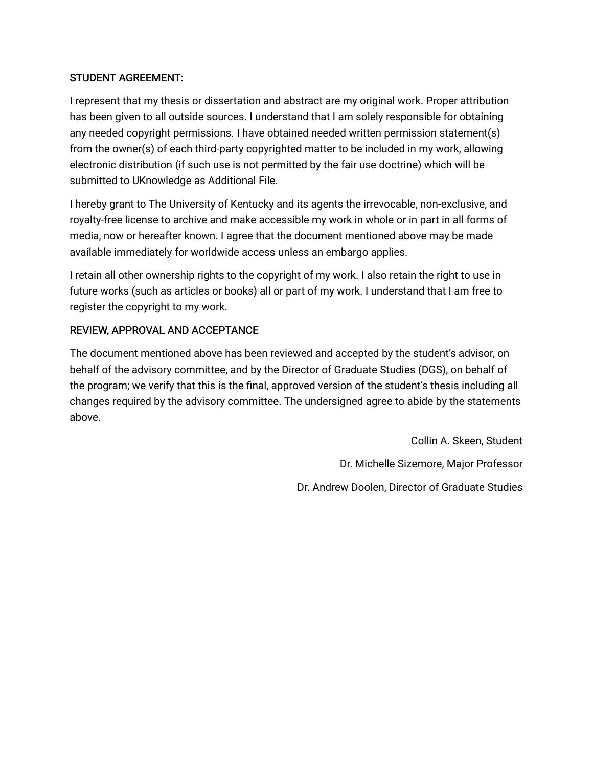STUDENT AGREEMENT:

I represent that my thesis or dissertation and abstract are my original work. Proper attribution has been given to all outside sources. I understand that I am solely responsible for obtaining any needed copyright permissions. I have obtained needed written permission statement(s) from the owner(s) of each third-party copyrighted matter to be included in my work, allowing electronic distribution (if such use is not permitted by the fair use doctrine) which will be submitted to UKnowledge as Additional File.

I hereby grant to The University of Kentucky and its agents the irrevocable, non-exclusive, and royalty-free license to archive and make accessible my work in whole or in part in all forms of media, now or hereafter known. I agree that the document mentioned above may be made available immediately for worldwide access unless an embargo applies.

I retain all other ownership rights to the copyright of my work. I also retain the right to use in future works (such as articles or books) all or part of my work. I understand that I am free to register the copyright to my work.

REVIEW, APPROVAL AND ACCEPTANCE

The document mentioned above has been reviewed and accepted by the student's advisor, on behalf of the advisory committee, and by the Director of Graduate Studies (DGS), on behalf of the program; we verify that this is the final, approved version of the student's thesis including all changes required by the advisory committee. The undersigned agree to abide by the statements above.

Collin A. Skeen, Student

Dr. Michelle Sizemore, Major Professor

Dr. Andrew Doolen, Director of Graduate Studies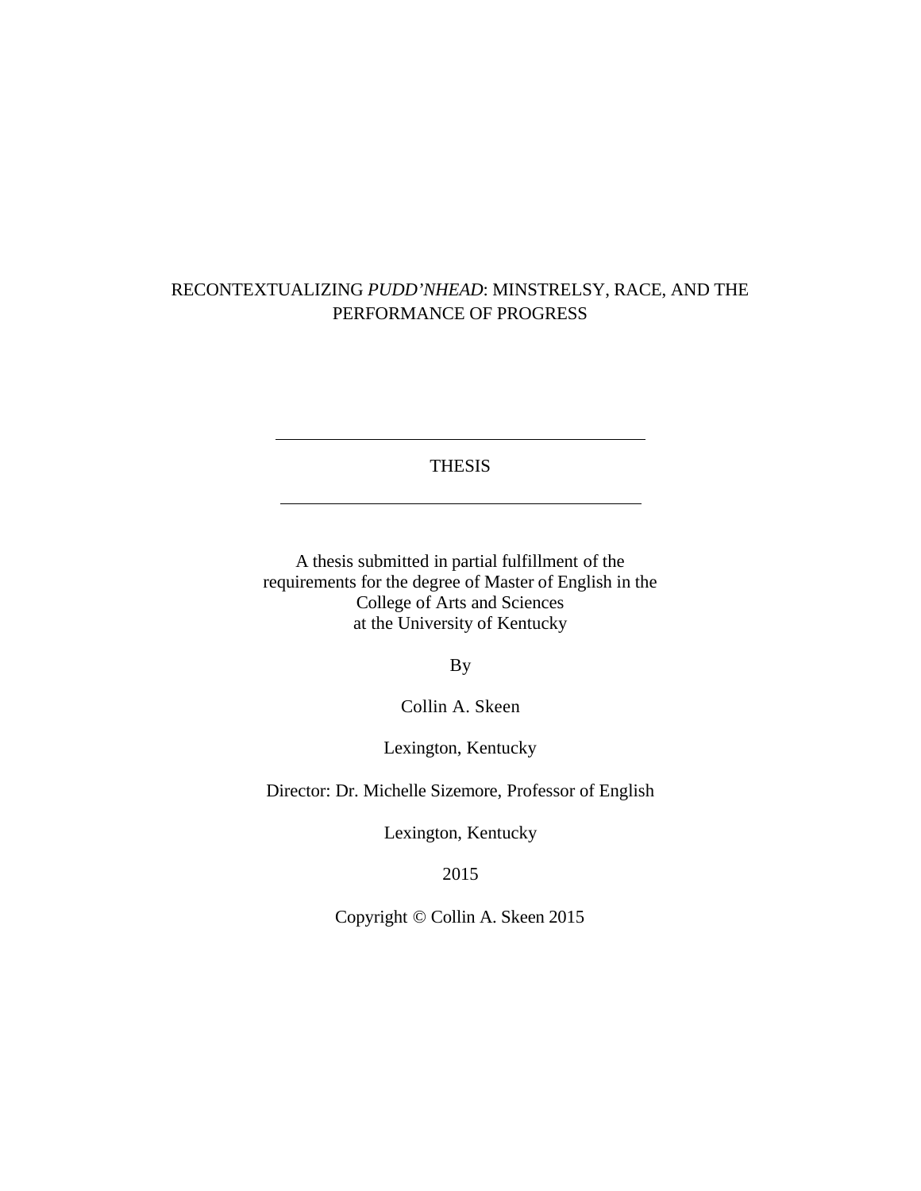# RECONTEXTUALIZING *PUDD'NHEAD*: MINSTRELSY, RACE, AND THE PERFORMANCE OF PROGRESS

---

THESIS

---

A thesis submitted in partial fulfillment of the requirements for the degree of Master of English in the College of Arts and Sciences at the University of Kentucky

By

Collin A. Skeen

Lexington, Kentucky

Director: Dr. Michelle Sizemore, Professor of English

Lexington, Kentucky

2015

Copyright © Collin A. Skeen 2015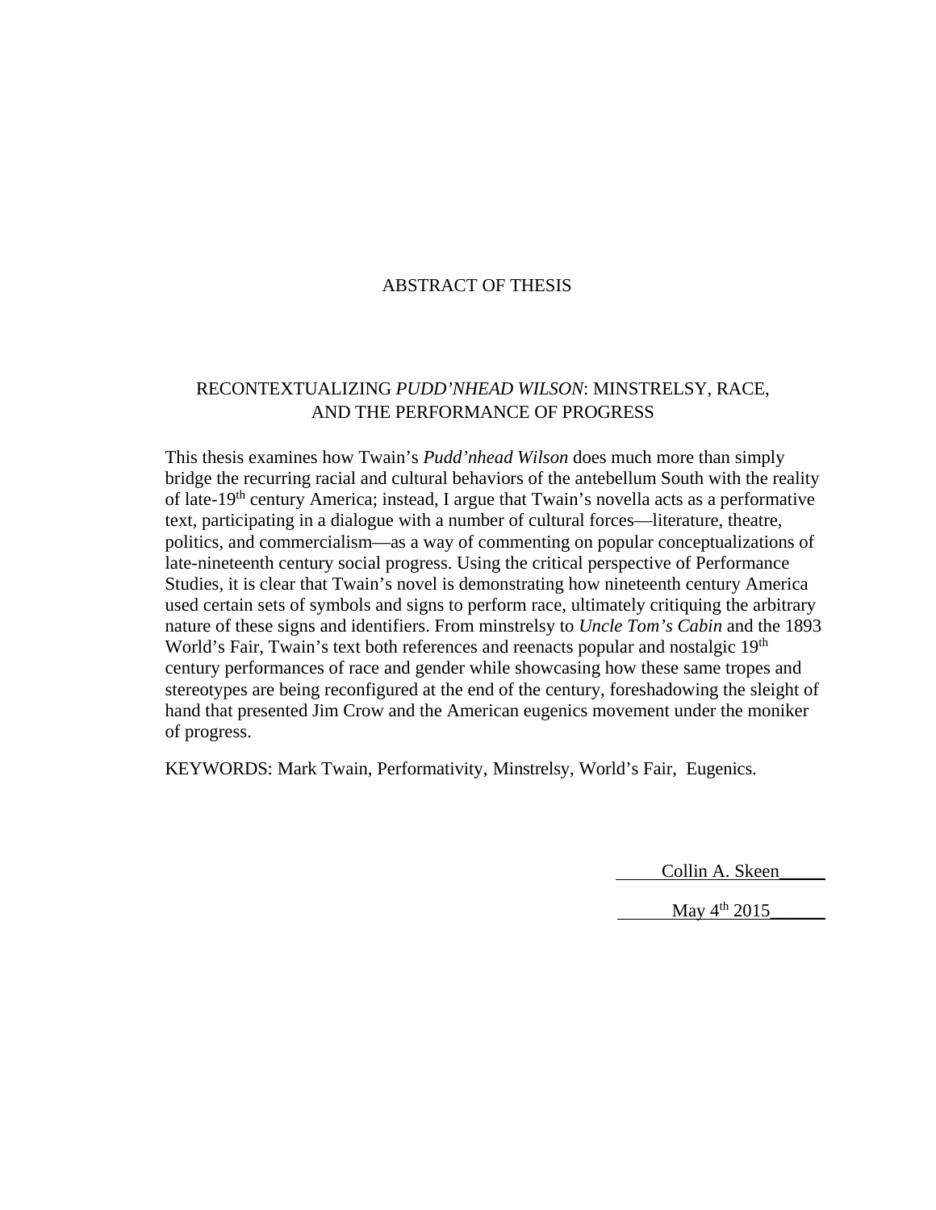# ABSTRACT OF THESIS

## RECONTEXTUALIZING *PUDD'NHEAD WILSON*: MINSTRELSY, RACE, AND THE PERFORMANCE OF PROGRESS

This thesis examines how Twain's *Pudd'nhead Wilson* does much more than simply bridge the recurring racial and cultural behaviors of the antebellum South with the reality of late-19th century America; instead, I argue that Twain's novella acts as a performative text, participating in a dialogue with a number of cultural forces—literature, theatre, politics, and commercialism—as a way of commenting on popular conceptualizations of late-nineteenth century social progress. Using the critical perspective of Performance Studies, it is clear that Twain's novel is demonstrating how nineteenth century America used certain sets of symbols and signs to perform race, ultimately critiquing the arbitrary nature of these signs and identifiers. From minstrelsy to *Uncle Tom's Cabin* and the 1893 World's Fair, Twain's text both references and reenacts popular and nostalgic 19th century performances of race and gender while showcasing how these same tropes and stereotypes are being reconfigured at the end of the century, foreshadowing the sleight of hand that presented Jim Crow and the American eugenics movement under the moniker of progress.

KEYWORDS: Mark Twain, Performativity, Minstrelsy, World's Fair, Eugenics.

Collin A. Skeen

May 4th 2015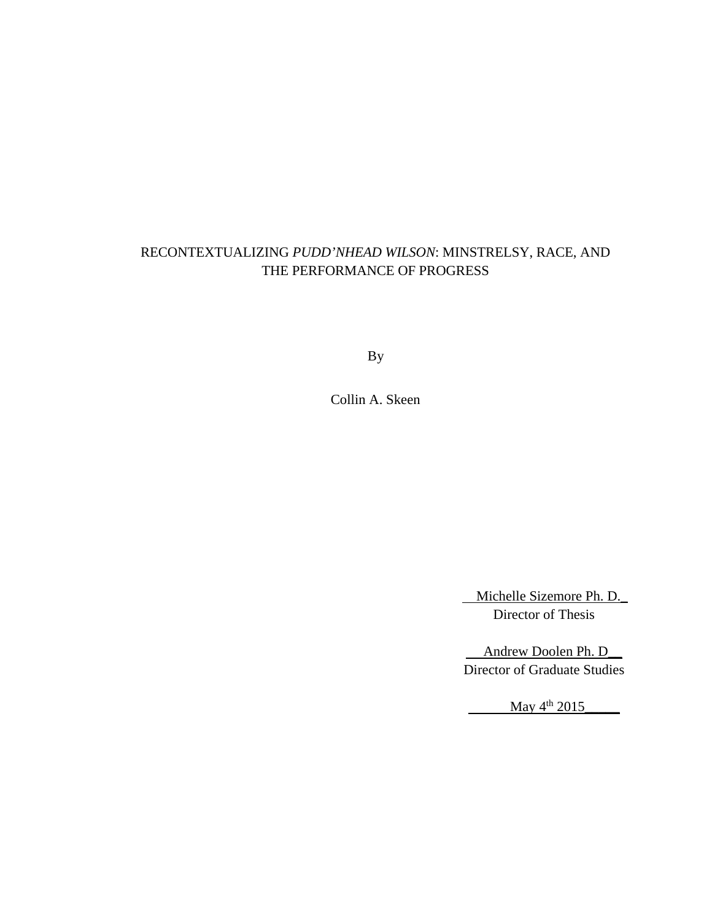RECONTEXTUALIZING *PUDD'NHEAD WILSON*: MINSTRELSY, RACE, AND THE PERFORMANCE OF PROGRESS

By

Collin A. Skeen

Michelle Sizemore Ph. D.
Director of Thesis

Andrew Doolen Ph. D
Director of Graduate Studies

May 4th 2015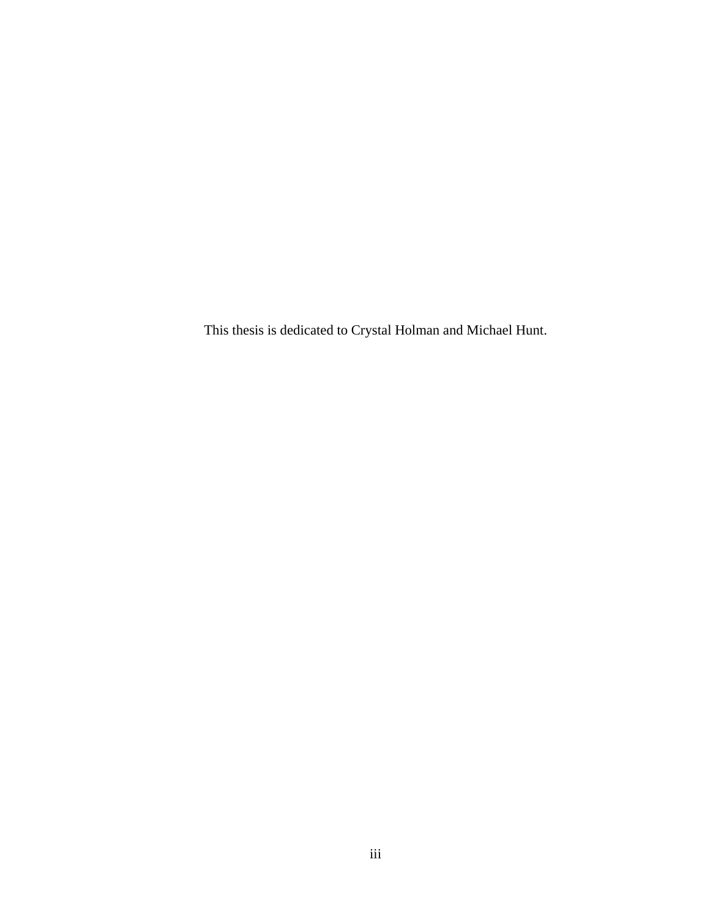This thesis is dedicated to Crystal Holman and Michael Hunt.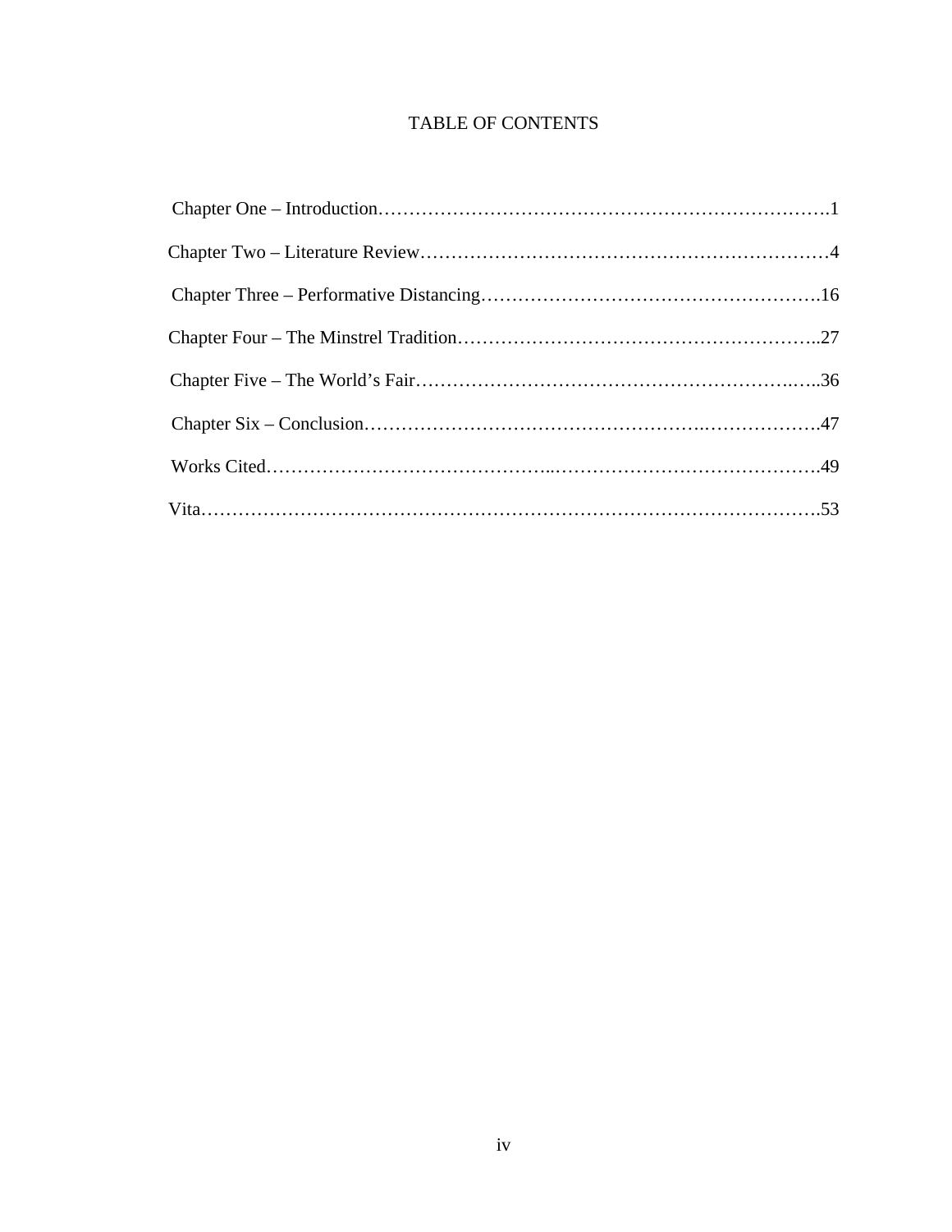# TABLE OF CONTENTS

| | |
|---|---|
| Chapter One – Introduction | 1 |
| Chapter Two – Literature Review | 4 |
| Chapter Three – Performative Distancing | 16 |
| Chapter Four – The Minstrel Tradition | 27 |
| Chapter Five – The World's Fair | 36 |
| Chapter Six – Conclusion | 47 |
| Works Cited | 49 |
| Vita | 53 |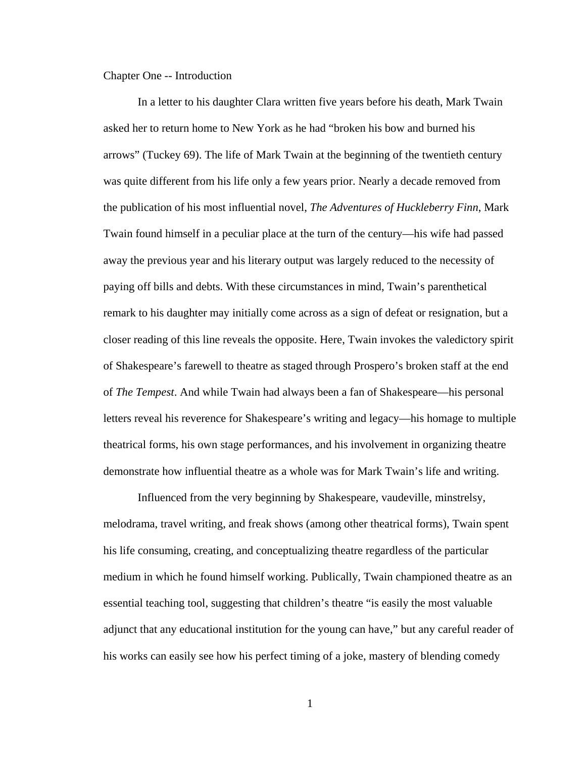# Chapter One -- Introduction

In a letter to his daughter Clara written five years before his death, Mark Twain asked her to return home to New York as he had "broken his bow and burned his arrows" (Tuckey 69). The life of Mark Twain at the beginning of the twentieth century was quite different from his life only a few years prior. Nearly a decade removed from the publication of his most influential novel, *The Adventures of Huckleberry Finn*, Mark Twain found himself in a peculiar place at the turn of the century—his wife had passed away the previous year and his literary output was largely reduced to the necessity of paying off bills and debts. With these circumstances in mind, Twain's parenthetical remark to his daughter may initially come across as a sign of defeat or resignation, but a closer reading of this line reveals the opposite. Here, Twain invokes the valedictory spirit of Shakespeare's farewell to theatre as staged through Prospero's broken staff at the end of *The Tempest*. And while Twain had always been a fan of Shakespeare—his personal letters reveal his reverence for Shakespeare's writing and legacy—his homage to multiple theatrical forms, his own stage performances, and his involvement in organizing theatre demonstrate how influential theatre as a whole was for Mark Twain's life and writing.

Influenced from the very beginning by Shakespeare, vaudeville, minstrelsy, melodrama, travel writing, and freak shows (among other theatrical forms), Twain spent his life consuming, creating, and conceptualizing theatre regardless of the particular medium in which he found himself working. Publically, Twain championed theatre as an essential teaching tool, suggesting that children's theatre "is easily the most valuable adjunct that any educational institution for the young can have," but any careful reader of his works can easily see how his perfect timing of a joke, mastery of blending comedy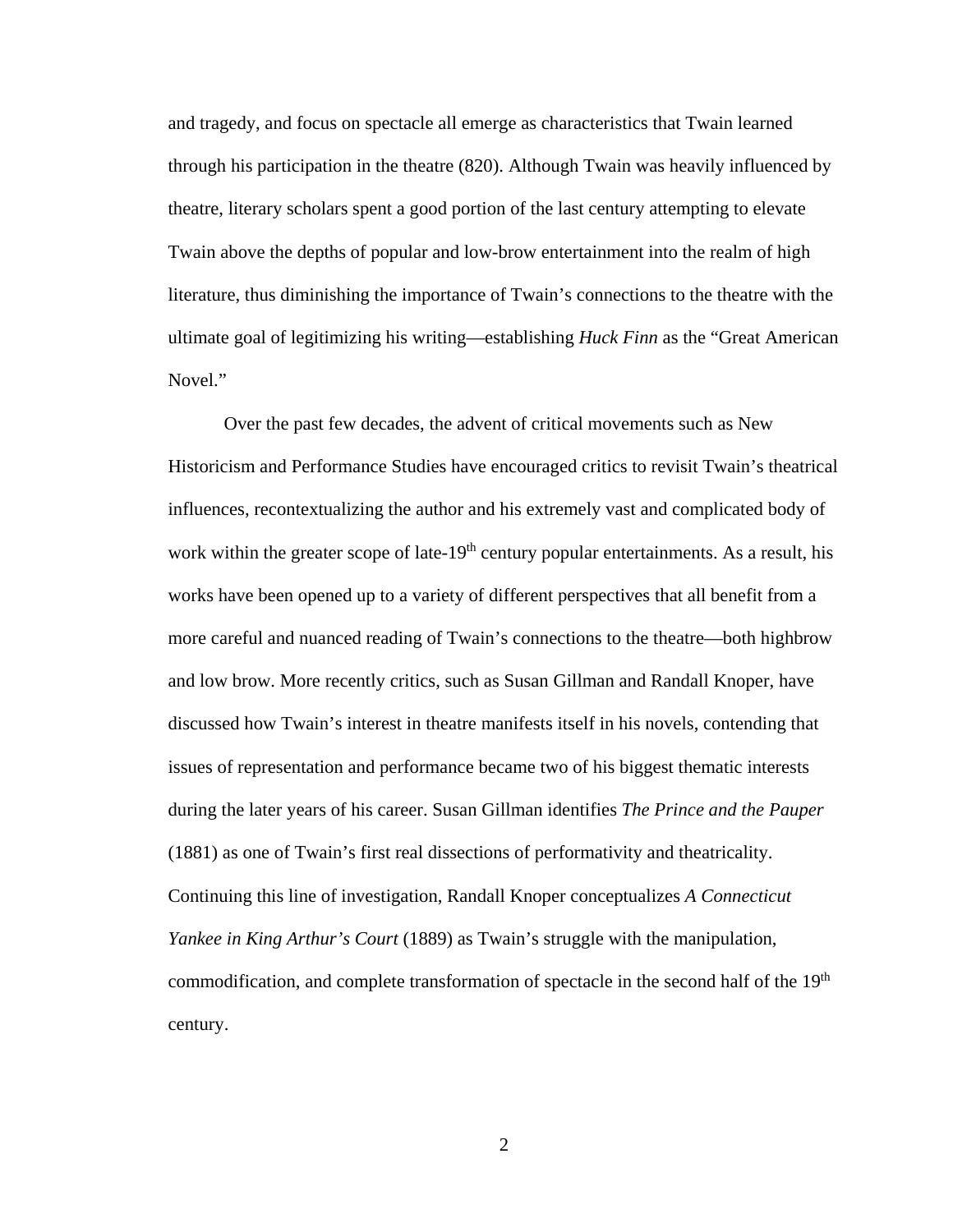and tragedy, and focus on spectacle all emerge as characteristics that Twain learned through his participation in the theatre (820). Although Twain was heavily influenced by theatre, literary scholars spent a good portion of the last century attempting to elevate Twain above the depths of popular and low-brow entertainment into the realm of high literature, thus diminishing the importance of Twain's connections to the theatre with the ultimate goal of legitimizing his writing—establishing *Huck Finn* as the "Great American Novel."

Over the past few decades, the advent of critical movements such as New Historicism and Performance Studies have encouraged critics to revisit Twain's theatrical influences, recontextualizing the author and his extremely vast and complicated body of work within the greater scope of late-19th century popular entertainments. As a result, his works have been opened up to a variety of different perspectives that all benefit from a more careful and nuanced reading of Twain's connections to the theatre—both highbrow and low brow. More recently critics, such as Susan Gillman and Randall Knoper, have discussed how Twain's interest in theatre manifests itself in his novels, contending that issues of representation and performance became two of his biggest thematic interests during the later years of his career. Susan Gillman identifies *The Prince and the Pauper* (1881) as one of Twain's first real dissections of performativity and theatricality. Continuing this line of investigation, Randall Knoper conceptualizes *A Connecticut Yankee in King Arthur's Court* (1889) as Twain's struggle with the manipulation, commodification, and complete transformation of spectacle in the second half of the 19th century.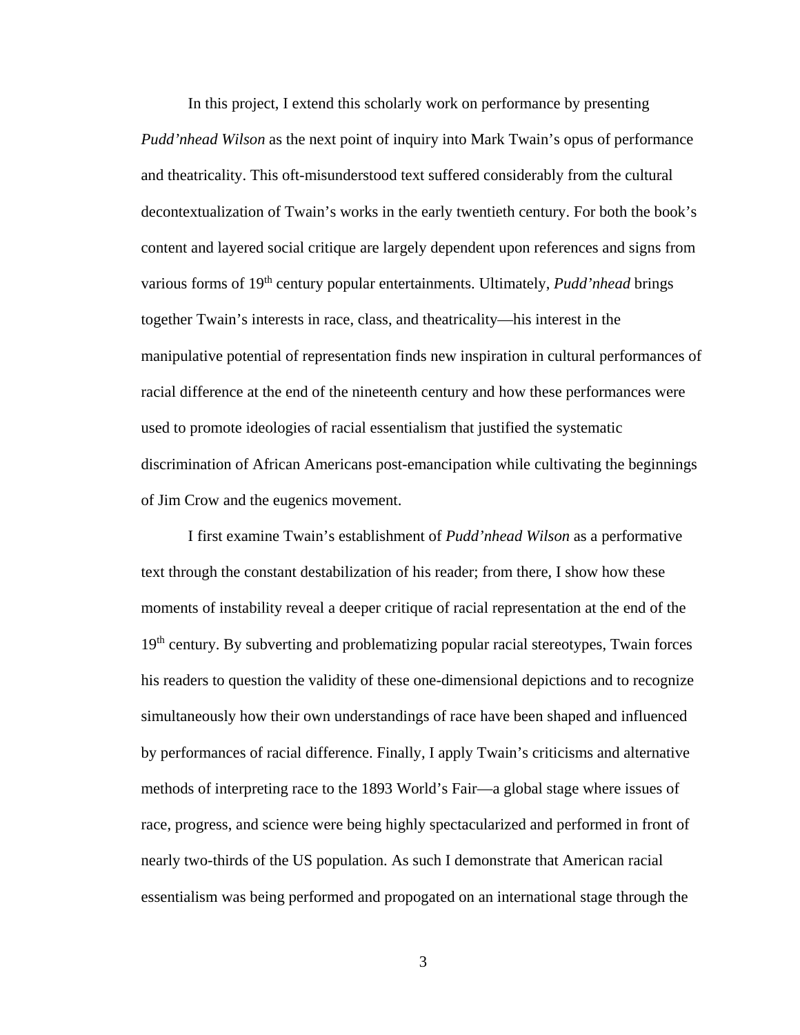In this project, I extend this scholarly work on performance by presenting *Pudd'nhead Wilson* as the next point of inquiry into Mark Twain's opus of performance and theatricality. This oft-misunderstood text suffered considerably from the cultural decontextualization of Twain's works in the early twentieth century. For both the book's content and layered social critique are largely dependent upon references and signs from various forms of 19th century popular entertainments. Ultimately, *Pudd'nhead* brings together Twain's interests in race, class, and theatricality—his interest in the manipulative potential of representation finds new inspiration in cultural performances of racial difference at the end of the nineteenth century and how these performances were used to promote ideologies of racial essentialism that justified the systematic discrimination of African Americans post-emancipation while cultivating the beginnings of Jim Crow and the eugenics movement.

I first examine Twain's establishment of *Pudd'nhead Wilson* as a performative text through the constant destabilization of his reader; from there, I show how these moments of instability reveal a deeper critique of racial representation at the end of the 19th century. By subverting and problematizing popular racial stereotypes, Twain forces his readers to question the validity of these one-dimensional depictions and to recognize simultaneously how their own understandings of race have been shaped and influenced by performances of racial difference. Finally, I apply Twain's criticisms and alternative methods of interpreting race to the 1893 World's Fair—a global stage where issues of race, progress, and science were being highly spectacularized and performed in front of nearly two-thirds of the US population. As such I demonstrate that American racial essentialism was being performed and propogated on an international stage through the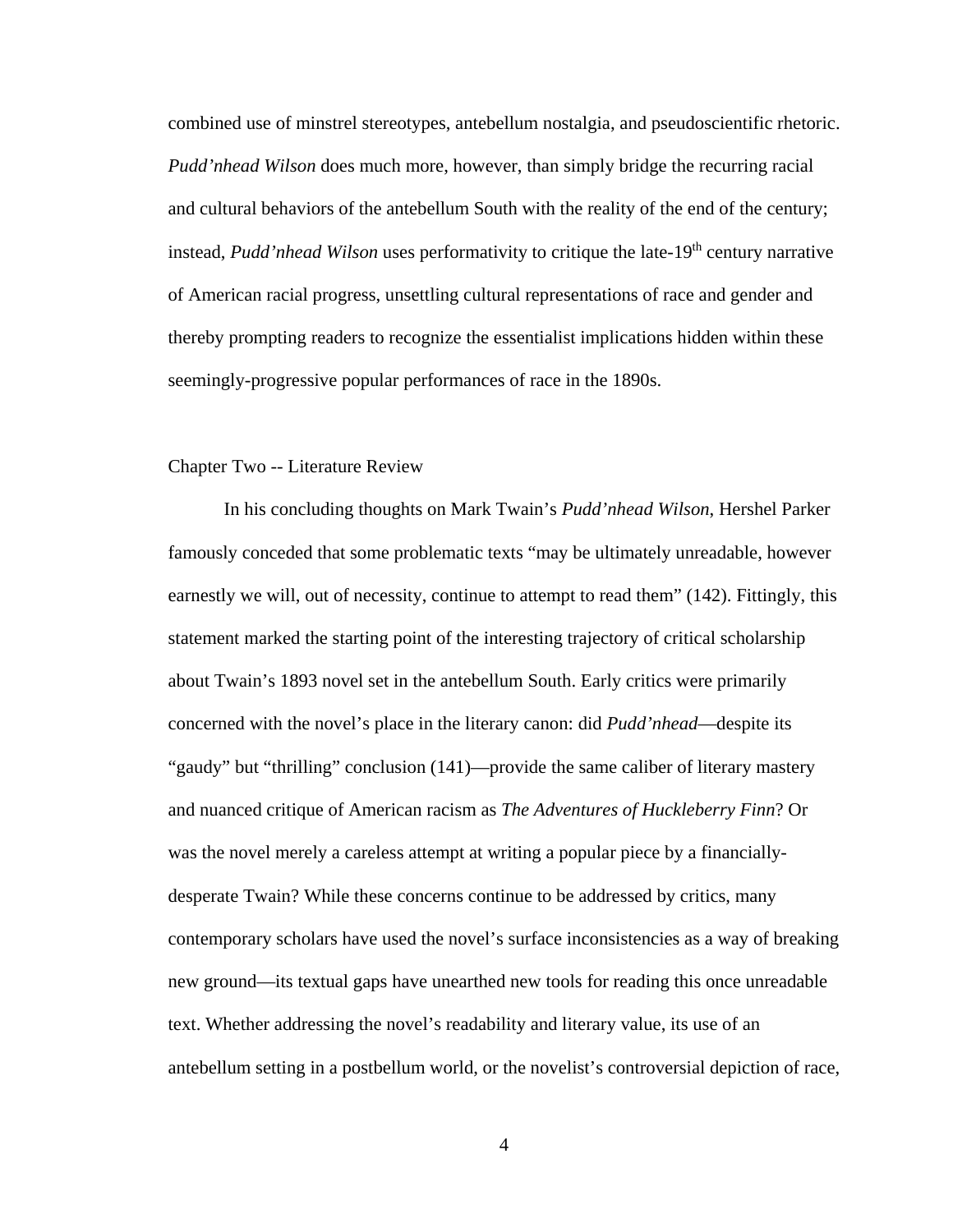combined use of minstrel stereotypes, antebellum nostalgia, and pseudoscientific rhetoric. *Pudd'nhead Wilson* does much more, however, than simply bridge the recurring racial and cultural behaviors of the antebellum South with the reality of the end of the century; instead, *Pudd'nhead Wilson* uses performativity to critique the late-19th century narrative of American racial progress, unsettling cultural representations of race and gender and thereby prompting readers to recognize the essentialist implications hidden within these seemingly-progressive popular performances of race in the 1890s.

## Chapter Two -- Literature Review

In his concluding thoughts on Mark Twain's *Pudd'nhead Wilson*, Hershel Parker famously conceded that some problematic texts "may be ultimately unreadable, however earnestly we will, out of necessity, continue to attempt to read them" (142). Fittingly, this statement marked the starting point of the interesting trajectory of critical scholarship about Twain's 1893 novel set in the antebellum South. Early critics were primarily concerned with the novel's place in the literary canon: did *Pudd'nhead*—despite its "gaudy" but "thrilling" conclusion (141)—provide the same caliber of literary mastery and nuanced critique of American racism as *The Adventures of Huckleberry Finn*? Or was the novel merely a careless attempt at writing a popular piece by a financially-desperate Twain? While these concerns continue to be addressed by critics, many contemporary scholars have used the novel's surface inconsistencies as a way of breaking new ground—its textual gaps have unearthed new tools for reading this once unreadable text. Whether addressing the novel's readability and literary value, its use of an antebellum setting in a postbellum world, or the novelist's controversial depiction of race,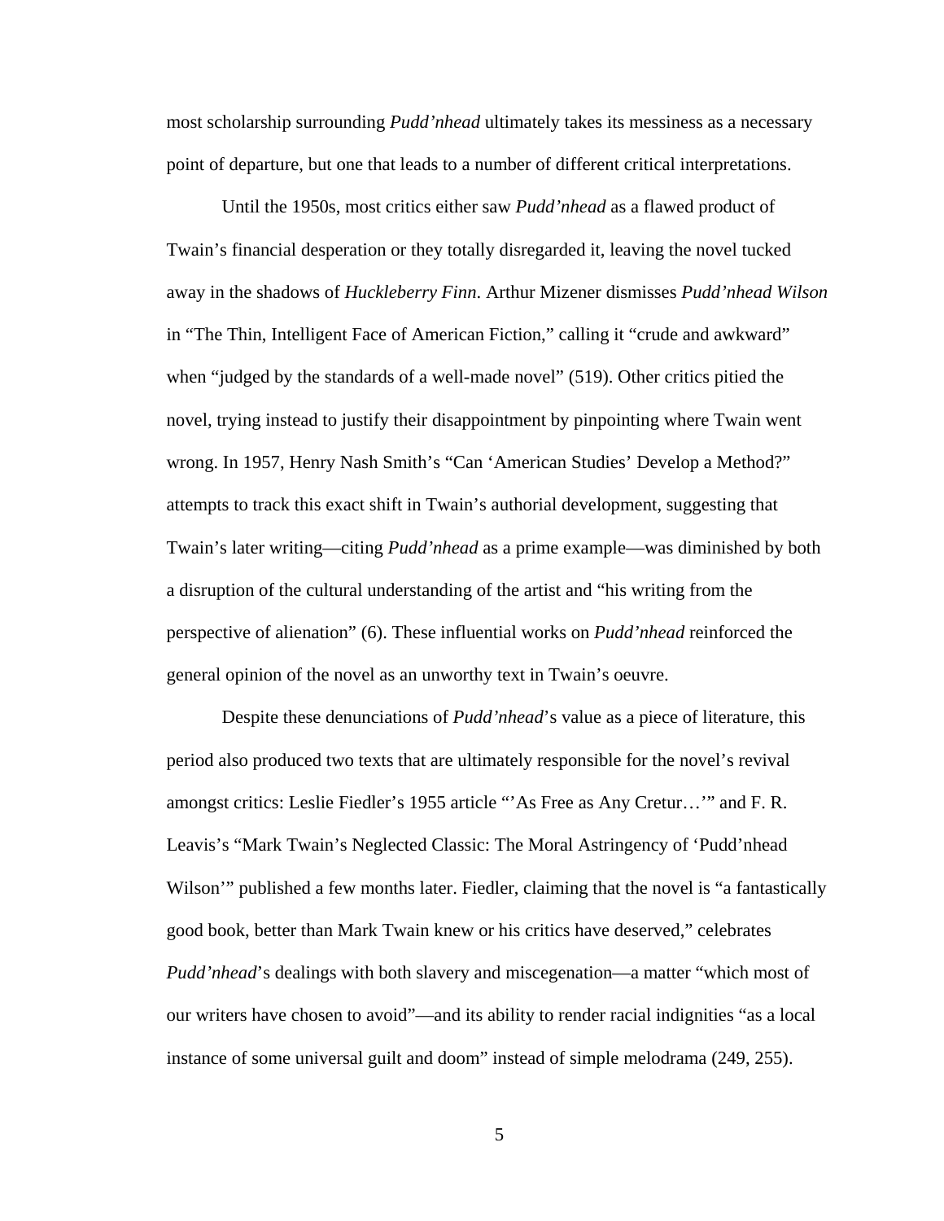most scholarship surrounding *Pudd'nhead* ultimately takes its messiness as a necessary point of departure, but one that leads to a number of different critical interpretations.

Until the 1950s, most critics either saw *Pudd'nhead* as a flawed product of Twain's financial desperation or they totally disregarded it, leaving the novel tucked away in the shadows of *Huckleberry Finn*. Arthur Mizener dismisses *Pudd'nhead Wilson* in "The Thin, Intelligent Face of American Fiction," calling it "crude and awkward" when "judged by the standards of a well-made novel" (519). Other critics pitied the novel, trying instead to justify their disappointment by pinpointing where Twain went wrong. In 1957, Henry Nash Smith's "Can 'American Studies' Develop a Method?" attempts to track this exact shift in Twain's authorial development, suggesting that Twain's later writing—citing *Pudd'nhead* as a prime example—was diminished by both a disruption of the cultural understanding of the artist and "his writing from the perspective of alienation" (6). These influential works on *Pudd'nhead* reinforced the general opinion of the novel as an unworthy text in Twain's oeuvre.

Despite these denunciations of *Pudd'nhead*'s value as a piece of literature, this period also produced two texts that are ultimately responsible for the novel's revival amongst critics: Leslie Fiedler's 1955 article "'As Free as Any Cretur…'" and F. R. Leavis's "Mark Twain's Neglected Classic: The Moral Astringency of 'Pudd'nhead Wilson'" published a few months later. Fiedler, claiming that the novel is "a fantastically good book, better than Mark Twain knew or his critics have deserved," celebrates *Pudd'nhead*'s dealings with both slavery and miscegenation—a matter "which most of our writers have chosen to avoid"—and its ability to render racial indignities "as a local instance of some universal guilt and doom" instead of simple melodrama (249, 255).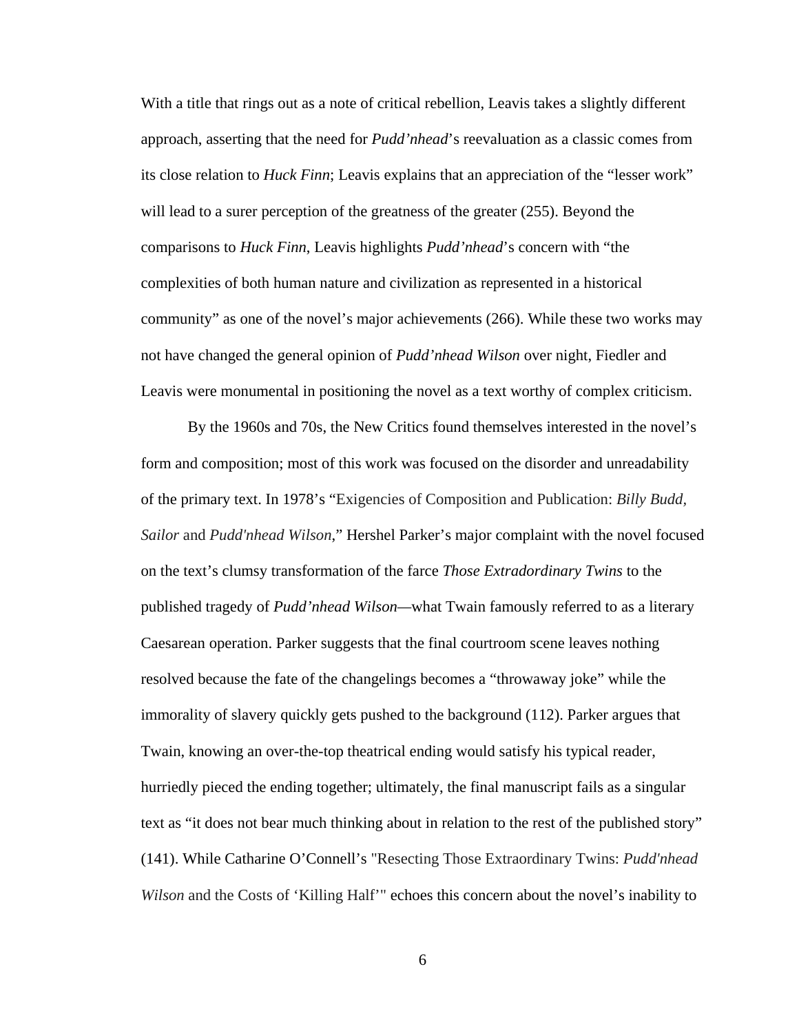With a title that rings out as a note of critical rebellion, Leavis takes a slightly different approach, asserting that the need for *Pudd'nhead*'s reevaluation as a classic comes from its close relation to *Huck Finn*; Leavis explains that an appreciation of the "lesser work" will lead to a surer perception of the greatness of the greater (255). Beyond the comparisons to *Huck Finn*, Leavis highlights *Pudd'nhead*'s concern with "the complexities of both human nature and civilization as represented in a historical community" as one of the novel's major achievements (266). While these two works may not have changed the general opinion of *Pudd'nhead Wilson* over night, Fiedler and Leavis were monumental in positioning the novel as a text worthy of complex criticism.

By the 1960s and 70s, the New Critics found themselves interested in the novel's form and composition; most of this work was focused on the disorder and unreadability of the primary text. In 1978's "Exigencies of Composition and Publication: *Billy Budd, Sailor* and *Pudd'nhead Wilson*," Hershel Parker's major complaint with the novel focused on the text's clumsy transformation of the farce *Those Extradordinary Twins* to the published tragedy of *Pudd'nhead Wilson*—what Twain famously referred to as a literary Caesarean operation. Parker suggests that the final courtroom scene leaves nothing resolved because the fate of the changelings becomes a "throwaway joke" while the immorality of slavery quickly gets pushed to the background (112). Parker argues that Twain, knowing an over-the-top theatrical ending would satisfy his typical reader, hurriedly pieced the ending together; ultimately, the final manuscript fails as a singular text as "it does not bear much thinking about in relation to the rest of the published story" (141). While Catharine O'Connell's "Resecting Those Extraordinary Twins: *Pudd'nhead Wilson* and the Costs of 'Killing Half'" echoes this concern about the novel's inability to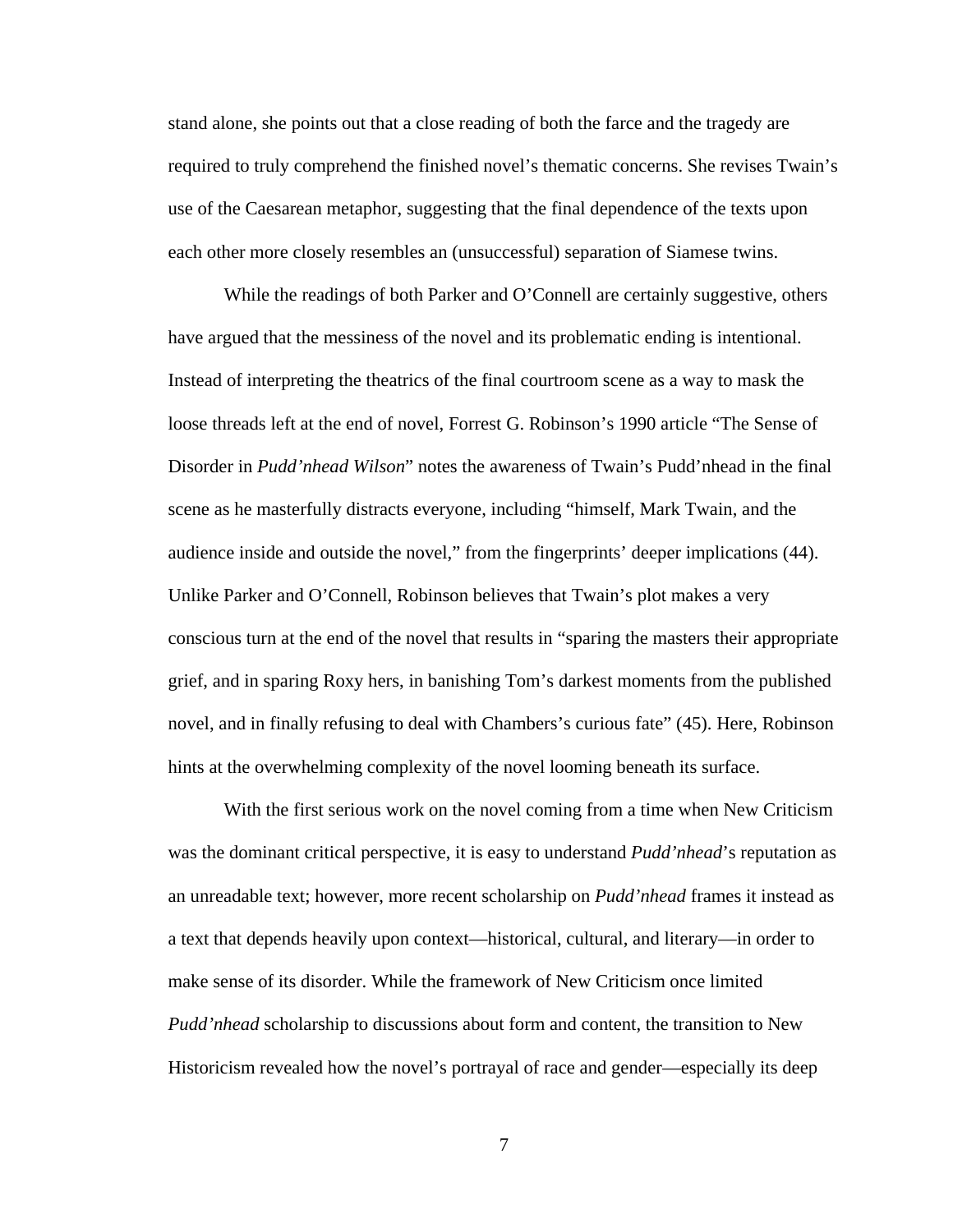stand alone, she points out that a close reading of both the farce and the tragedy are required to truly comprehend the finished novel's thematic concerns. She revises Twain's use of the Caesarean metaphor, suggesting that the final dependence of the texts upon each other more closely resembles an (unsuccessful) separation of Siamese twins.

While the readings of both Parker and O'Connell are certainly suggestive, others have argued that the messiness of the novel and its problematic ending is intentional. Instead of interpreting the theatrics of the final courtroom scene as a way to mask the loose threads left at the end of novel, Forrest G. Robinson's 1990 article "The Sense of Disorder in *Pudd'nhead Wilson*" notes the awareness of Twain's Pudd'nhead in the final scene as he masterfully distracts everyone, including "himself, Mark Twain, and the audience inside and outside the novel," from the fingerprints' deeper implications (44). Unlike Parker and O'Connell, Robinson believes that Twain's plot makes a very conscious turn at the end of the novel that results in "sparing the masters their appropriate grief, and in sparing Roxy hers, in banishing Tom's darkest moments from the published novel, and in finally refusing to deal with Chambers's curious fate" (45). Here, Robinson hints at the overwhelming complexity of the novel looming beneath its surface.

With the first serious work on the novel coming from a time when New Criticism was the dominant critical perspective, it is easy to understand *Pudd'nhead*'s reputation as an unreadable text; however, more recent scholarship on *Pudd'nhead* frames it instead as a text that depends heavily upon context—historical, cultural, and literary—in order to make sense of its disorder. While the framework of New Criticism once limited *Pudd'nhead* scholarship to discussions about form and content, the transition to New Historicism revealed how the novel's portrayal of race and gender—especially its deep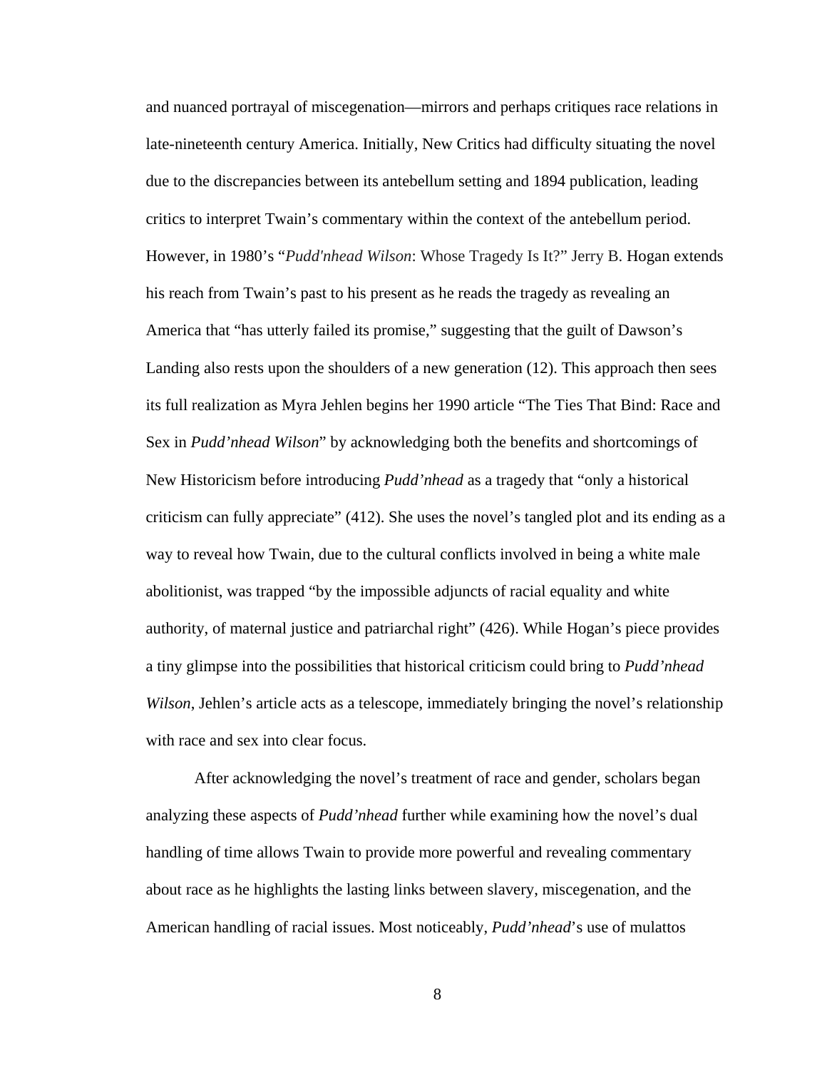and nuanced portrayal of miscegenation—mirrors and perhaps critiques race relations in late-nineteenth century America. Initially, New Critics had difficulty situating the novel due to the discrepancies between its antebellum setting and 1894 publication, leading critics to interpret Twain's commentary within the context of the antebellum period. However, in 1980's "*Pudd'nhead Wilson*: Whose Tragedy Is It?" Jerry B. Hogan extends his reach from Twain's past to his present as he reads the tragedy as revealing an America that "has utterly failed its promise," suggesting that the guilt of Dawson's Landing also rests upon the shoulders of a new generation (12). This approach then sees its full realization as Myra Jehlen begins her 1990 article "The Ties That Bind: Race and Sex in *Pudd'nhead Wilson*" by acknowledging both the benefits and shortcomings of New Historicism before introducing *Pudd'nhead* as a tragedy that "only a historical criticism can fully appreciate" (412). She uses the novel's tangled plot and its ending as a way to reveal how Twain, due to the cultural conflicts involved in being a white male abolitionist, was trapped "by the impossible adjuncts of racial equality and white authority, of maternal justice and patriarchal right" (426). While Hogan's piece provides a tiny glimpse into the possibilities that historical criticism could bring to *Pudd'nhead Wilson*, Jehlen's article acts as a telescope, immediately bringing the novel's relationship with race and sex into clear focus.

After acknowledging the novel's treatment of race and gender, scholars began analyzing these aspects of *Pudd'nhead* further while examining how the novel's dual handling of time allows Twain to provide more powerful and revealing commentary about race as he highlights the lasting links between slavery, miscegenation, and the American handling of racial issues. Most noticeably, *Pudd'nhead*'s use of mulattos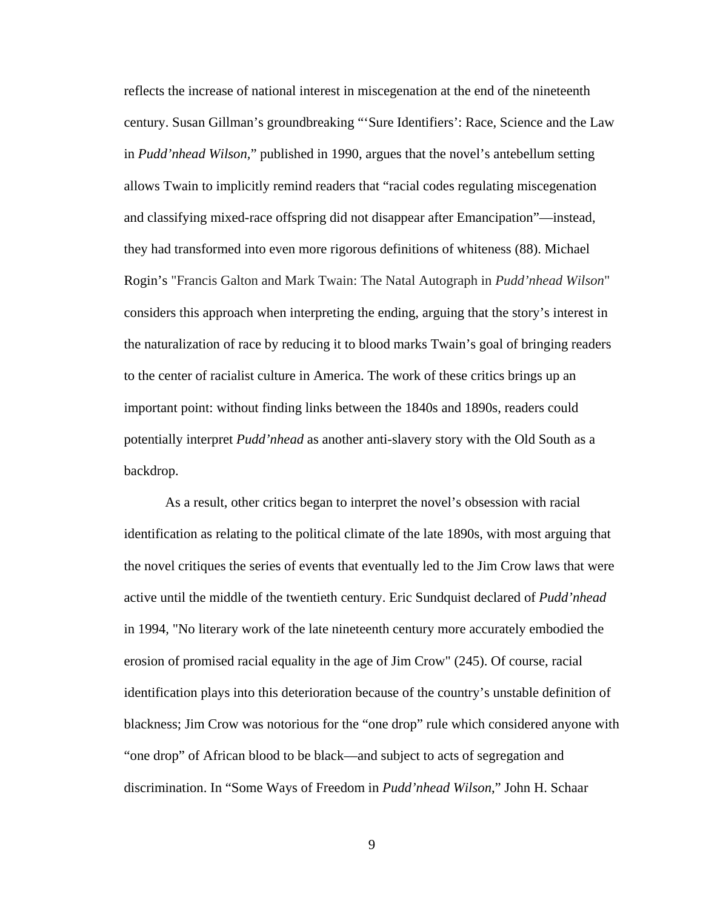reflects the increase of national interest in miscegenation at the end of the nineteenth century. Susan Gillman's groundbreaking "'Sure Identifiers': Race, Science and the Law in *Pudd'nhead Wilson*," published in 1990, argues that the novel's antebellum setting allows Twain to implicitly remind readers that "racial codes regulating miscegenation and classifying mixed-race offspring did not disappear after Emancipation"—instead, they had transformed into even more rigorous definitions of whiteness (88). Michael Rogin's "Francis Galton and Mark Twain: The Natal Autograph in *Pudd'nhead Wilson*" considers this approach when interpreting the ending, arguing that the story's interest in the naturalization of race by reducing it to blood marks Twain's goal of bringing readers to the center of racialist culture in America. The work of these critics brings up an important point: without finding links between the 1840s and 1890s, readers could potentially interpret *Pudd'nhead* as another anti-slavery story with the Old South as a backdrop.

As a result, other critics began to interpret the novel's obsession with racial identification as relating to the political climate of the late 1890s, with most arguing that the novel critiques the series of events that eventually led to the Jim Crow laws that were active until the middle of the twentieth century. Eric Sundquist declared of *Pudd'nhead* in 1994, "No literary work of the late nineteenth century more accurately embodied the erosion of promised racial equality in the age of Jim Crow" (245). Of course, racial identification plays into this deterioration because of the country's unstable definition of blackness; Jim Crow was notorious for the "one drop" rule which considered anyone with "one drop" of African blood to be black—and subject to acts of segregation and discrimination. In "Some Ways of Freedom in *Pudd'nhead Wilson*," John H. Schaar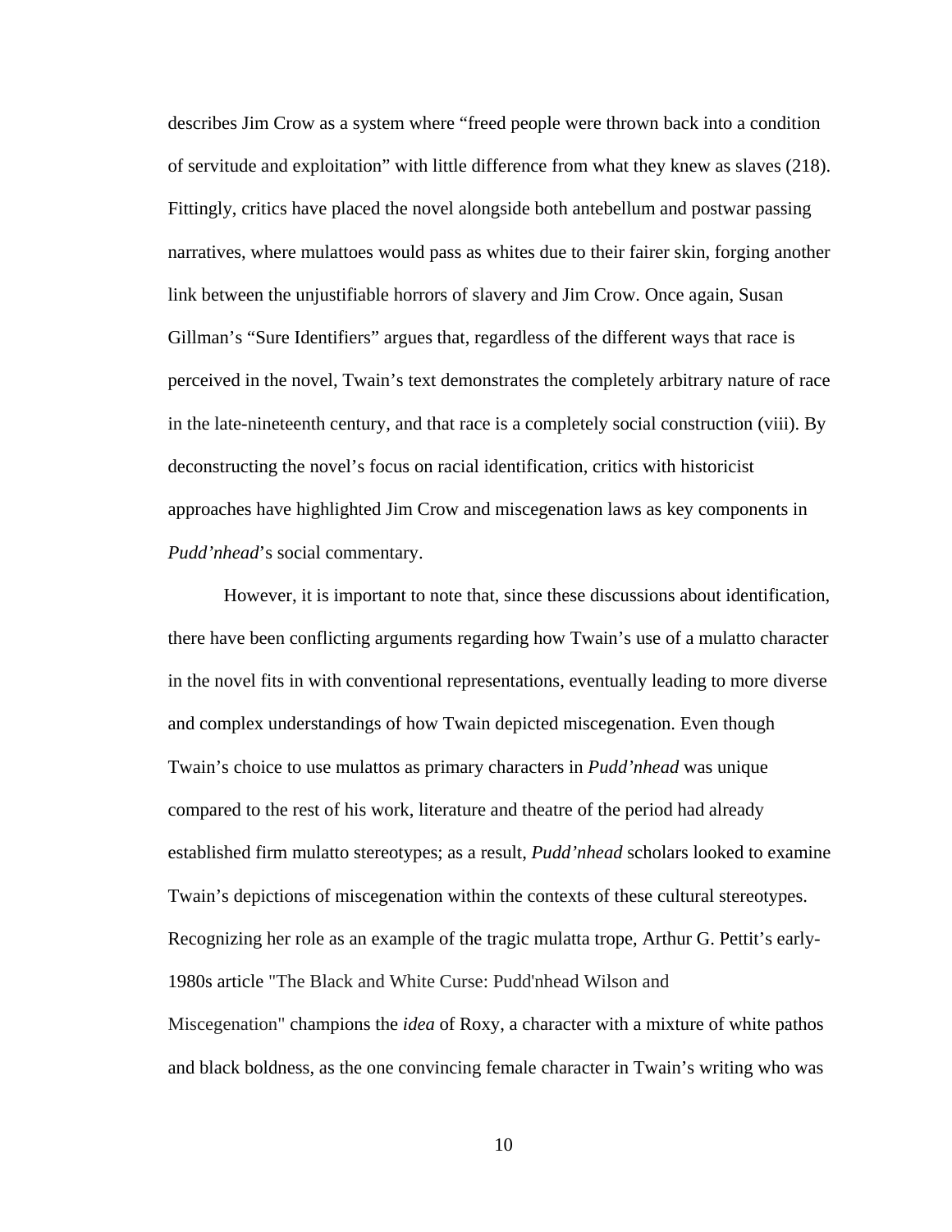describes Jim Crow as a system where "freed people were thrown back into a condition of servitude and exploitation" with little difference from what they knew as slaves (218). Fittingly, critics have placed the novel alongside both antebellum and postwar passing narratives, where mulattoes would pass as whites due to their fairer skin, forging another link between the unjustifiable horrors of slavery and Jim Crow. Once again, Susan Gillman's "Sure Identifiers" argues that, regardless of the different ways that race is perceived in the novel, Twain's text demonstrates the completely arbitrary nature of race in the late-nineteenth century, and that race is a completely social construction (viii). By deconstructing the novel's focus on racial identification, critics with historicist approaches have highlighted Jim Crow and miscegenation laws as key components in *Pudd'nhead*'s social commentary.

However, it is important to note that, since these discussions about identification, there have been conflicting arguments regarding how Twain's use of a mulatto character in the novel fits in with conventional representations, eventually leading to more diverse and complex understandings of how Twain depicted miscegenation. Even though Twain's choice to use mulattos as primary characters in *Pudd'nhead* was unique compared to the rest of his work, literature and theatre of the period had already established firm mulatto stereotypes; as a result, *Pudd'nhead* scholars looked to examine Twain's depictions of miscegenation within the contexts of these cultural stereotypes. Recognizing her role as an example of the tragic mulatta trope, Arthur G. Pettit's early-1980s article "The Black and White Curse: Pudd'nhead Wilson and Miscegenation" champions the *idea* of Roxy, a character with a mixture of white pathos and black boldness, as the one convincing female character in Twain's writing who was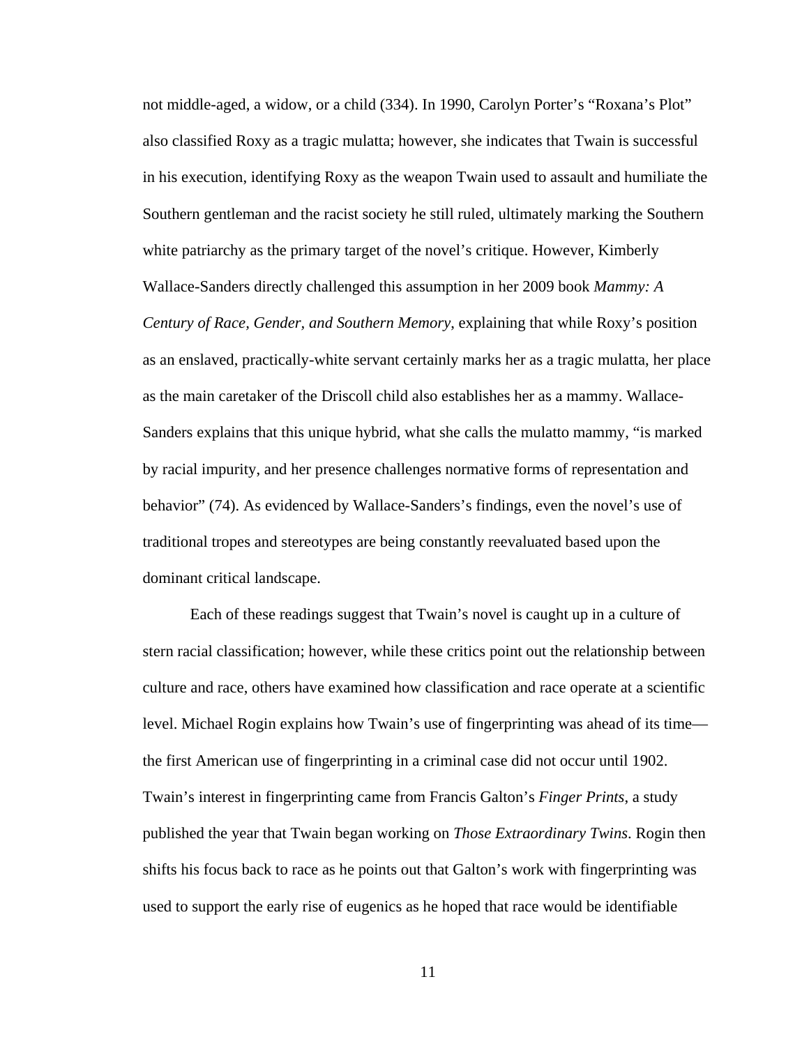not middle-aged, a widow, or a child (334). In 1990, Carolyn Porter's "Roxana's Plot" also classified Roxy as a tragic mulatta; however, she indicates that Twain is successful in his execution, identifying Roxy as the weapon Twain used to assault and humiliate the Southern gentleman and the racist society he still ruled, ultimately marking the Southern white patriarchy as the primary target of the novel's critique. However, Kimberly Wallace-Sanders directly challenged this assumption in her 2009 book *Mammy: A Century of Race, Gender, and Southern Memory*, explaining that while Roxy's position as an enslaved, practically-white servant certainly marks her as a tragic mulatta, her place as the main caretaker of the Driscoll child also establishes her as a mammy. Wallace-Sanders explains that this unique hybrid, what she calls the mulatto mammy, "is marked by racial impurity, and her presence challenges normative forms of representation and behavior" (74). As evidenced by Wallace-Sanders's findings, even the novel's use of traditional tropes and stereotypes are being constantly reevaluated based upon the dominant critical landscape.

Each of these readings suggest that Twain's novel is caught up in a culture of stern racial classification; however, while these critics point out the relationship between culture and race, others have examined how classification and race operate at a scientific level. Michael Rogin explains how Twain's use of fingerprinting was ahead of its time—the first American use of fingerprinting in a criminal case did not occur until 1902. Twain's interest in fingerprinting came from Francis Galton's *Finger Prints*, a study published the year that Twain began working on *Those Extraordinary Twins*. Rogin then shifts his focus back to race as he points out that Galton's work with fingerprinting was used to support the early rise of eugenics as he hoped that race would be identifiable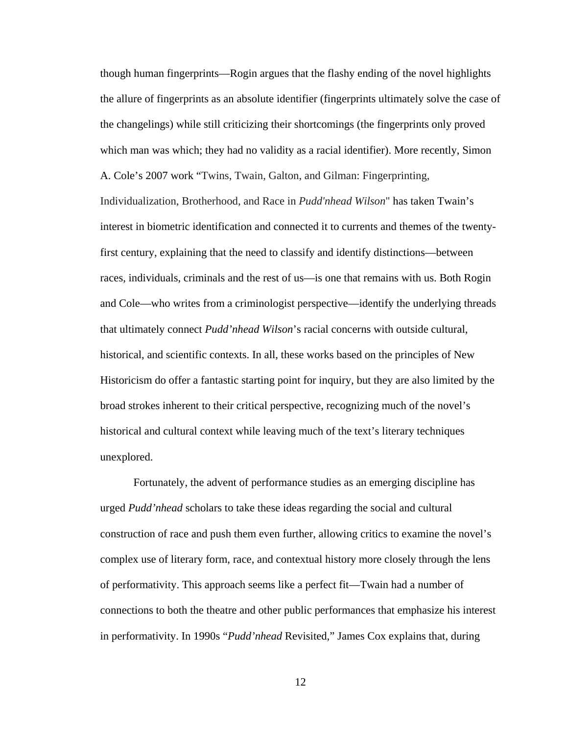though human fingerprints—Rogin argues that the flashy ending of the novel highlights the allure of fingerprints as an absolute identifier (fingerprints ultimately solve the case of the changelings) while still criticizing their shortcomings (the fingerprints only proved which man was which; they had no validity as a racial identifier). More recently, Simon A. Cole's 2007 work "Twins, Twain, Galton, and Gilman: Fingerprinting, Individualization, Brotherhood, and Race in *Pudd'nhead Wilson*" has taken Twain's interest in biometric identification and connected it to currents and themes of the twenty-first century, explaining that the need to classify and identify distinctions—between races, individuals, criminals and the rest of us—is one that remains with us. Both Rogin and Cole—who writes from a criminologist perspective—identify the underlying threads that ultimately connect *Pudd'nhead Wilson*'s racial concerns with outside cultural, historical, and scientific contexts. In all, these works based on the principles of New Historicism do offer a fantastic starting point for inquiry, but they are also limited by the broad strokes inherent to their critical perspective, recognizing much of the novel's historical and cultural context while leaving much of the text's literary techniques unexplored.

Fortunately, the advent of performance studies as an emerging discipline has urged *Pudd'nhead* scholars to take these ideas regarding the social and cultural construction of race and push them even further, allowing critics to examine the novel's complex use of literary form, race, and contextual history more closely through the lens of performativity. This approach seems like a perfect fit—Twain had a number of connections to both the theatre and other public performances that emphasize his interest in performativity. In 1990s "*Pudd'nhead* Revisited," James Cox explains that, during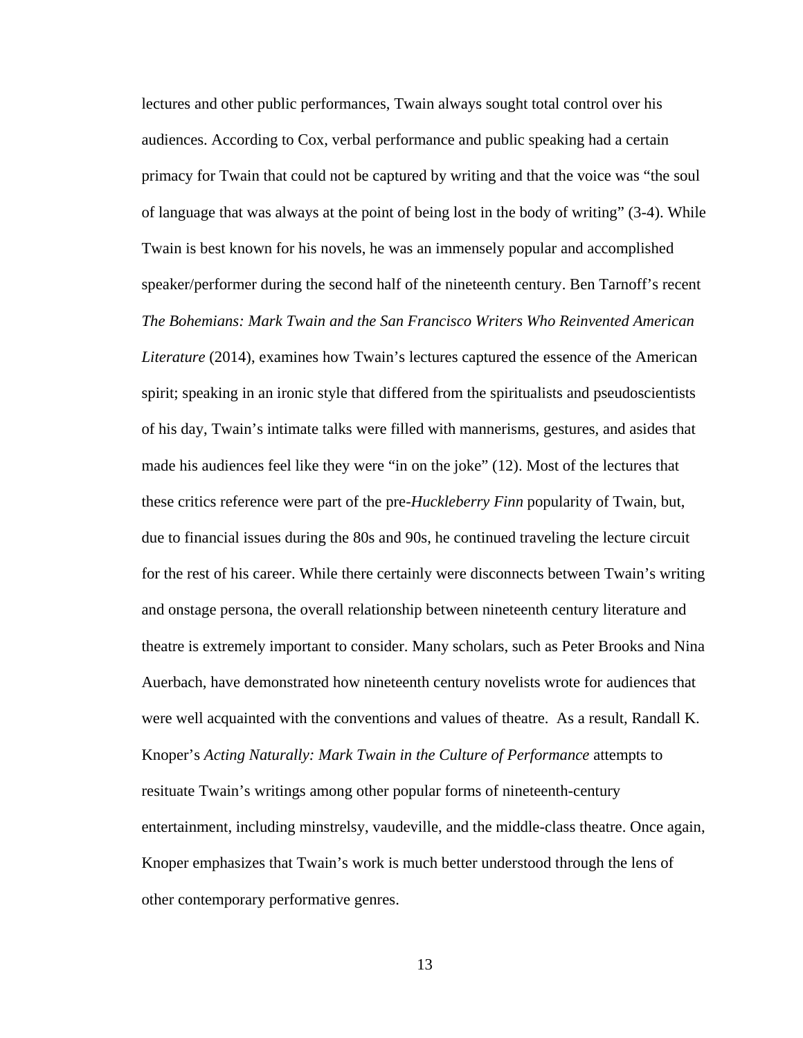lectures and other public performances, Twain always sought total control over his audiences. According to Cox, verbal performance and public speaking had a certain primacy for Twain that could not be captured by writing and that the voice was "the soul of language that was always at the point of being lost in the body of writing" (3-4). While Twain is best known for his novels, he was an immensely popular and accomplished speaker/performer during the second half of the nineteenth century. Ben Tarnoff's recent *The Bohemians: Mark Twain and the San Francisco Writers Who Reinvented American Literature* (2014), examines how Twain's lectures captured the essence of the American spirit; speaking in an ironic style that differed from the spiritualists and pseudoscientists of his day, Twain's intimate talks were filled with mannerisms, gestures, and asides that made his audiences feel like they were "in on the joke" (12). Most of the lectures that these critics reference were part of the pre-*Huckleberry Finn* popularity of Twain, but, due to financial issues during the 80s and 90s, he continued traveling the lecture circuit for the rest of his career. While there certainly were disconnects between Twain's writing and onstage persona, the overall relationship between nineteenth century literature and theatre is extremely important to consider. Many scholars, such as Peter Brooks and Nina Auerbach, have demonstrated how nineteenth century novelists wrote for audiences that were well acquainted with the conventions and values of theatre. As a result, Randall K. Knoper's *Acting Naturally: Mark Twain in the Culture of Performance* attempts to resituate Twain's writings among other popular forms of nineteenth-century entertainment, including minstrelsy, vaudeville, and the middle-class theatre. Once again, Knoper emphasizes that Twain's work is much better understood through the lens of other contemporary performative genres.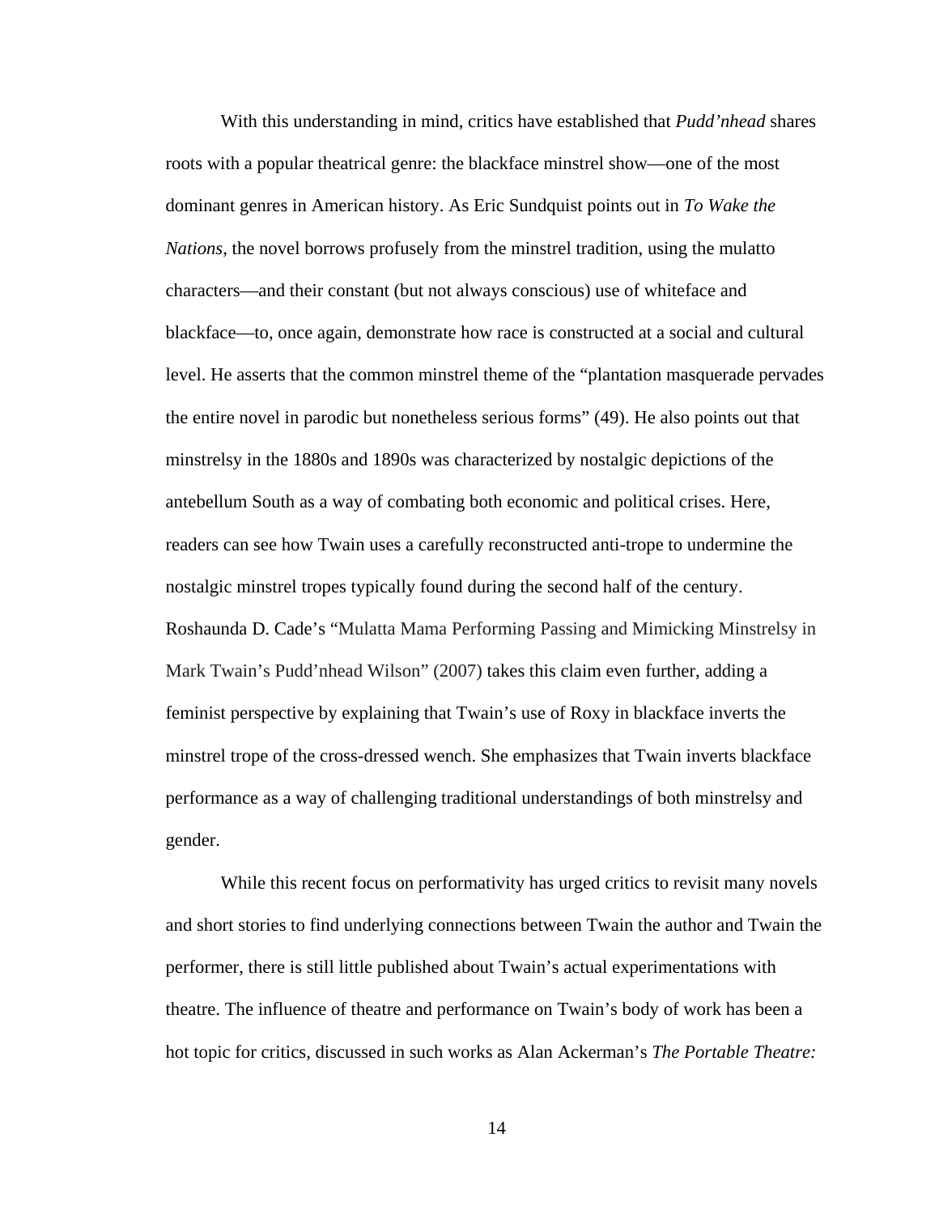With this understanding in mind, critics have established that *Pudd'nhead* shares roots with a popular theatrical genre: the blackface minstrel show—one of the most dominant genres in American history. As Eric Sundquist points out in *To Wake the Nations*, the novel borrows profusely from the minstrel tradition, using the mulatto characters—and their constant (but not always conscious) use of whiteface and blackface—to, once again, demonstrate how race is constructed at a social and cultural level. He asserts that the common minstrel theme of the "plantation masquerade pervades the entire novel in parodic but nonetheless serious forms" (49). He also points out that minstrelsy in the 1880s and 1890s was characterized by nostalgic depictions of the antebellum South as a way of combating both economic and political crises. Here, readers can see how Twain uses a carefully reconstructed anti-trope to undermine the nostalgic minstrel tropes typically found during the second half of the century. Roshaunda D. Cade's "Mulatta Mama Performing Passing and Mimicking Minstrelsy in Mark Twain's Pudd'nhead Wilson" (2007) takes this claim even further, adding a feminist perspective by explaining that Twain's use of Roxy in blackface inverts the minstrel trope of the cross-dressed wench. She emphasizes that Twain inverts blackface performance as a way of challenging traditional understandings of both minstrelsy and gender.

While this recent focus on performativity has urged critics to revisit many novels and short stories to find underlying connections between Twain the author and Twain the performer, there is still little published about Twain's actual experimentations with theatre. The influence of theatre and performance on Twain's body of work has been a hot topic for critics, discussed in such works as Alan Ackerman's *The Portable Theatre:*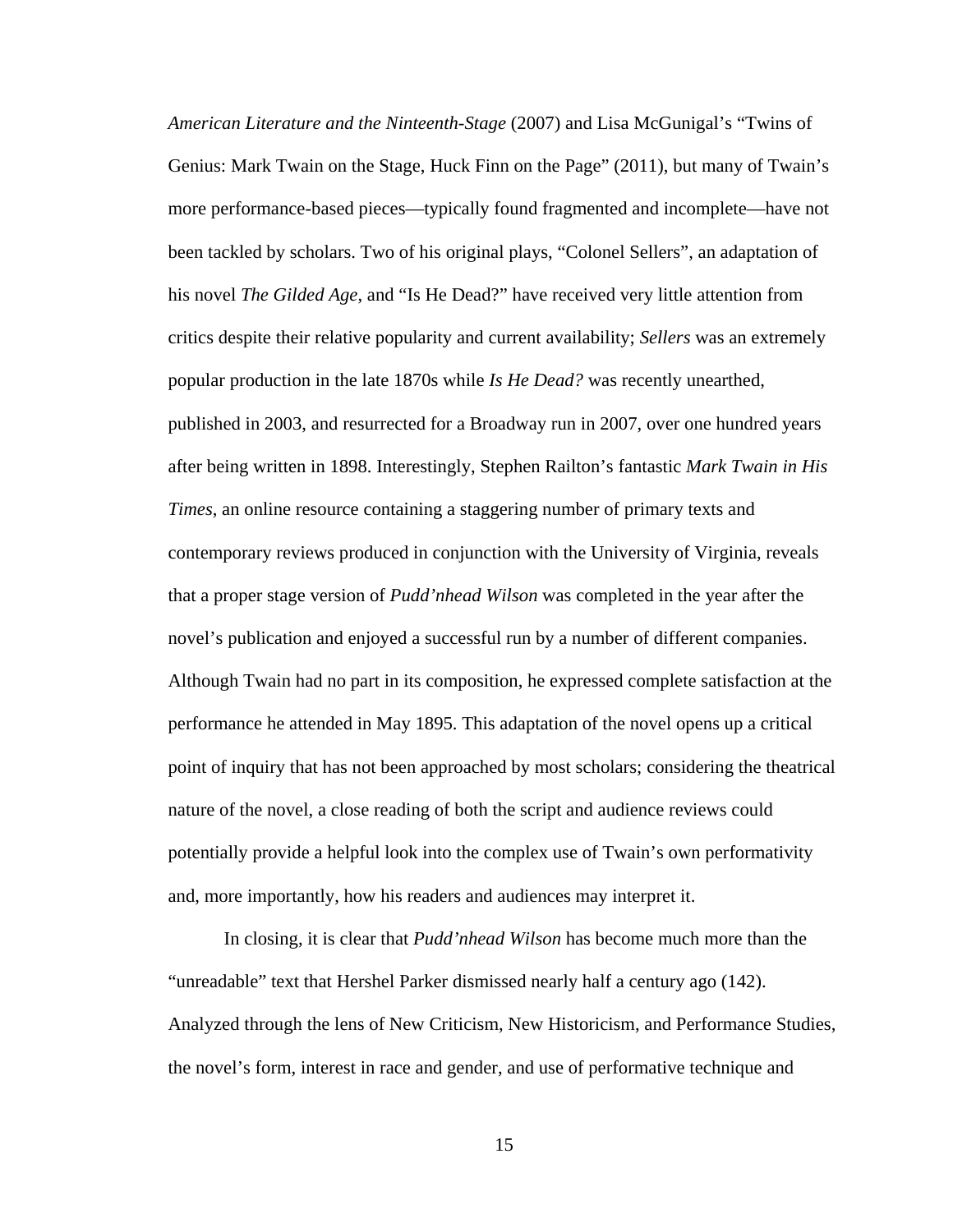*American Literature and the Ninteenth-Stage* (2007) and Lisa McGunigal's "Twins of Genius: Mark Twain on the Stage, Huck Finn on the Page" (2011), but many of Twain's more performance-based pieces—typically found fragmented and incomplete—have not been tackled by scholars. Two of his original plays, "Colonel Sellers", an adaptation of his novel *The Gilded Age*, and "Is He Dead?" have received very little attention from critics despite their relative popularity and current availability; *Sellers* was an extremely popular production in the late 1870s while *Is He Dead?* was recently unearthed, published in 2003, and resurrected for a Broadway run in 2007, over one hundred years after being written in 1898. Interestingly, Stephen Railton's fantastic *Mark Twain in His Times*, an online resource containing a staggering number of primary texts and contemporary reviews produced in conjunction with the University of Virginia, reveals that a proper stage version of *Pudd'nhead Wilson* was completed in the year after the novel's publication and enjoyed a successful run by a number of different companies. Although Twain had no part in its composition, he expressed complete satisfaction at the performance he attended in May 1895. This adaptation of the novel opens up a critical point of inquiry that has not been approached by most scholars; considering the theatrical nature of the novel, a close reading of both the script and audience reviews could potentially provide a helpful look into the complex use of Twain's own performativity and, more importantly, how his readers and audiences may interpret it.

In closing, it is clear that *Pudd'nhead Wilson* has become much more than the "unreadable" text that Hershel Parker dismissed nearly half a century ago (142). Analyzed through the lens of New Criticism, New Historicism, and Performance Studies, the novel's form, interest in race and gender, and use of performative technique and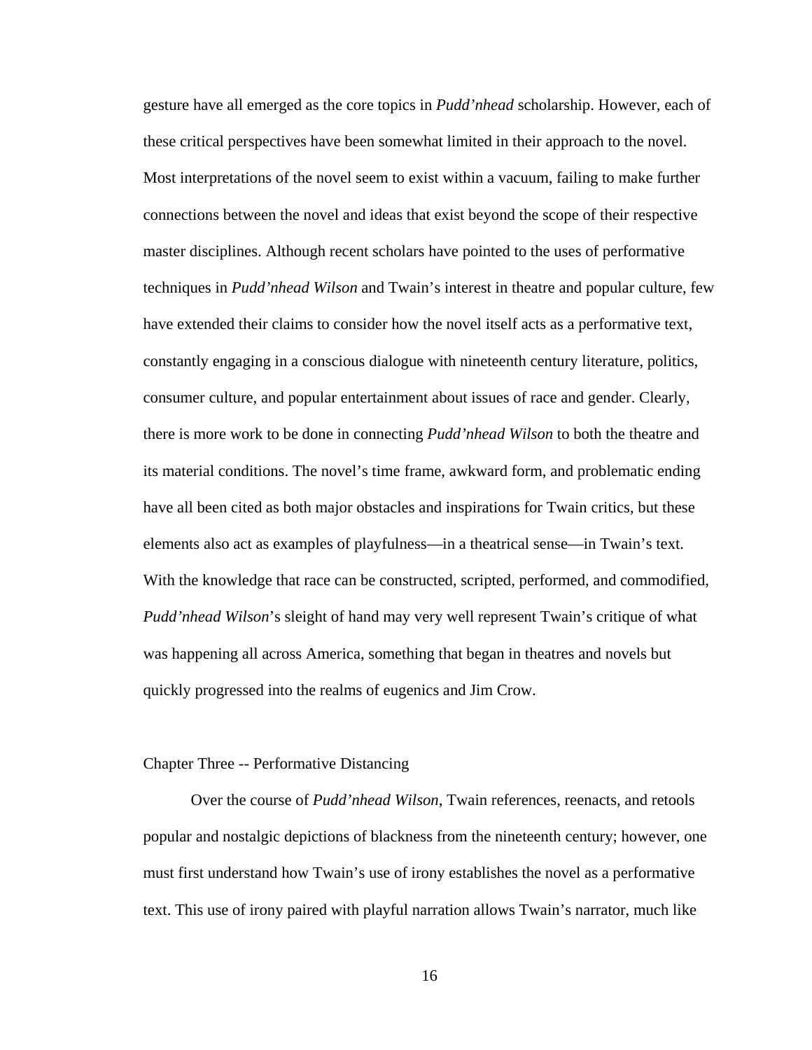gesture have all emerged as the core topics in *Pudd'nhead* scholarship. However, each of these critical perspectives have been somewhat limited in their approach to the novel. Most interpretations of the novel seem to exist within a vacuum, failing to make further connections between the novel and ideas that exist beyond the scope of their respective master disciplines. Although recent scholars have pointed to the uses of performative techniques in *Pudd'nhead Wilson* and Twain's interest in theatre and popular culture, few have extended their claims to consider how the novel itself acts as a performative text, constantly engaging in a conscious dialogue with nineteenth century literature, politics, consumer culture, and popular entertainment about issues of race and gender. Clearly, there is more work to be done in connecting *Pudd'nhead Wilson* to both the theatre and its material conditions. The novel's time frame, awkward form, and problematic ending have all been cited as both major obstacles and inspirations for Twain critics, but these elements also act as examples of playfulness—in a theatrical sense—in Twain's text. With the knowledge that race can be constructed, scripted, performed, and commodified, *Pudd'nhead Wilson*'s sleight of hand may very well represent Twain's critique of what was happening all across America, something that began in theatres and novels but quickly progressed into the realms of eugenics and Jim Crow.

## Chapter Three -- Performative Distancing

Over the course of *Pudd'nhead Wilson*, Twain references, reenacts, and retools popular and nostalgic depictions of blackness from the nineteenth century; however, one must first understand how Twain's use of irony establishes the novel as a performative text. This use of irony paired with playful narration allows Twain's narrator, much like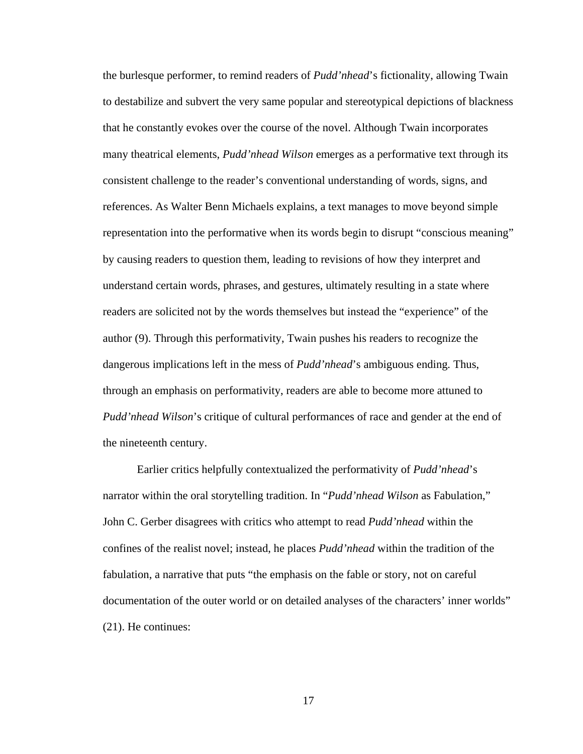the burlesque performer, to remind readers of *Pudd'nhead*'s fictionality, allowing Twain to destabilize and subvert the very same popular and stereotypical depictions of blackness that he constantly evokes over the course of the novel. Although Twain incorporates many theatrical elements, *Pudd'nhead Wilson* emerges as a performative text through its consistent challenge to the reader's conventional understanding of words, signs, and references. As Walter Benn Michaels explains, a text manages to move beyond simple representation into the performative when its words begin to disrupt "conscious meaning" by causing readers to question them, leading to revisions of how they interpret and understand certain words, phrases, and gestures, ultimately resulting in a state where readers are solicited not by the words themselves but instead the "experience" of the author (9). Through this performativity, Twain pushes his readers to recognize the dangerous implications left in the mess of *Pudd'nhead*'s ambiguous ending. Thus, through an emphasis on performativity, readers are able to become more attuned to *Pudd'nhead Wilson*'s critique of cultural performances of race and gender at the end of the nineteenth century.

Earlier critics helpfully contextualized the performativity of *Pudd'nhead*'s narrator within the oral storytelling tradition. In "*Pudd'nhead Wilson* as Fabulation," John C. Gerber disagrees with critics who attempt to read *Pudd'nhead* within the confines of the realist novel; instead, he places *Pudd'nhead* within the tradition of the fabulation, a narrative that puts "the emphasis on the fable or story, not on careful documentation of the outer world or on detailed analyses of the characters' inner worlds" (21). He continues: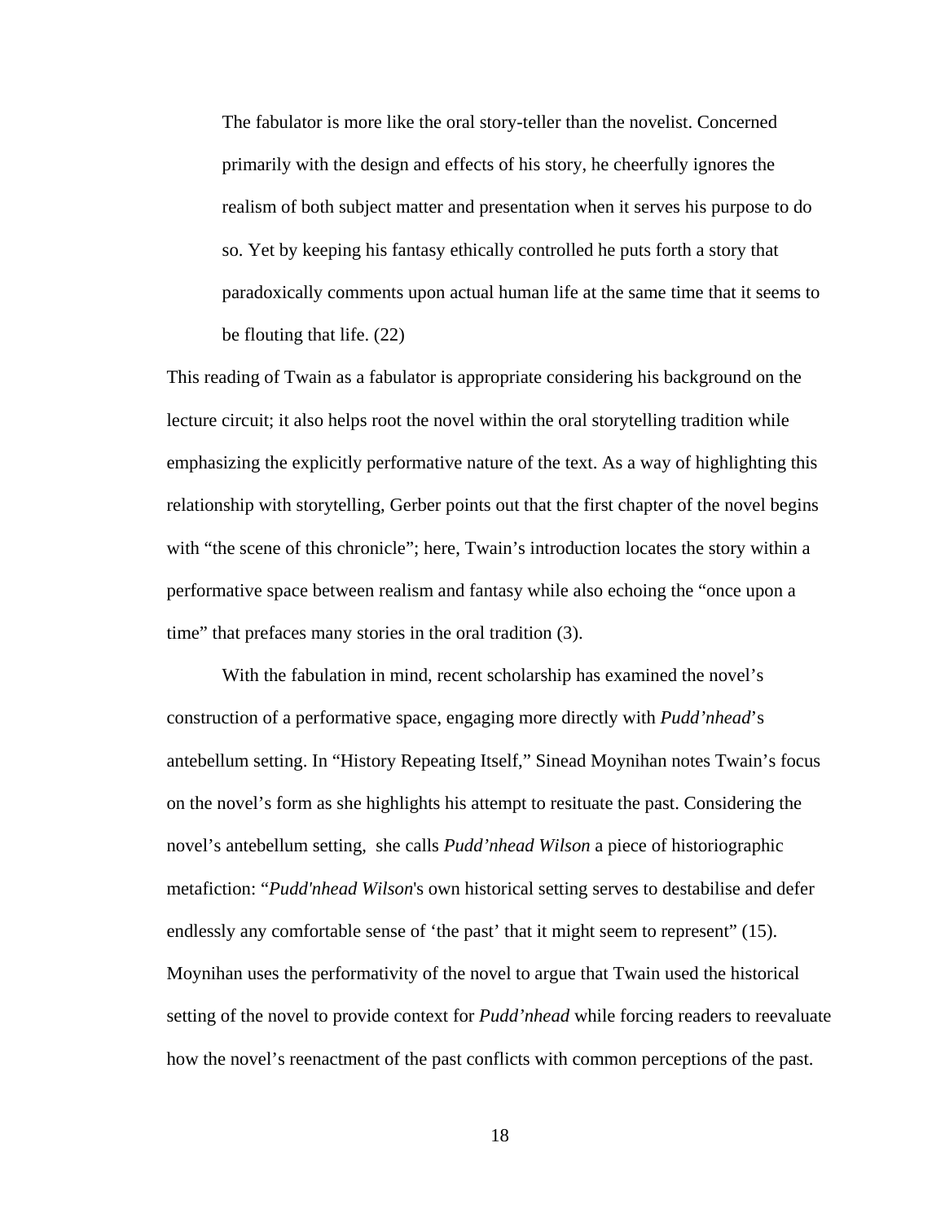> The fabulator is more like the oral story-teller than the novelist. Concerned primarily with the design and effects of his story, he cheerfully ignores the realism of both subject matter and presentation when it serves his purpose to do so. Yet by keeping his fantasy ethically controlled he puts forth a story that paradoxically comments upon actual human life at the same time that it seems to be flouting that life. (22)

This reading of Twain as a fabulator is appropriate considering his background on the lecture circuit; it also helps root the novel within the oral storytelling tradition while emphasizing the explicitly performative nature of the text. As a way of highlighting this relationship with storytelling, Gerber points out that the first chapter of the novel begins with "the scene of this chronicle"; here, Twain's introduction locates the story within a performative space between realism and fantasy while also echoing the "once upon a time" that prefaces many stories in the oral tradition (3).

With the fabulation in mind, recent scholarship has examined the novel's construction of a performative space, engaging more directly with *Pudd'nhead*'s antebellum setting. In "History Repeating Itself," Sinead Moynihan notes Twain's focus on the novel's form as she highlights his attempt to resituate the past. Considering the novel's antebellum setting, she calls *Pudd'nhead Wilson* a piece of historiographic metafiction: "*Pudd'nhead Wilson*'s own historical setting serves to destabilise and defer endlessly any comfortable sense of 'the past' that it might seem to represent" (15). Moynihan uses the performativity of the novel to argue that Twain used the historical setting of the novel to provide context for *Pudd'nhead* while forcing readers to reevaluate how the novel's reenactment of the past conflicts with common perceptions of the past.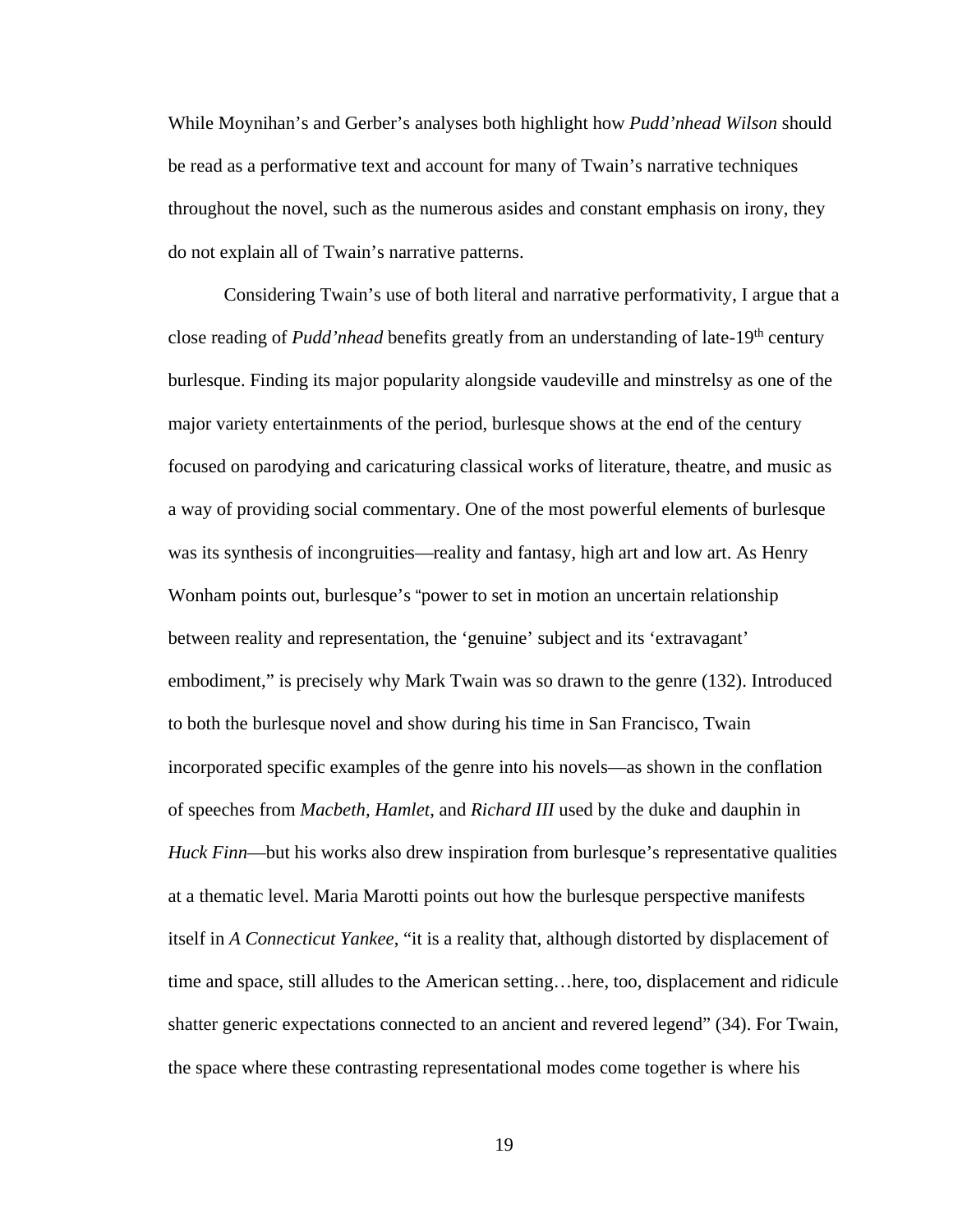While Moynihan's and Gerber's analyses both highlight how *Pudd'nhead Wilson* should be read as a performative text and account for many of Twain's narrative techniques throughout the novel, such as the numerous asides and constant emphasis on irony, they do not explain all of Twain's narrative patterns.

Considering Twain's use of both literal and narrative performativity, I argue that a close reading of *Pudd'nhead* benefits greatly from an understanding of late-19th century burlesque. Finding its major popularity alongside vaudeville and minstrelsy as one of the major variety entertainments of the period, burlesque shows at the end of the century focused on parodying and caricaturing classical works of literature, theatre, and music as a way of providing social commentary. One of the most powerful elements of burlesque was its synthesis of incongruities—reality and fantasy, high art and low art. As Henry Wonham points out, burlesque's "power to set in motion an uncertain relationship between reality and representation, the 'genuine' subject and its 'extravagant' embodiment," is precisely why Mark Twain was so drawn to the genre (132). Introduced to both the burlesque novel and show during his time in San Francisco, Twain incorporated specific examples of the genre into his novels—as shown in the conflation of speeches from *Macbeth*, *Hamlet*, and *Richard III* used by the duke and dauphin in *Huck Finn*—but his works also drew inspiration from burlesque's representative qualities at a thematic level. Maria Marotti points out how the burlesque perspective manifests itself in *A Connecticut Yankee*, "it is a reality that, although distorted by displacement of time and space, still alludes to the American setting…here, too, displacement and ridicule shatter generic expectations connected to an ancient and revered legend" (34). For Twain, the space where these contrasting representational modes come together is where his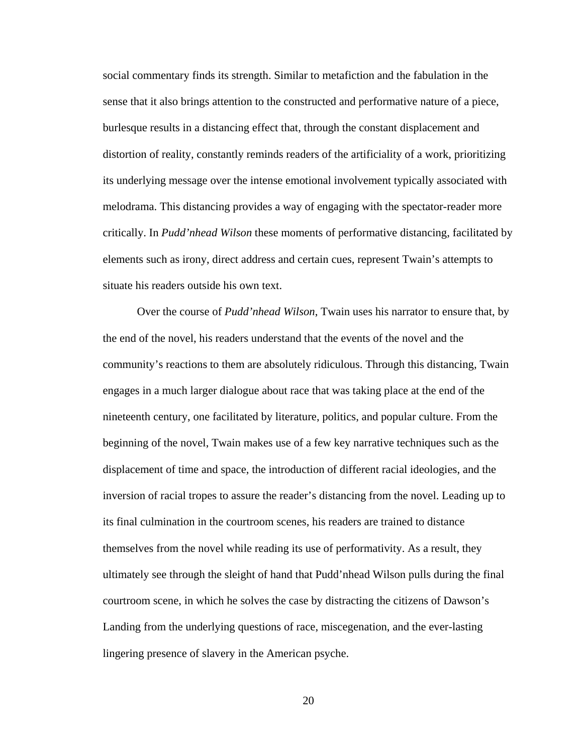social commentary finds its strength. Similar to metafiction and the fabulation in the sense that it also brings attention to the constructed and performative nature of a piece, burlesque results in a distancing effect that, through the constant displacement and distortion of reality, constantly reminds readers of the artificiality of a work, prioritizing its underlying message over the intense emotional involvement typically associated with melodrama. This distancing provides a way of engaging with the spectator-reader more critically. In *Pudd'nhead Wilson* these moments of performative distancing, facilitated by elements such as irony, direct address and certain cues, represent Twain's attempts to situate his readers outside his own text.

Over the course of *Pudd'nhead Wilson*, Twain uses his narrator to ensure that, by the end of the novel, his readers understand that the events of the novel and the community's reactions to them are absolutely ridiculous. Through this distancing, Twain engages in a much larger dialogue about race that was taking place at the end of the nineteenth century, one facilitated by literature, politics, and popular culture. From the beginning of the novel, Twain makes use of a few key narrative techniques such as the displacement of time and space, the introduction of different racial ideologies, and the inversion of racial tropes to assure the reader's distancing from the novel. Leading up to its final culmination in the courtroom scenes, his readers are trained to distance themselves from the novel while reading its use of performativity. As a result, they ultimately see through the sleight of hand that Pudd'nhead Wilson pulls during the final courtroom scene, in which he solves the case by distracting the citizens of Dawson's Landing from the underlying questions of race, miscegenation, and the ever-lasting lingering presence of slavery in the American psyche.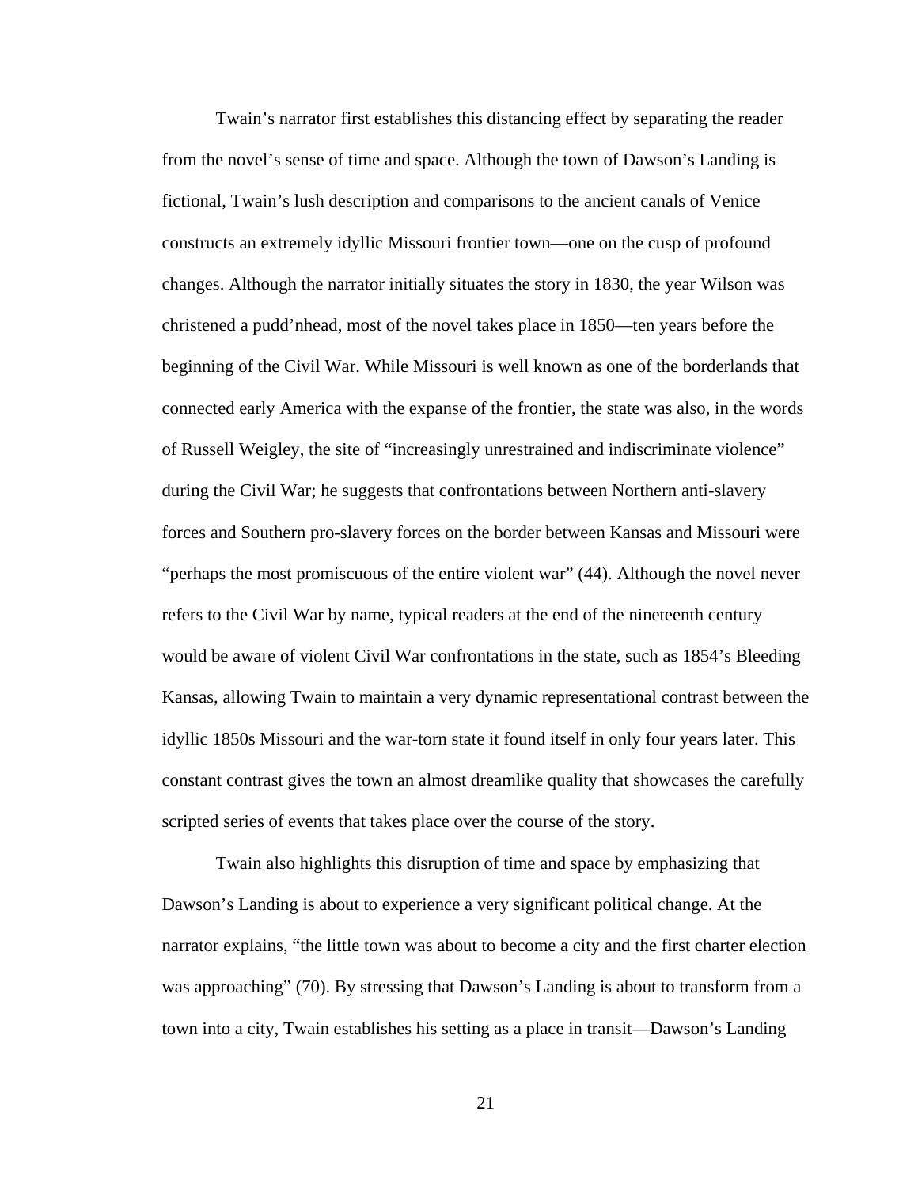Twain's narrator first establishes this distancing effect by separating the reader from the novel's sense of time and space. Although the town of Dawson's Landing is fictional, Twain's lush description and comparisons to the ancient canals of Venice constructs an extremely idyllic Missouri frontier town—one on the cusp of profound changes. Although the narrator initially situates the story in 1830, the year Wilson was christened a pudd'nhead, most of the novel takes place in 1850—ten years before the beginning of the Civil War. While Missouri is well known as one of the borderlands that connected early America with the expanse of the frontier, the state was also, in the words of Russell Weigley, the site of "increasingly unrestrained and indiscriminate violence" during the Civil War; he suggests that confrontations between Northern anti-slavery forces and Southern pro-slavery forces on the border between Kansas and Missouri were "perhaps the most promiscuous of the entire violent war" (44). Although the novel never refers to the Civil War by name, typical readers at the end of the nineteenth century would be aware of violent Civil War confrontations in the state, such as 1854's Bleeding Kansas, allowing Twain to maintain a very dynamic representational contrast between the idyllic 1850s Missouri and the war-torn state it found itself in only four years later. This constant contrast gives the town an almost dreamlike quality that showcases the carefully scripted series of events that takes place over the course of the story.

Twain also highlights this disruption of time and space by emphasizing that Dawson's Landing is about to experience a very significant political change. At the narrator explains, "the little town was about to become a city and the first charter election was approaching" (70). By stressing that Dawson's Landing is about to transform from a town into a city, Twain establishes his setting as a place in transit—Dawson's Landing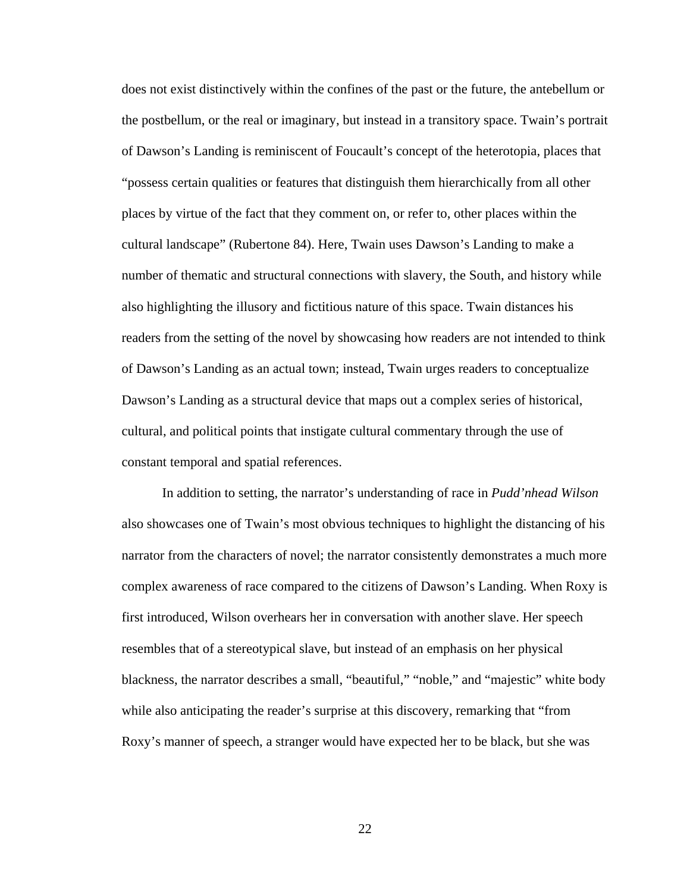does not exist distinctively within the confines of the past or the future, the antebellum or the postbellum, or the real or imaginary, but instead in a transitory space. Twain's portrait of Dawson's Landing is reminiscent of Foucault's concept of the heterotopia, places that "possess certain qualities or features that distinguish them hierarchically from all other places by virtue of the fact that they comment on, or refer to, other places within the cultural landscape" (Rubertone 84). Here, Twain uses Dawson's Landing to make a number of thematic and structural connections with slavery, the South, and history while also highlighting the illusory and fictitious nature of this space. Twain distances his readers from the setting of the novel by showcasing how readers are not intended to think of Dawson's Landing as an actual town; instead, Twain urges readers to conceptualize Dawson's Landing as a structural device that maps out a complex series of historical, cultural, and political points that instigate cultural commentary through the use of constant temporal and spatial references.

In addition to setting, the narrator's understanding of race in *Pudd'nhead Wilson* also showcases one of Twain's most obvious techniques to highlight the distancing of his narrator from the characters of novel; the narrator consistently demonstrates a much more complex awareness of race compared to the citizens of Dawson's Landing. When Roxy is first introduced, Wilson overhears her in conversation with another slave. Her speech resembles that of a stereotypical slave, but instead of an emphasis on her physical blackness, the narrator describes a small, "beautiful," "noble," and "majestic" white body while also anticipating the reader's surprise at this discovery, remarking that "from Roxy's manner of speech, a stranger would have expected her to be black, but she was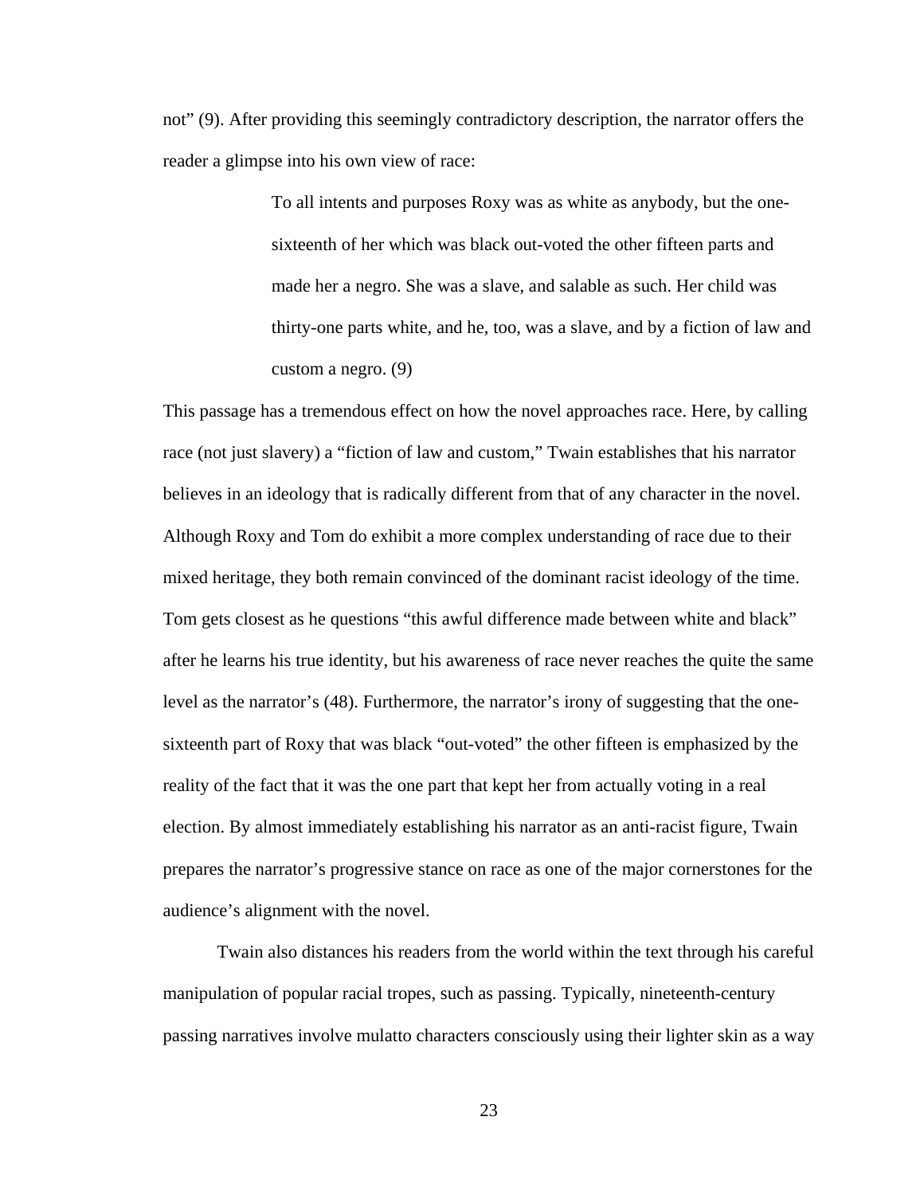not" (9). After providing this seemingly contradictory description, the narrator offers the reader a glimpse into his own view of race:

> To all intents and purposes Roxy was as white as anybody, but the one-sixteenth of her which was black out-voted the other fifteen parts and made her a negro. She was a slave, and salable as such. Her child was thirty-one parts white, and he, too, was a slave, and by a fiction of law and custom a negro. (9)

This passage has a tremendous effect on how the novel approaches race. Here, by calling race (not just slavery) a "fiction of law and custom," Twain establishes that his narrator believes in an ideology that is radically different from that of any character in the novel. Although Roxy and Tom do exhibit a more complex understanding of race due to their mixed heritage, they both remain convinced of the dominant racist ideology of the time. Tom gets closest as he questions "this awful difference made between white and black" after he learns his true identity, but his awareness of race never reaches the quite the same level as the narrator's (48). Furthermore, the narrator's irony of suggesting that the one-sixteenth part of Roxy that was black "out-voted" the other fifteen is emphasized by the reality of the fact that it was the one part that kept her from actually voting in a real election. By almost immediately establishing his narrator as an anti-racist figure, Twain prepares the narrator's progressive stance on race as one of the major cornerstones for the audience's alignment with the novel.

Twain also distances his readers from the world within the text through his careful manipulation of popular racial tropes, such as passing. Typically, nineteenth-century passing narratives involve mulatto characters consciously using their lighter skin as a way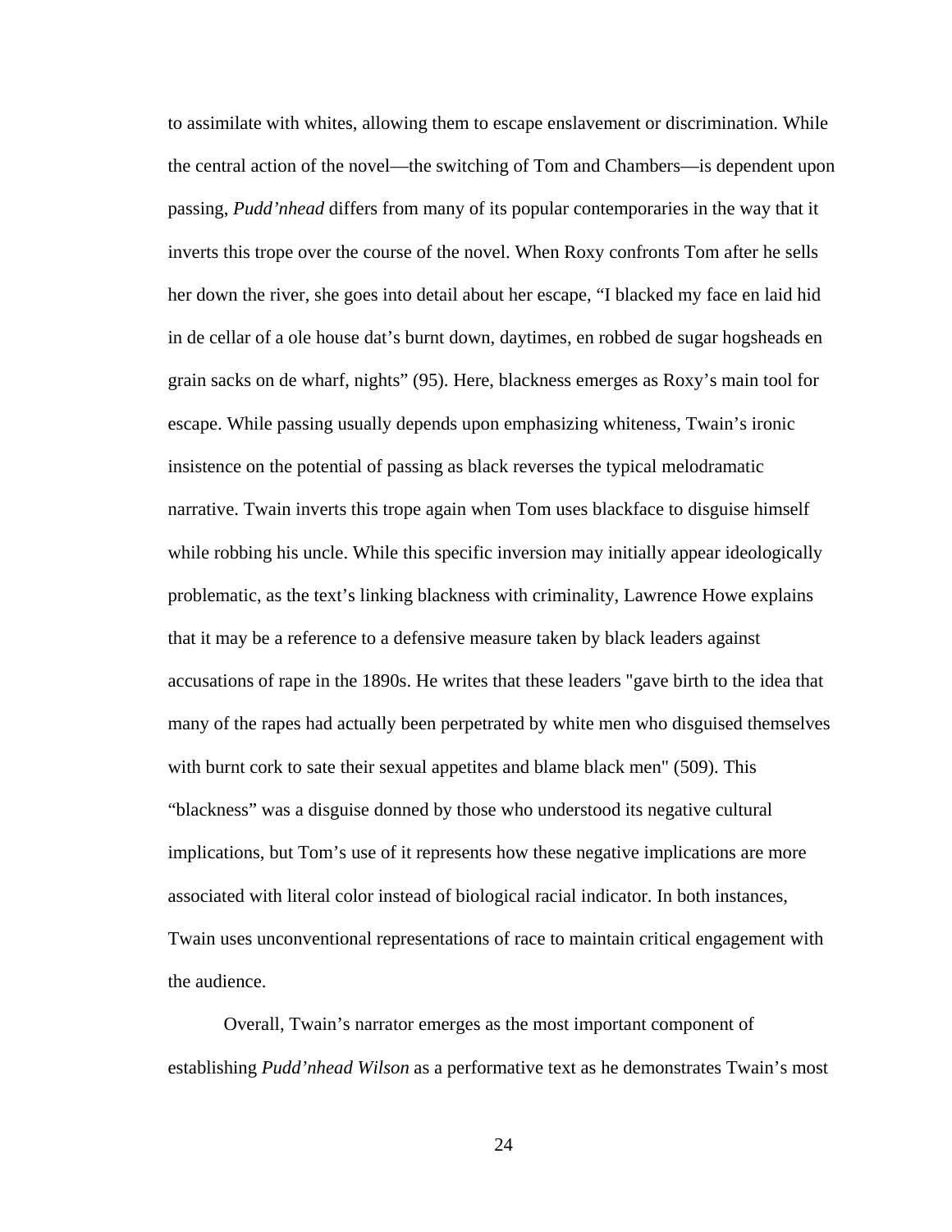to assimilate with whites, allowing them to escape enslavement or discrimination. While the central action of the novel—the switching of Tom and Chambers—is dependent upon passing, *Pudd'nhead* differs from many of its popular contemporaries in the way that it inverts this trope over the course of the novel. When Roxy confronts Tom after he sells her down the river, she goes into detail about her escape, "I blacked my face en laid hid in de cellar of a ole house dat's burnt down, daytimes, en robbed de sugar hogsheads en grain sacks on de wharf, nights" (95). Here, blackness emerges as Roxy's main tool for escape. While passing usually depends upon emphasizing whiteness, Twain's ironic insistence on the potential of passing as black reverses the typical melodramatic narrative. Twain inverts this trope again when Tom uses blackface to disguise himself while robbing his uncle. While this specific inversion may initially appear ideologically problematic, as the text's linking blackness with criminality, Lawrence Howe explains that it may be a reference to a defensive measure taken by black leaders against accusations of rape in the 1890s. He writes that these leaders "gave birth to the idea that many of the rapes had actually been perpetrated by white men who disguised themselves with burnt cork to sate their sexual appetites and blame black men" (509). This "blackness" was a disguise donned by those who understood its negative cultural implications, but Tom's use of it represents how these negative implications are more associated with literal color instead of biological racial indicator. In both instances, Twain uses unconventional representations of race to maintain critical engagement with the audience.

Overall, Twain's narrator emerges as the most important component of establishing *Pudd'nhead Wilson* as a performative text as he demonstrates Twain's most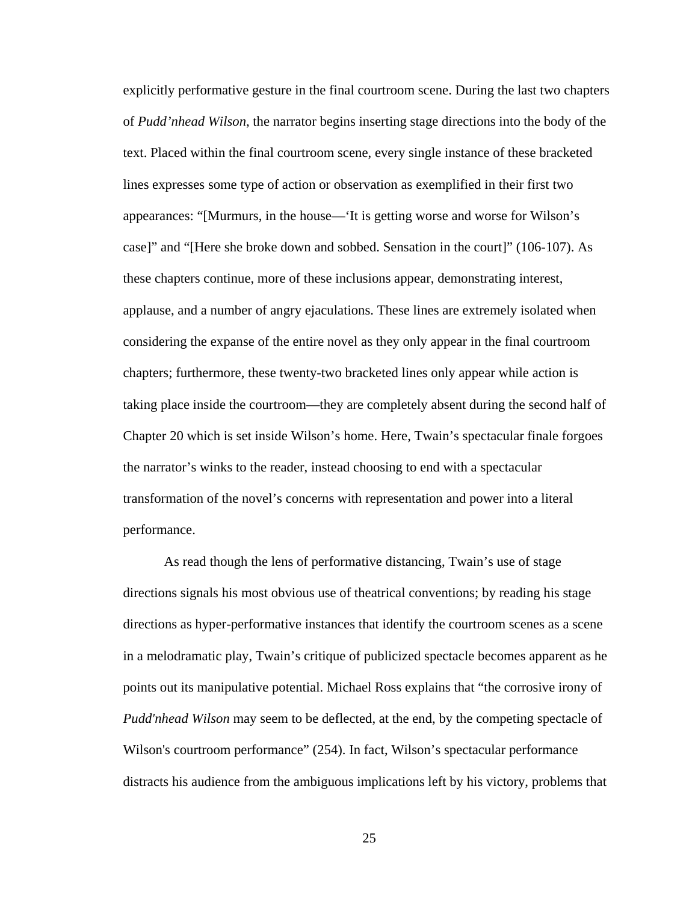explicitly performative gesture in the final courtroom scene. During the last two chapters of *Pudd'nhead Wilson*, the narrator begins inserting stage directions into the body of the text. Placed within the final courtroom scene, every single instance of these bracketed lines expresses some type of action or observation as exemplified in their first two appearances: "[Murmurs, in the house—'It is getting worse and worse for Wilson's case]" and "[Here she broke down and sobbed. Sensation in the court]" (106-107). As these chapters continue, more of these inclusions appear, demonstrating interest, applause, and a number of angry ejaculations. These lines are extremely isolated when considering the expanse of the entire novel as they only appear in the final courtroom chapters; furthermore, these twenty-two bracketed lines only appear while action is taking place inside the courtroom—they are completely absent during the second half of Chapter 20 which is set inside Wilson's home. Here, Twain's spectacular finale forgoes the narrator's winks to the reader, instead choosing to end with a spectacular transformation of the novel's concerns with representation and power into a literal performance.

As read though the lens of performative distancing, Twain's use of stage directions signals his most obvious use of theatrical conventions; by reading his stage directions as hyper-performative instances that identify the courtroom scenes as a scene in a melodramatic play, Twain's critique of publicized spectacle becomes apparent as he points out its manipulative potential. Michael Ross explains that "the corrosive irony of *Pudd'nhead Wilson* may seem to be deflected, at the end, by the competing spectacle of Wilson's courtroom performance" (254). In fact, Wilson's spectacular performance distracts his audience from the ambiguous implications left by his victory, problems that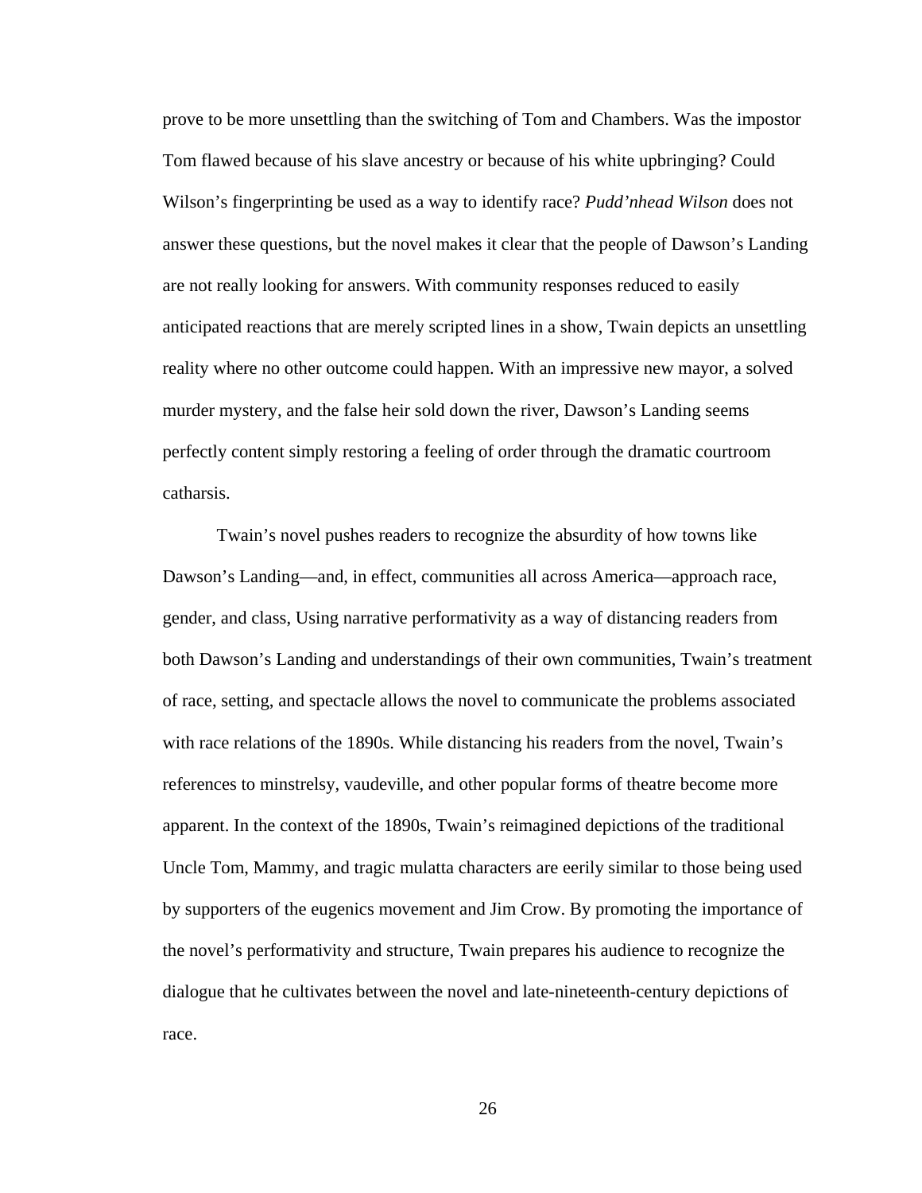prove to be more unsettling than the switching of Tom and Chambers. Was the impostor Tom flawed because of his slave ancestry or because of his white upbringing? Could Wilson's fingerprinting be used as a way to identify race? *Pudd'nhead Wilson* does not answer these questions, but the novel makes it clear that the people of Dawson's Landing are not really looking for answers. With community responses reduced to easily anticipated reactions that are merely scripted lines in a show, Twain depicts an unsettling reality where no other outcome could happen. With an impressive new mayor, a solved murder mystery, and the false heir sold down the river, Dawson's Landing seems perfectly content simply restoring a feeling of order through the dramatic courtroom catharsis.

Twain's novel pushes readers to recognize the absurdity of how towns like Dawson's Landing—and, in effect, communities all across America—approach race, gender, and class, Using narrative performativity as a way of distancing readers from both Dawson's Landing and understandings of their own communities, Twain's treatment of race, setting, and spectacle allows the novel to communicate the problems associated with race relations of the 1890s. While distancing his readers from the novel, Twain's references to minstrelsy, vaudeville, and other popular forms of theatre become more apparent. In the context of the 1890s, Twain's reimagined depictions of the traditional Uncle Tom, Mammy, and tragic mulatta characters are eerily similar to those being used by supporters of the eugenics movement and Jim Crow. By promoting the importance of the novel's performativity and structure, Twain prepares his audience to recognize the dialogue that he cultivates between the novel and late-nineteenth-century depictions of race.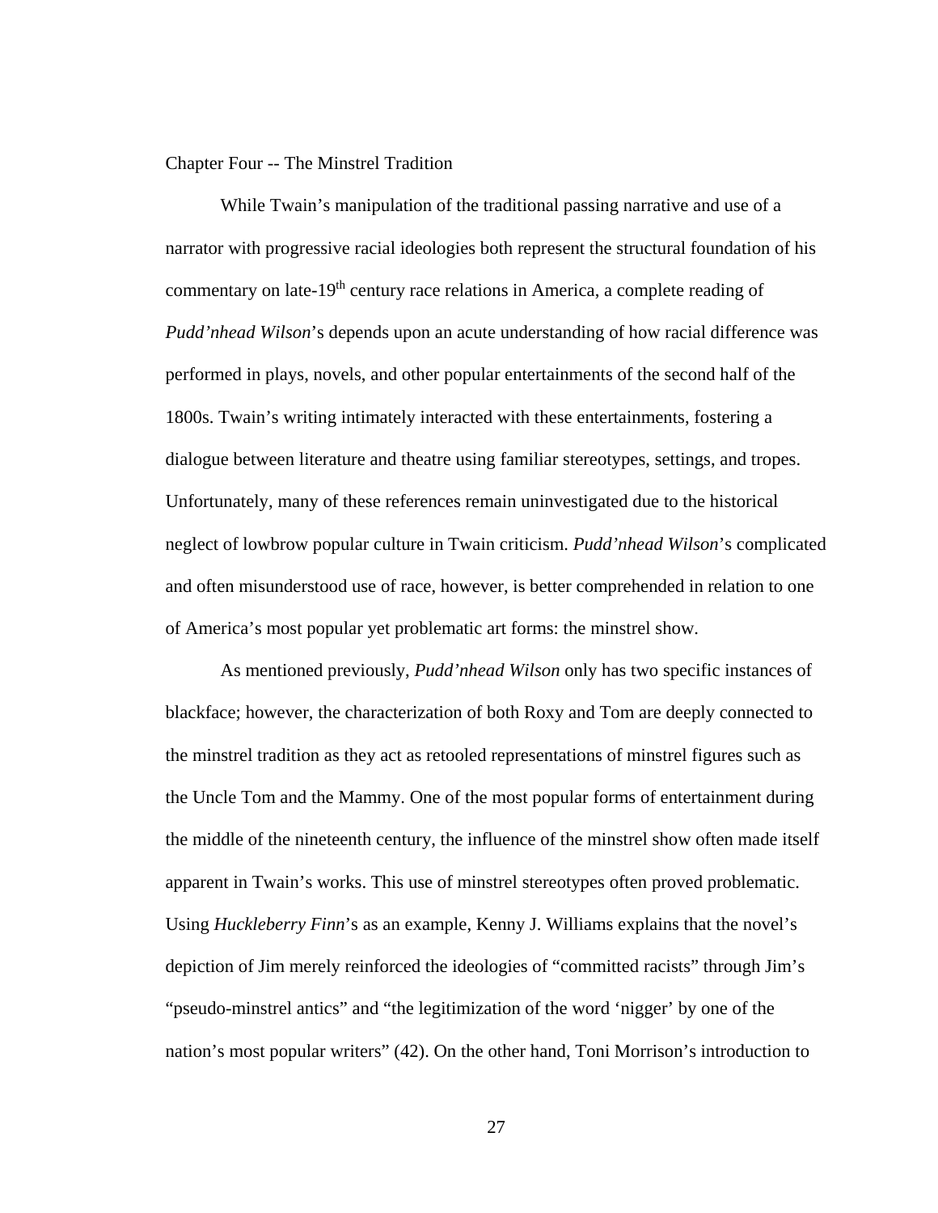# Chapter Four -- The Minstrel Tradition

While Twain's manipulation of the traditional passing narrative and use of a narrator with progressive racial ideologies both represent the structural foundation of his commentary on late-19th century race relations in America, a complete reading of *Pudd'nhead Wilson*'s depends upon an acute understanding of how racial difference was performed in plays, novels, and other popular entertainments of the second half of the 1800s. Twain's writing intimately interacted with these entertainments, fostering a dialogue between literature and theatre using familiar stereotypes, settings, and tropes. Unfortunately, many of these references remain uninvestigated due to the historical neglect of lowbrow popular culture in Twain criticism. *Pudd'nhead Wilson*'s complicated and often misunderstood use of race, however, is better comprehended in relation to one of America's most popular yet problematic art forms: the minstrel show.

As mentioned previously, *Pudd'nhead Wilson* only has two specific instances of blackface; however, the characterization of both Roxy and Tom are deeply connected to the minstrel tradition as they act as retooled representations of minstrel figures such as the Uncle Tom and the Mammy. One of the most popular forms of entertainment during the middle of the nineteenth century, the influence of the minstrel show often made itself apparent in Twain's works. This use of minstrel stereotypes often proved problematic. Using *Huckleberry Finn*'s as an example, Kenny J. Williams explains that the novel's depiction of Jim merely reinforced the ideologies of "committed racists" through Jim's "pseudo-minstrel antics" and "the legitimization of the word 'nigger' by one of the nation's most popular writers" (42). On the other hand, Toni Morrison's introduction to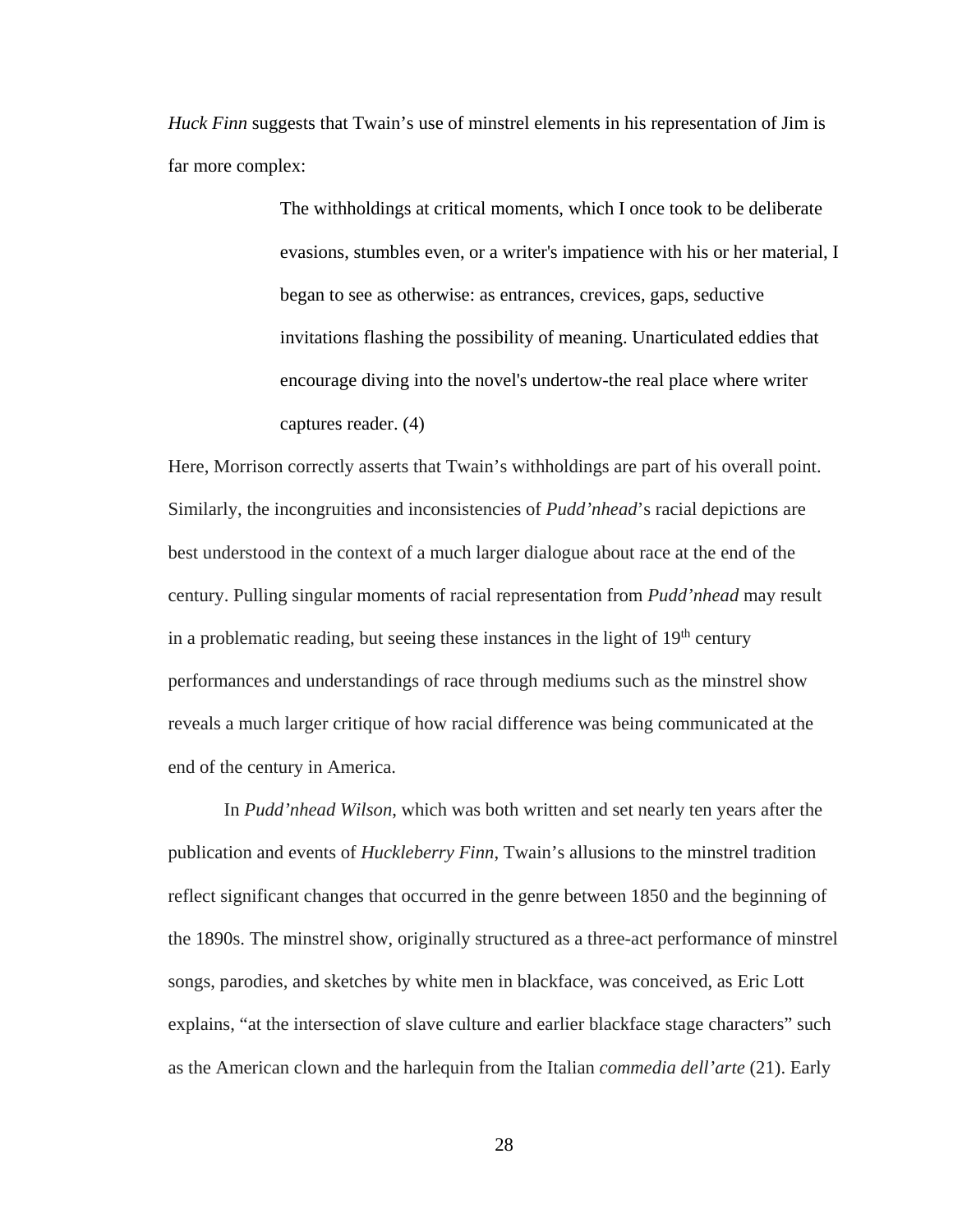*Huck Finn* suggests that Twain's use of minstrel elements in his representation of Jim is far more complex:

> The withholdings at critical moments, which I once took to be deliberate evasions, stumbles even, or a writer's impatience with his or her material, I began to see as otherwise: as entrances, crevices, gaps, seductive invitations flashing the possibility of meaning. Unarticulated eddies that encourage diving into the novel's undertow-the real place where writer captures reader. (4)

Here, Morrison correctly asserts that Twain's withholdings are part of his overall point. Similarly, the incongruities and inconsistencies of *Pudd'nhead*'s racial depictions are best understood in the context of a much larger dialogue about race at the end of the century. Pulling singular moments of racial representation from *Pudd'nhead* may result in a problematic reading, but seeing these instances in the light of 19th century performances and understandings of race through mediums such as the minstrel show reveals a much larger critique of how racial difference was being communicated at the end of the century in America.

In *Pudd'nhead Wilson*, which was both written and set nearly ten years after the publication and events of *Huckleberry Finn*, Twain's allusions to the minstrel tradition reflect significant changes that occurred in the genre between 1850 and the beginning of the 1890s. The minstrel show, originally structured as a three-act performance of minstrel songs, parodies, and sketches by white men in blackface, was conceived, as Eric Lott explains, "at the intersection of slave culture and earlier blackface stage characters" such as the American clown and the harlequin from the Italian *commedia dell'arte* (21). Early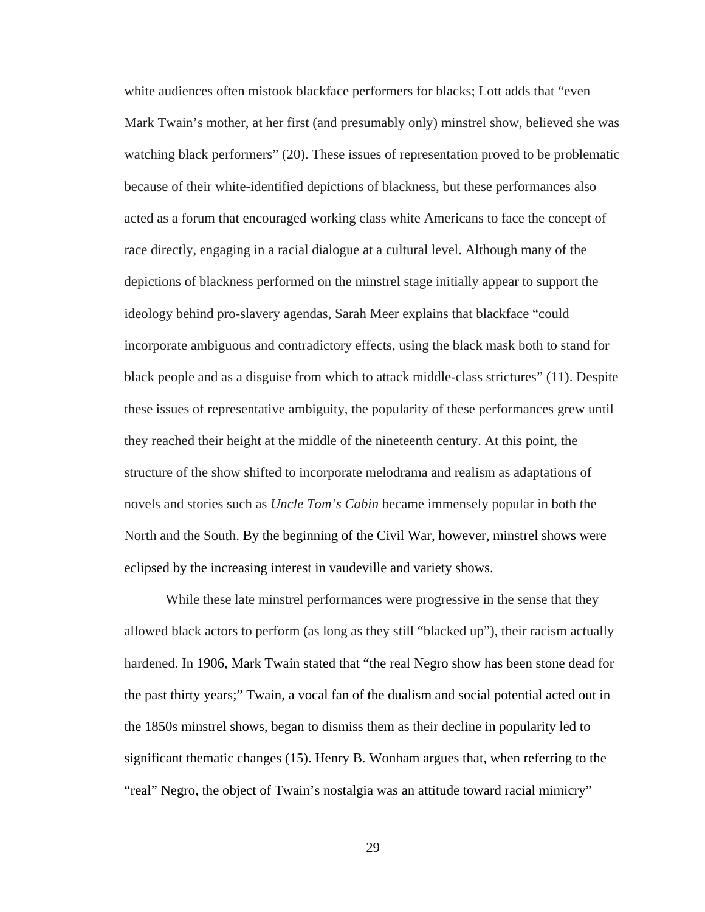white audiences often mistook blackface performers for blacks; Lott adds that "even Mark Twain's mother, at her first (and presumably only) minstrel show, believed she was watching black performers" (20). These issues of representation proved to be problematic because of their white-identified depictions of blackness, but these performances also acted as a forum that encouraged working class white Americans to face the concept of race directly, engaging in a racial dialogue at a cultural level. Although many of the depictions of blackness performed on the minstrel stage initially appear to support the ideology behind pro-slavery agendas, Sarah Meer explains that blackface "could incorporate ambiguous and contradictory effects, using the black mask both to stand for black people and as a disguise from which to attack middle-class strictures" (11). Despite these issues of representative ambiguity, the popularity of these performances grew until they reached their height at the middle of the nineteenth century. At this point, the structure of the show shifted to incorporate melodrama and realism as adaptations of novels and stories such as *Uncle Tom's Cabin* became immensely popular in both the North and the South. By the beginning of the Civil War, however, minstrel shows were eclipsed by the increasing interest in vaudeville and variety shows.

While these late minstrel performances were progressive in the sense that they allowed black actors to perform (as long as they still "blacked up"), their racism actually hardened. In 1906, Mark Twain stated that "the real Negro show has been stone dead for the past thirty years;" Twain, a vocal fan of the dualism and social potential acted out in the 1850s minstrel shows, began to dismiss them as their decline in popularity led to significant thematic changes (15). Henry B. Wonham argues that, when referring to the "real" Negro, the object of Twain's nostalgia was an attitude toward racial mimicry"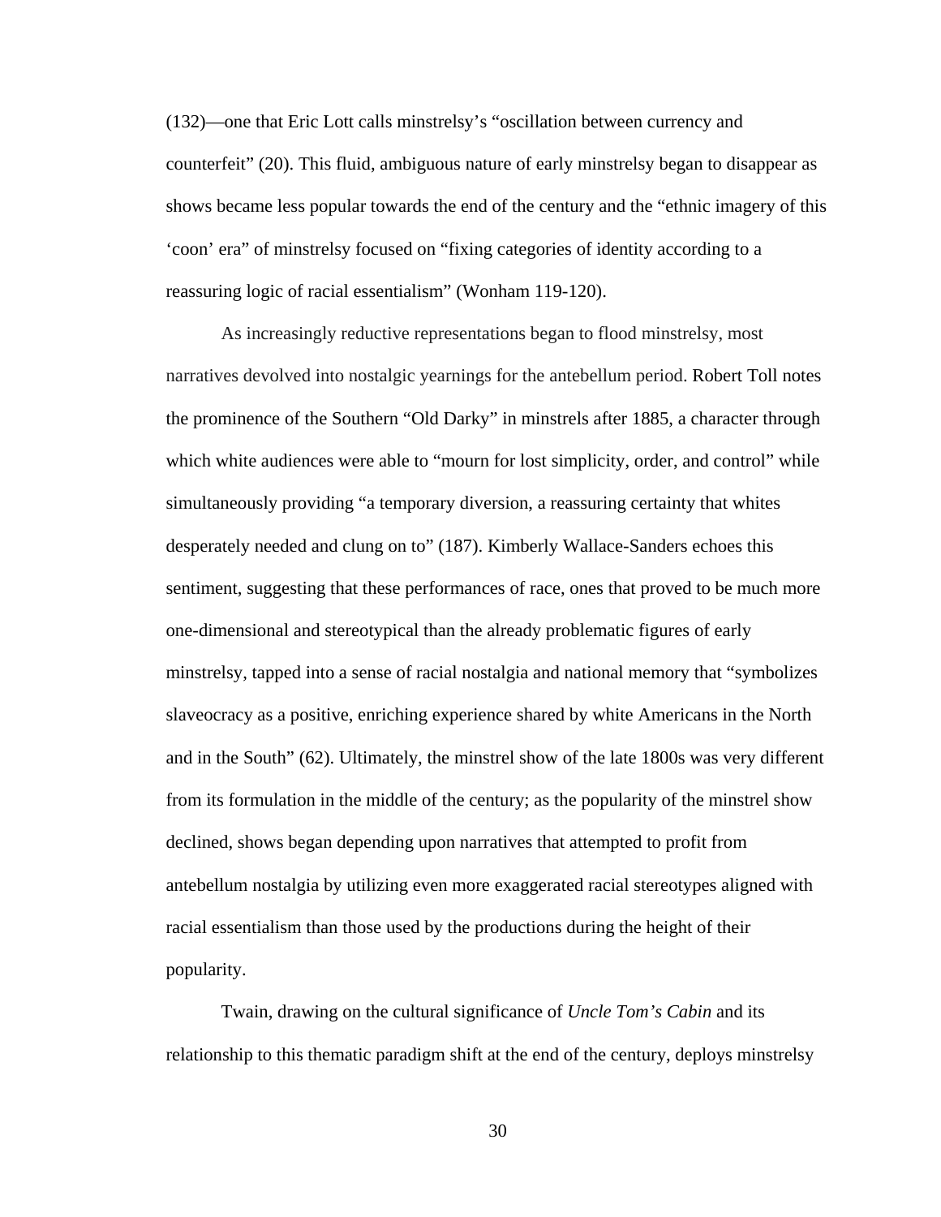(132)—one that Eric Lott calls minstrelsy's "oscillation between currency and counterfeit" (20). This fluid, ambiguous nature of early minstrelsy began to disappear as shows became less popular towards the end of the century and the "ethnic imagery of this 'coon' era" of minstrelsy focused on "fixing categories of identity according to a reassuring logic of racial essentialism" (Wonham 119-120).

As increasingly reductive representations began to flood minstrelsy, most narratives devolved into nostalgic yearnings for the antebellum period. Robert Toll notes the prominence of the Southern "Old Darky" in minstrels after 1885, a character through which white audiences were able to "mourn for lost simplicity, order, and control" while simultaneously providing "a temporary diversion, a reassuring certainty that whites desperately needed and clung on to" (187). Kimberly Wallace-Sanders echoes this sentiment, suggesting that these performances of race, ones that proved to be much more one-dimensional and stereotypical than the already problematic figures of early minstrelsy, tapped into a sense of racial nostalgia and national memory that "symbolizes slaveocracy as a positive, enriching experience shared by white Americans in the North and in the South" (62). Ultimately, the minstrel show of the late 1800s was very different from its formulation in the middle of the century; as the popularity of the minstrel show declined, shows began depending upon narratives that attempted to profit from antebellum nostalgia by utilizing even more exaggerated racial stereotypes aligned with racial essentialism than those used by the productions during the height of their popularity.

Twain, drawing on the cultural significance of *Uncle Tom's Cabin* and its relationship to this thematic paradigm shift at the end of the century, deploys minstrelsy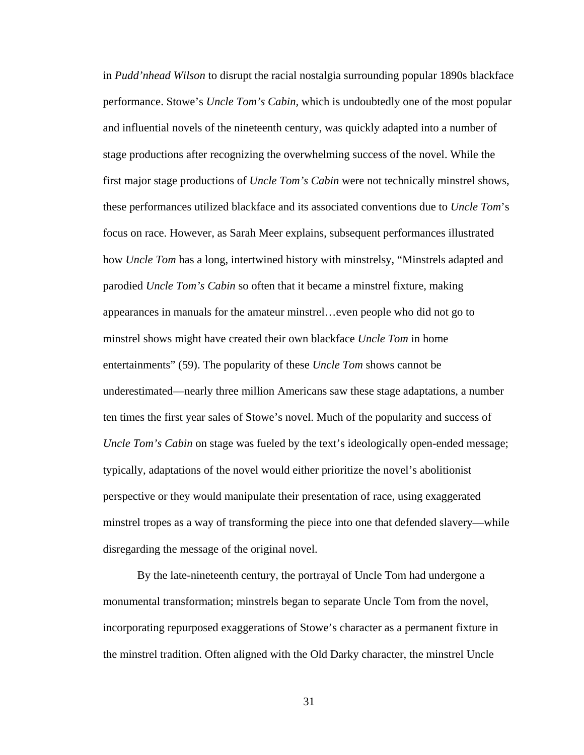in *Pudd'nhead Wilson* to disrupt the racial nostalgia surrounding popular 1890s blackface performance. Stowe's *Uncle Tom's Cabin*, which is undoubtedly one of the most popular and influential novels of the nineteenth century, was quickly adapted into a number of stage productions after recognizing the overwhelming success of the novel. While the first major stage productions of *Uncle Tom's Cabin* were not technically minstrel shows, these performances utilized blackface and its associated conventions due to *Uncle Tom*'s focus on race. However, as Sarah Meer explains, subsequent performances illustrated how *Uncle Tom* has a long, intertwined history with minstrelsy, "Minstrels adapted and parodied *Uncle Tom's Cabin* so often that it became a minstrel fixture, making appearances in manuals for the amateur minstrel…even people who did not go to minstrel shows might have created their own blackface *Uncle Tom* in home entertainments" (59). The popularity of these *Uncle Tom* shows cannot be underestimated—nearly three million Americans saw these stage adaptations, a number ten times the first year sales of Stowe's novel. Much of the popularity and success of *Uncle Tom's Cabin* on stage was fueled by the text's ideologically open-ended message; typically, adaptations of the novel would either prioritize the novel's abolitionist perspective or they would manipulate their presentation of race, using exaggerated minstrel tropes as a way of transforming the piece into one that defended slavery—while disregarding the message of the original novel.

By the late-nineteenth century, the portrayal of Uncle Tom had undergone a monumental transformation; minstrels began to separate Uncle Tom from the novel, incorporating repurposed exaggerations of Stowe's character as a permanent fixture in the minstrel tradition. Often aligned with the Old Darky character, the minstrel Uncle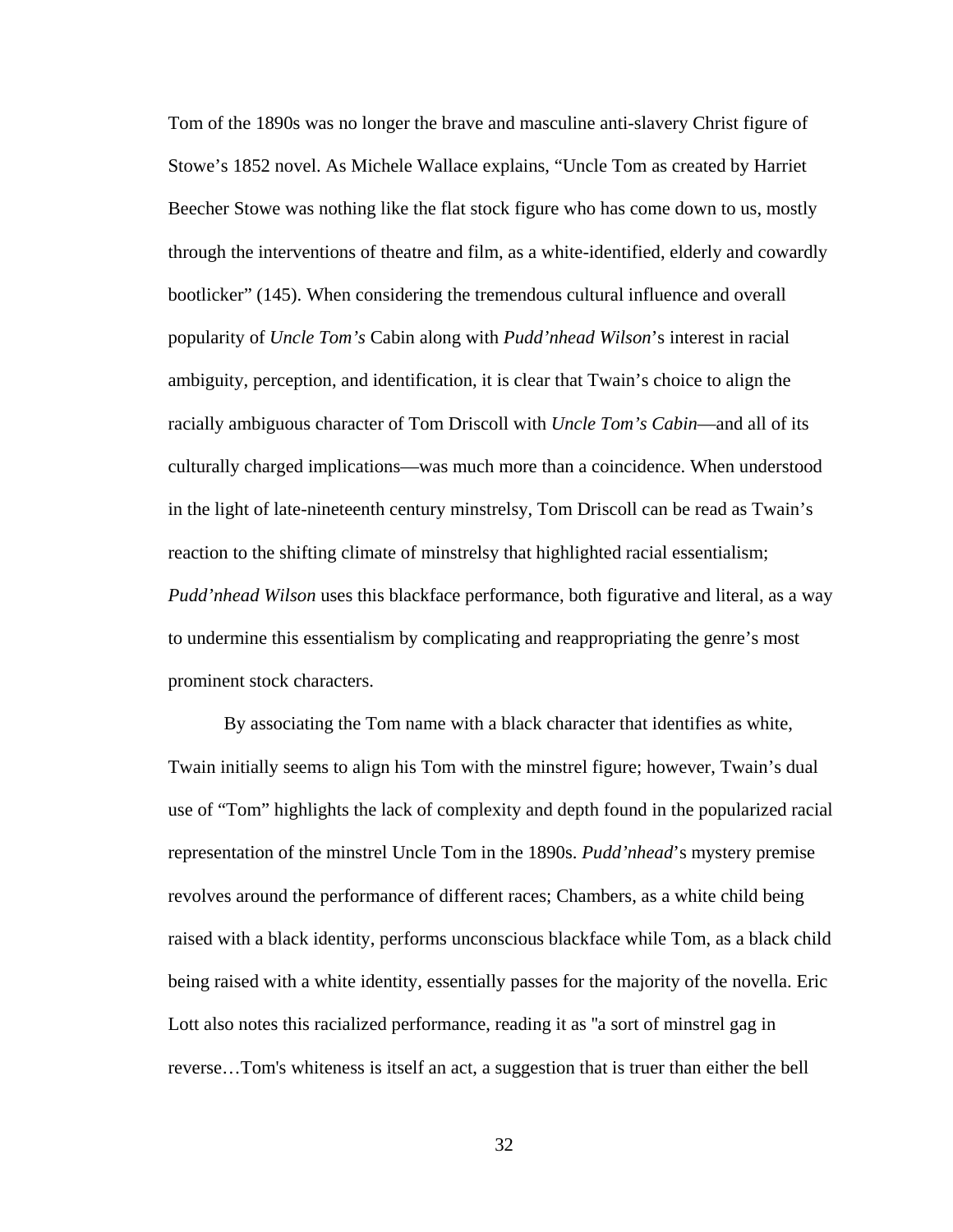Tom of the 1890s was no longer the brave and masculine anti-slavery Christ figure of Stowe's 1852 novel. As Michele Wallace explains, "Uncle Tom as created by Harriet Beecher Stowe was nothing like the flat stock figure who has come down to us, mostly through the interventions of theatre and film, as a white-identified, elderly and cowardly bootlicker" (145). When considering the tremendous cultural influence and overall popularity of *Uncle Tom's* Cabin along with *Pudd'nhead Wilson*'s interest in racial ambiguity, perception, and identification, it is clear that Twain's choice to align the racially ambiguous character of Tom Driscoll with *Uncle Tom's Cabin*—and all of its culturally charged implications—was much more than a coincidence. When understood in the light of late-nineteenth century minstrelsy, Tom Driscoll can be read as Twain's reaction to the shifting climate of minstrelsy that highlighted racial essentialism; *Pudd'nhead Wilson* uses this blackface performance, both figurative and literal, as a way to undermine this essentialism by complicating and reappropriating the genre's most prominent stock characters.

By associating the Tom name with a black character that identifies as white, Twain initially seems to align his Tom with the minstrel figure; however, Twain's dual use of "Tom" highlights the lack of complexity and depth found in the popularized racial representation of the minstrel Uncle Tom in the 1890s. *Pudd'nhead*'s mystery premise revolves around the performance of different races; Chambers, as a white child being raised with a black identity, performs unconscious blackface while Tom, as a black child being raised with a white identity, essentially passes for the majority of the novella. Eric Lott also notes this racialized performance, reading it as "a sort of minstrel gag in reverse…Tom's whiteness is itself an act, a suggestion that is truer than either the bell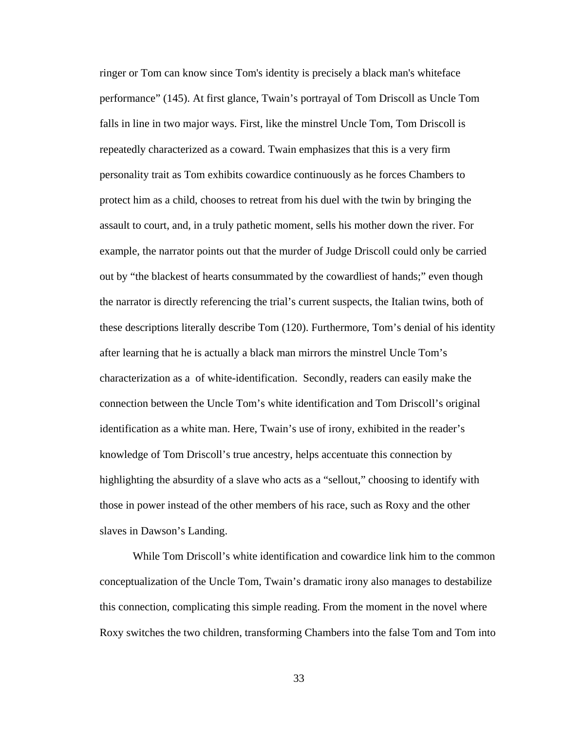ringer or Tom can know since Tom's identity is precisely a black man's whiteface performance" (145). At first glance, Twain's portrayal of Tom Driscoll as Uncle Tom falls in line in two major ways. First, like the minstrel Uncle Tom, Tom Driscoll is repeatedly characterized as a coward. Twain emphasizes that this is a very firm personality trait as Tom exhibits cowardice continuously as he forces Chambers to protect him as a child, chooses to retreat from his duel with the twin by bringing the assault to court, and, in a truly pathetic moment, sells his mother down the river. For example, the narrator points out that the murder of Judge Driscoll could only be carried out by "the blackest of hearts consummated by the cowardliest of hands;" even though the narrator is directly referencing the trial's current suspects, the Italian twins, both of these descriptions literally describe Tom (120). Furthermore, Tom's denial of his identity after learning that he is actually a black man mirrors the minstrel Uncle Tom's characterization as a  of white-identification.  Secondly, readers can easily make the connection between the Uncle Tom's white identification and Tom Driscoll's original identification as a white man. Here, Twain's use of irony, exhibited in the reader's knowledge of Tom Driscoll's true ancestry, helps accentuate this connection by highlighting the absurdity of a slave who acts as a "sellout," choosing to identify with those in power instead of the other members of his race, such as Roxy and the other slaves in Dawson's Landing.

While Tom Driscoll's white identification and cowardice link him to the common conceptualization of the Uncle Tom, Twain's dramatic irony also manages to destabilize this connection, complicating this simple reading. From the moment in the novel where Roxy switches the two children, transforming Chambers into the false Tom and Tom into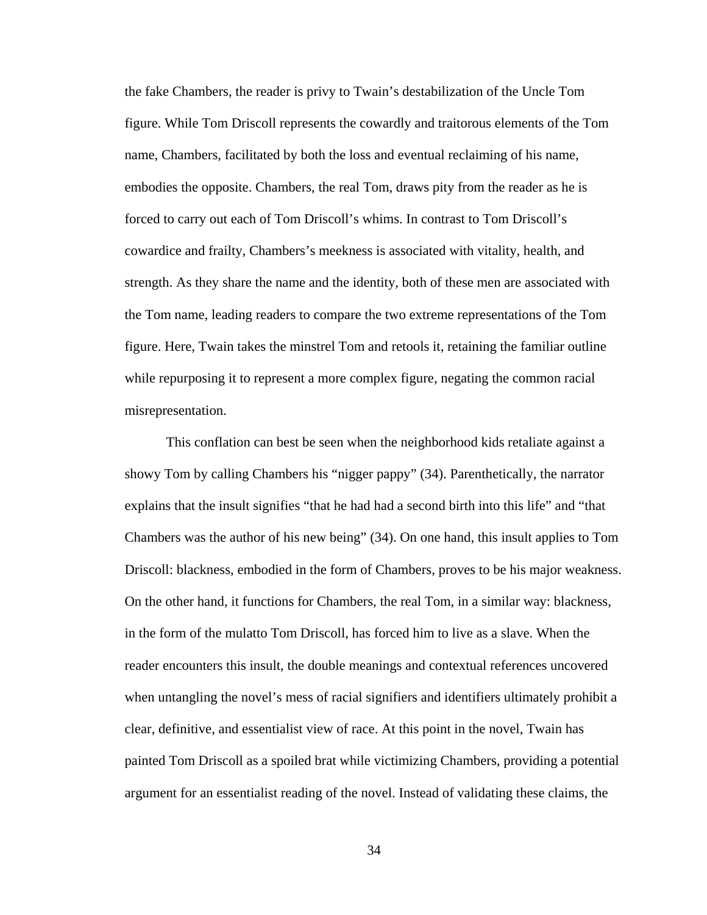the fake Chambers, the reader is privy to Twain's destabilization of the Uncle Tom figure. While Tom Driscoll represents the cowardly and traitorous elements of the Tom name, Chambers, facilitated by both the loss and eventual reclaiming of his name, embodies the opposite. Chambers, the real Tom, draws pity from the reader as he is forced to carry out each of Tom Driscoll's whims. In contrast to Tom Driscoll's cowardice and frailty, Chambers's meekness is associated with vitality, health, and strength. As they share the name and the identity, both of these men are associated with the Tom name, leading readers to compare the two extreme representations of the Tom figure. Here, Twain takes the minstrel Tom and retools it, retaining the familiar outline while repurposing it to represent a more complex figure, negating the common racial misrepresentation.

This conflation can best be seen when the neighborhood kids retaliate against a showy Tom by calling Chambers his "nigger pappy" (34). Parenthetically, the narrator explains that the insult signifies "that he had had a second birth into this life" and "that Chambers was the author of his new being" (34). On one hand, this insult applies to Tom Driscoll: blackness, embodied in the form of Chambers, proves to be his major weakness. On the other hand, it functions for Chambers, the real Tom, in a similar way: blackness, in the form of the mulatto Tom Driscoll, has forced him to live as a slave. When the reader encounters this insult, the double meanings and contextual references uncovered when untangling the novel's mess of racial signifiers and identifiers ultimately prohibit a clear, definitive, and essentialist view of race. At this point in the novel, Twain has painted Tom Driscoll as a spoiled brat while victimizing Chambers, providing a potential argument for an essentialist reading of the novel. Instead of validating these claims, the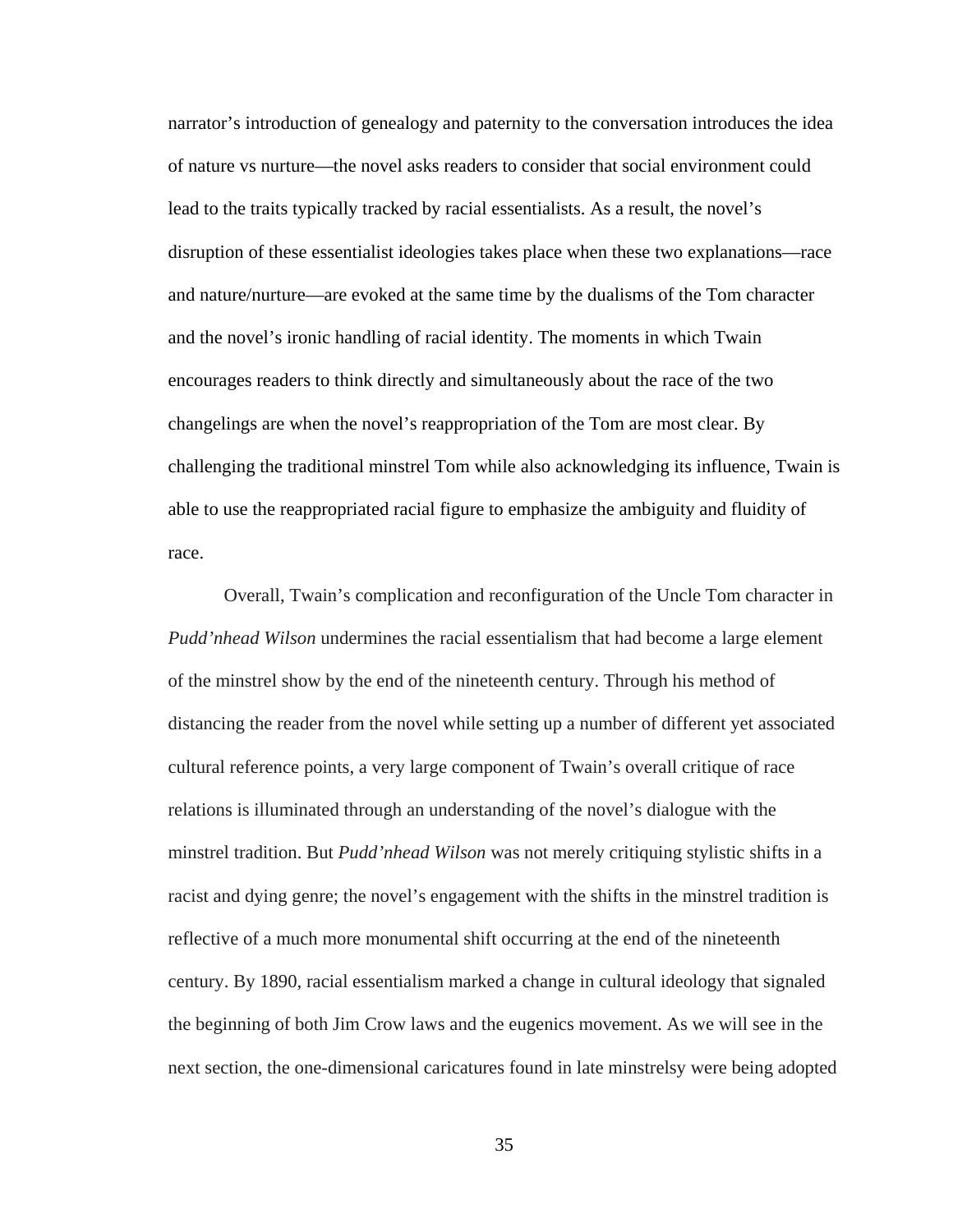narrator's introduction of genealogy and paternity to the conversation introduces the idea of nature vs nurture—the novel asks readers to consider that social environment could lead to the traits typically tracked by racial essentialists. As a result, the novel's disruption of these essentialist ideologies takes place when these two explanations—race and nature/nurture—are evoked at the same time by the dualisms of the Tom character and the novel's ironic handling of racial identity. The moments in which Twain encourages readers to think directly and simultaneously about the race of the two changelings are when the novel's reappropriation of the Tom are most clear. By challenging the traditional minstrel Tom while also acknowledging its influence, Twain is able to use the reappropriated racial figure to emphasize the ambiguity and fluidity of race.

Overall, Twain's complication and reconfiguration of the Uncle Tom character in *Pudd'nhead Wilson* undermines the racial essentialism that had become a large element of the minstrel show by the end of the nineteenth century. Through his method of distancing the reader from the novel while setting up a number of different yet associated cultural reference points, a very large component of Twain's overall critique of race relations is illuminated through an understanding of the novel's dialogue with the minstrel tradition. But *Pudd'nhead Wilson* was not merely critiquing stylistic shifts in a racist and dying genre; the novel's engagement with the shifts in the minstrel tradition is reflective of a much more monumental shift occurring at the end of the nineteenth century. By 1890, racial essentialism marked a change in cultural ideology that signaled the beginning of both Jim Crow laws and the eugenics movement. As we will see in the next section, the one-dimensional caricatures found in late minstrelsy were being adopted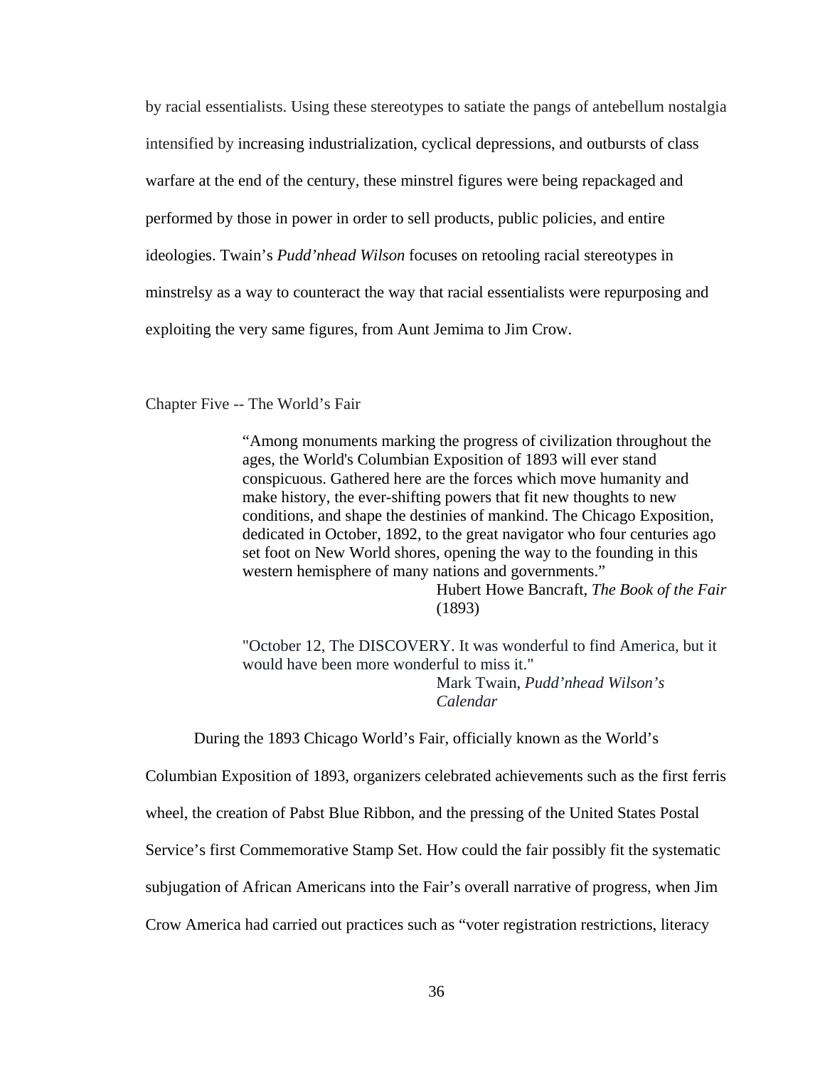by racial essentialists. Using these stereotypes to satiate the pangs of antebellum nostalgia intensified by increasing industrialization, cyclical depressions, and outbursts of class warfare at the end of the century, these minstrel figures were being repackaged and performed by those in power in order to sell products, public policies, and entire ideologies. Twain's *Pudd'nhead Wilson* focuses on retooling racial stereotypes in minstrelsy as a way to counteract the way that racial essentialists were repurposing and exploiting the very same figures, from Aunt Jemima to Jim Crow.

## Chapter Five -- The World's Fair

> "Among monuments marking the progress of civilization throughout the ages, the World's Columbian Exposition of 1893 will ever stand conspicuous. Gathered here are the forces which move humanity and make history, the ever-shifting powers that fit new thoughts to new conditions, and shape the destinies of mankind. The Chicago Exposition, dedicated in October, 1892, to the great navigator who four centuries ago set foot on New World shores, opening the way to the founding in this western hemisphere of many nations and governments."
>
> Hubert Howe Bancraft, *The Book of the Fair* (1893)

> "October 12, The DISCOVERY. It was wonderful to find America, but it would have been more wonderful to miss it."
>
> Mark Twain, *Pudd'nhead Wilson's Calendar*

During the 1893 Chicago World's Fair, officially known as the World's Columbian Exposition of 1893, organizers celebrated achievements such as the first ferris wheel, the creation of Pabst Blue Ribbon, and the pressing of the United States Postal Service's first Commemorative Stamp Set. How could the fair possibly fit the systematic subjugation of African Americans into the Fair's overall narrative of progress, when Jim Crow America had carried out practices such as "voter registration restrictions, literacy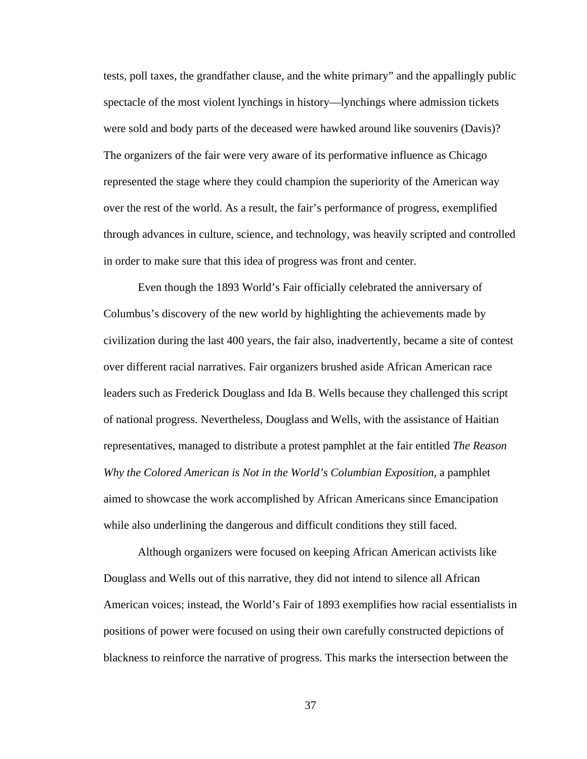tests, poll taxes, the grandfather clause, and the white primary" and the appallingly public spectacle of the most violent lynchings in history—lynchings where admission tickets were sold and body parts of the deceased were hawked around like souvenirs (Davis)? The organizers of the fair were very aware of its performative influence as Chicago represented the stage where they could champion the superiority of the American way over the rest of the world. As a result, the fair's performance of progress, exemplified through advances in culture, science, and technology, was heavily scripted and controlled in order to make sure that this idea of progress was front and center.

Even though the 1893 World's Fair officially celebrated the anniversary of Columbus's discovery of the new world by highlighting the achievements made by civilization during the last 400 years, the fair also, inadvertently, became a site of contest over different racial narratives. Fair organizers brushed aside African American race leaders such as Frederick Douglass and Ida B. Wells because they challenged this script of national progress. Nevertheless, Douglass and Wells, with the assistance of Haitian representatives, managed to distribute a protest pamphlet at the fair entitled *The Reason Why the Colored American is Not in the World's Columbian Exposition*, a pamphlet aimed to showcase the work accomplished by African Americans since Emancipation while also underlining the dangerous and difficult conditions they still faced.

Although organizers were focused on keeping African American activists like Douglass and Wells out of this narrative, they did not intend to silence all African American voices; instead, the World's Fair of 1893 exemplifies how racial essentialists in positions of power were focused on using their own carefully constructed depictions of blackness to reinforce the narrative of progress. This marks the intersection between the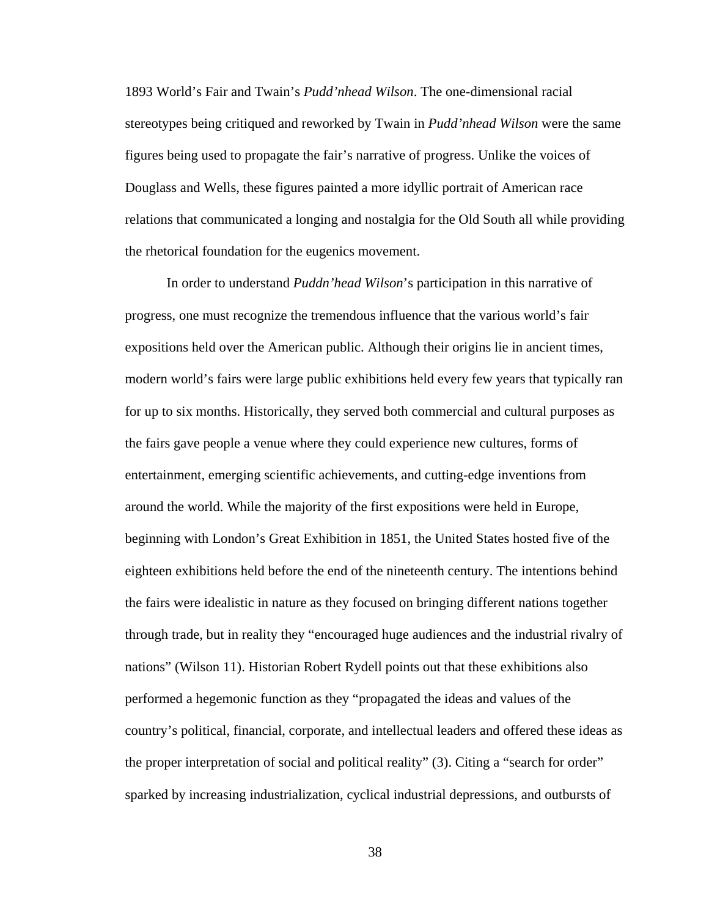1893 World's Fair and Twain's *Pudd'nhead Wilson*. The one-dimensional racial stereotypes being critiqued and reworked by Twain in *Pudd'nhead Wilson* were the same figures being used to propagate the fair's narrative of progress. Unlike the voices of Douglass and Wells, these figures painted a more idyllic portrait of American race relations that communicated a longing and nostalgia for the Old South all while providing the rhetorical foundation for the eugenics movement.

In order to understand *Puddn'head Wilson*'s participation in this narrative of progress, one must recognize the tremendous influence that the various world's fair expositions held over the American public. Although their origins lie in ancient times, modern world's fairs were large public exhibitions held every few years that typically ran for up to six months. Historically, they served both commercial and cultural purposes as the fairs gave people a venue where they could experience new cultures, forms of entertainment, emerging scientific achievements, and cutting-edge inventions from around the world. While the majority of the first expositions were held in Europe, beginning with London's Great Exhibition in 1851, the United States hosted five of the eighteen exhibitions held before the end of the nineteenth century. The intentions behind the fairs were idealistic in nature as they focused on bringing different nations together through trade, but in reality they "encouraged huge audiences and the industrial rivalry of nations" (Wilson 11). Historian Robert Rydell points out that these exhibitions also performed a hegemonic function as they "propagated the ideas and values of the country's political, financial, corporate, and intellectual leaders and offered these ideas as the proper interpretation of social and political reality" (3). Citing a "search for order" sparked by increasing industrialization, cyclical industrial depressions, and outbursts of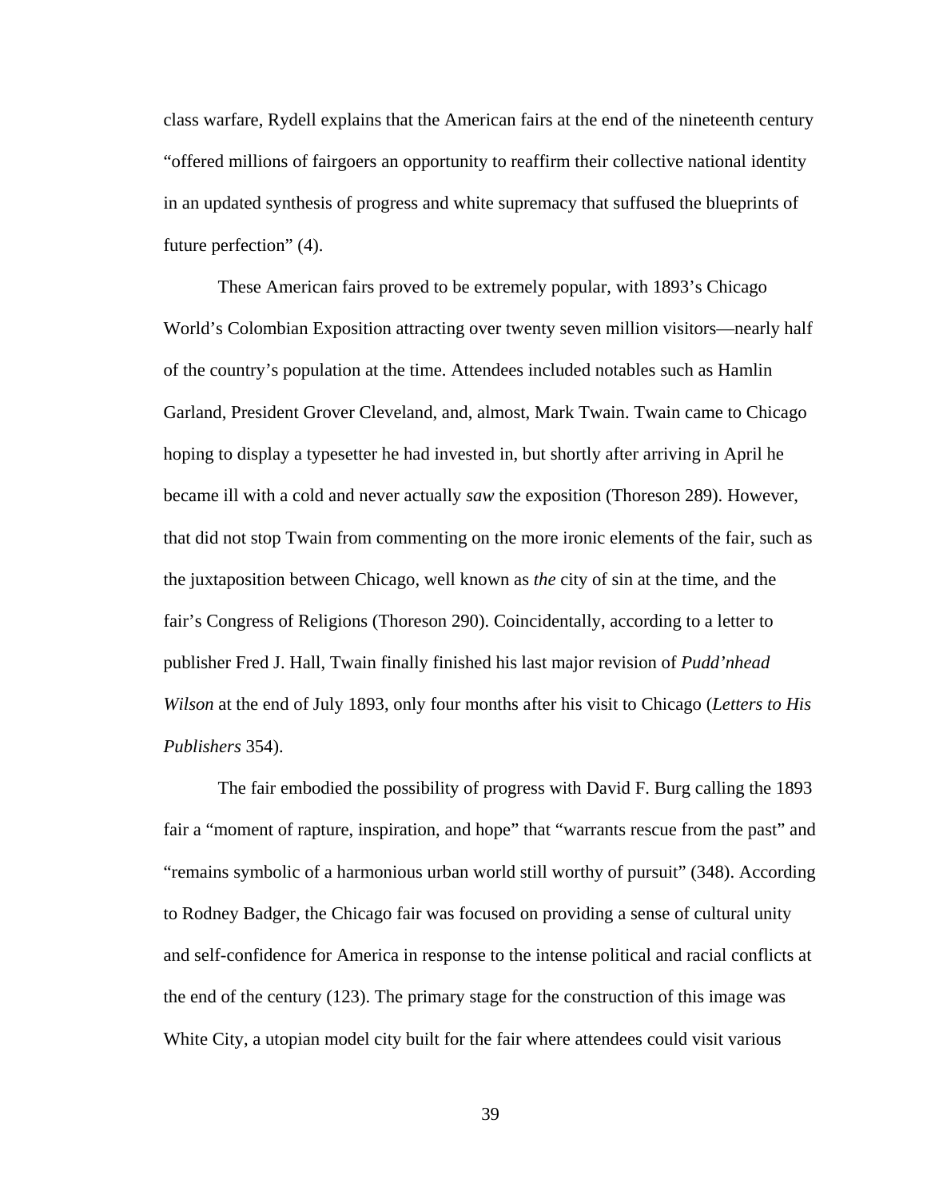class warfare, Rydell explains that the American fairs at the end of the nineteenth century "offered millions of fairgoers an opportunity to reaffirm their collective national identity in an updated synthesis of progress and white supremacy that suffused the blueprints of future perfection" (4).

These American fairs proved to be extremely popular, with 1893's Chicago World's Colombian Exposition attracting over twenty seven million visitors—nearly half of the country's population at the time. Attendees included notables such as Hamlin Garland, President Grover Cleveland, and, almost, Mark Twain. Twain came to Chicago hoping to display a typesetter he had invested in, but shortly after arriving in April he became ill with a cold and never actually *saw* the exposition (Thoreson 289). However, that did not stop Twain from commenting on the more ironic elements of the fair, such as the juxtaposition between Chicago, well known as *the* city of sin at the time, and the fair's Congress of Religions (Thoreson 290). Coincidentally, according to a letter to publisher Fred J. Hall, Twain finally finished his last major revision of *Pudd'nhead Wilson* at the end of July 1893, only four months after his visit to Chicago (*Letters to His Publishers* 354).

The fair embodied the possibility of progress with David F. Burg calling the 1893 fair a "moment of rapture, inspiration, and hope" that "warrants rescue from the past" and "remains symbolic of a harmonious urban world still worthy of pursuit" (348). According to Rodney Badger, the Chicago fair was focused on providing a sense of cultural unity and self-confidence for America in response to the intense political and racial conflicts at the end of the century (123). The primary stage for the construction of this image was White City, a utopian model city built for the fair where attendees could visit various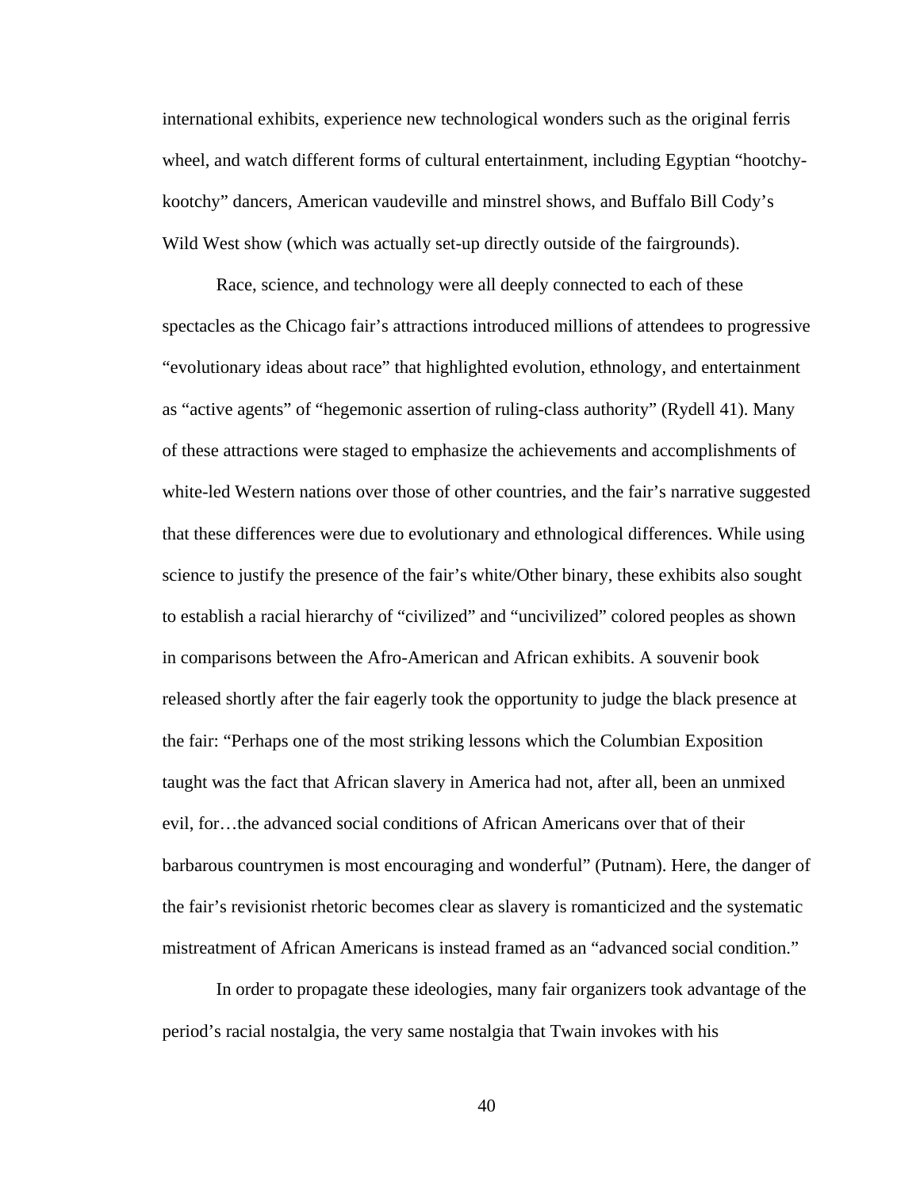international exhibits, experience new technological wonders such as the original ferris wheel, and watch different forms of cultural entertainment, including Egyptian "hootchy-kootchy" dancers, American vaudeville and minstrel shows, and Buffalo Bill Cody's Wild West show (which was actually set-up directly outside of the fairgrounds).

Race, science, and technology were all deeply connected to each of these spectacles as the Chicago fair's attractions introduced millions of attendees to progressive "evolutionary ideas about race" that highlighted evolution, ethnology, and entertainment as "active agents" of "hegemonic assertion of ruling-class authority" (Rydell 41). Many of these attractions were staged to emphasize the achievements and accomplishments of white-led Western nations over those of other countries, and the fair's narrative suggested that these differences were due to evolutionary and ethnological differences. While using science to justify the presence of the fair's white/Other binary, these exhibits also sought to establish a racial hierarchy of "civilized" and "uncivilized" colored peoples as shown in comparisons between the Afro-American and African exhibits. A souvenir book released shortly after the fair eagerly took the opportunity to judge the black presence at the fair: "Perhaps one of the most striking lessons which the Columbian Exposition taught was the fact that African slavery in America had not, after all, been an unmixed evil, for…the advanced social conditions of African Americans over that of their barbarous countrymen is most encouraging and wonderful" (Putnam). Here, the danger of the fair's revisionist rhetoric becomes clear as slavery is romanticized and the systematic mistreatment of African Americans is instead framed as an "advanced social condition."

In order to propagate these ideologies, many fair organizers took advantage of the period's racial nostalgia, the very same nostalgia that Twain invokes with his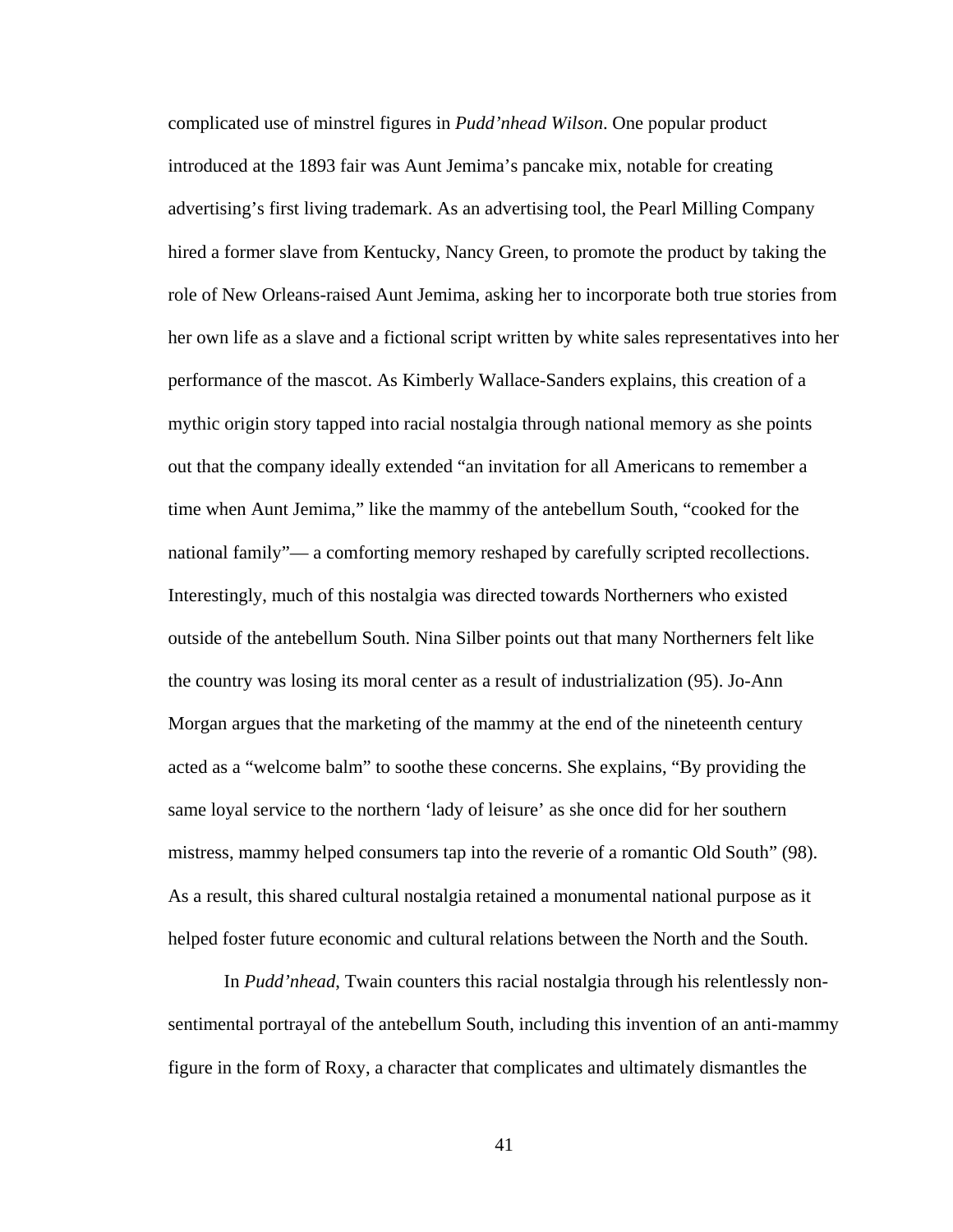complicated use of minstrel figures in *Pudd'nhead Wilson*. One popular product introduced at the 1893 fair was Aunt Jemima's pancake mix, notable for creating advertising's first living trademark. As an advertising tool, the Pearl Milling Company hired a former slave from Kentucky, Nancy Green, to promote the product by taking the role of New Orleans-raised Aunt Jemima, asking her to incorporate both true stories from her own life as a slave and a fictional script written by white sales representatives into her performance of the mascot. As Kimberly Wallace-Sanders explains, this creation of a mythic origin story tapped into racial nostalgia through national memory as she points out that the company ideally extended "an invitation for all Americans to remember a time when Aunt Jemima," like the mammy of the antebellum South, "cooked for the national family"— a comforting memory reshaped by carefully scripted recollections. Interestingly, much of this nostalgia was directed towards Northerners who existed outside of the antebellum South. Nina Silber points out that many Northerners felt like the country was losing its moral center as a result of industrialization (95). Jo-Ann Morgan argues that the marketing of the mammy at the end of the nineteenth century acted as a "welcome balm" to soothe these concerns. She explains, "By providing the same loyal service to the northern 'lady of leisure' as she once did for her southern mistress, mammy helped consumers tap into the reverie of a romantic Old South" (98). As a result, this shared cultural nostalgia retained a monumental national purpose as it helped foster future economic and cultural relations between the North and the South.

In *Pudd'nhead*, Twain counters this racial nostalgia through his relentlessly non-sentimental portrayal of the antebellum South, including this invention of an anti-mammy figure in the form of Roxy, a character that complicates and ultimately dismantles the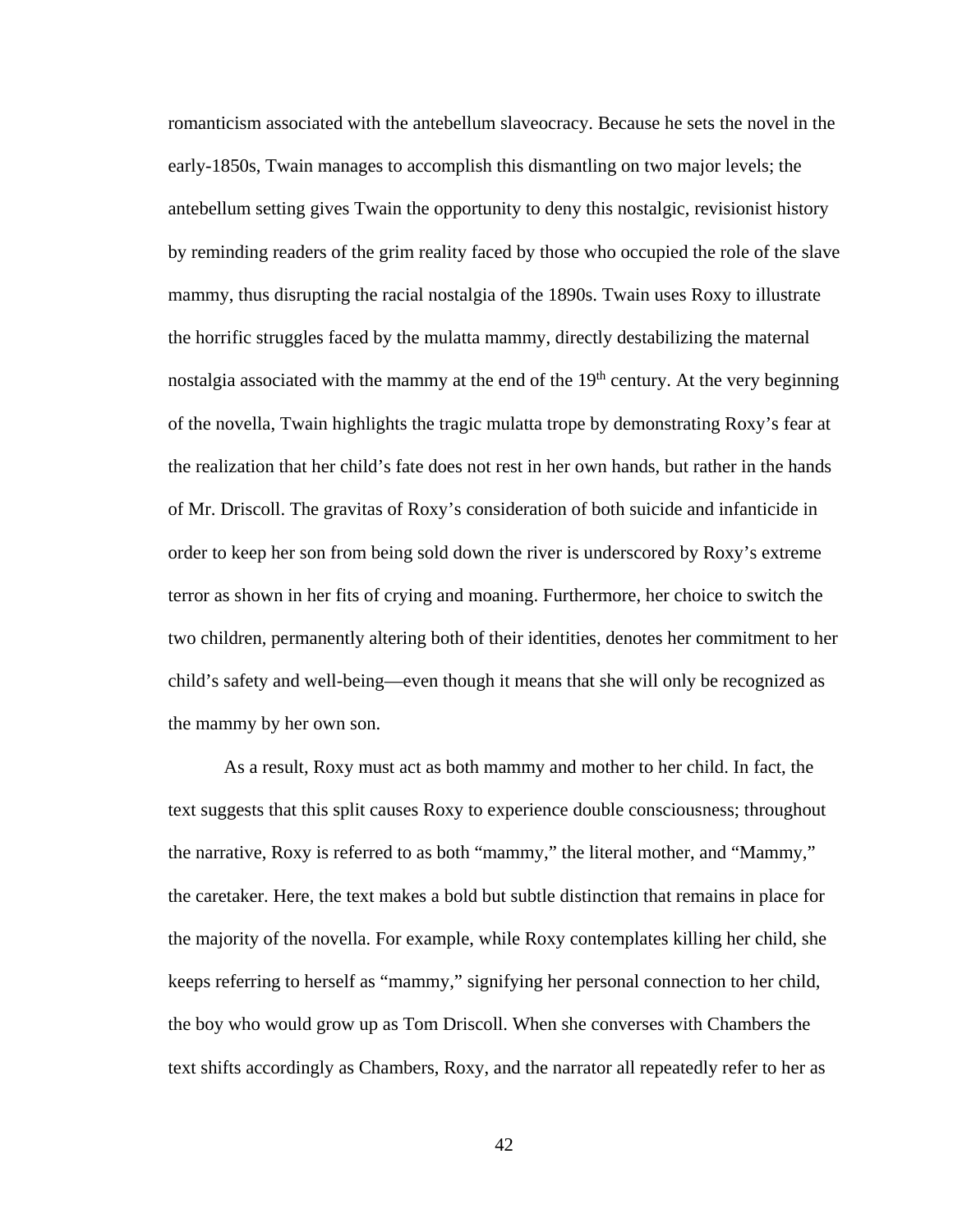romanticism associated with the antebellum slaveocracy. Because he sets the novel in the early-1850s, Twain manages to accomplish this dismantling on two major levels; the antebellum setting gives Twain the opportunity to deny this nostalgic, revisionist history by reminding readers of the grim reality faced by those who occupied the role of the slave mammy, thus disrupting the racial nostalgia of the 1890s. Twain uses Roxy to illustrate the horrific struggles faced by the mulatta mammy, directly destabilizing the maternal nostalgia associated with the mammy at the end of the 19th century. At the very beginning of the novella, Twain highlights the tragic mulatta trope by demonstrating Roxy's fear at the realization that her child's fate does not rest in her own hands, but rather in the hands of Mr. Driscoll. The gravitas of Roxy's consideration of both suicide and infanticide in order to keep her son from being sold down the river is underscored by Roxy's extreme terror as shown in her fits of crying and moaning. Furthermore, her choice to switch the two children, permanently altering both of their identities, denotes her commitment to her child's safety and well-being—even though it means that she will only be recognized as the mammy by her own son.

As a result, Roxy must act as both mammy and mother to her child. In fact, the text suggests that this split causes Roxy to experience double consciousness; throughout the narrative, Roxy is referred to as both "mammy," the literal mother, and "Mammy," the caretaker. Here, the text makes a bold but subtle distinction that remains in place for the majority of the novella. For example, while Roxy contemplates killing her child, she keeps referring to herself as "mammy," signifying her personal connection to her child, the boy who would grow up as Tom Driscoll. When she converses with Chambers the text shifts accordingly as Chambers, Roxy, and the narrator all repeatedly refer to her as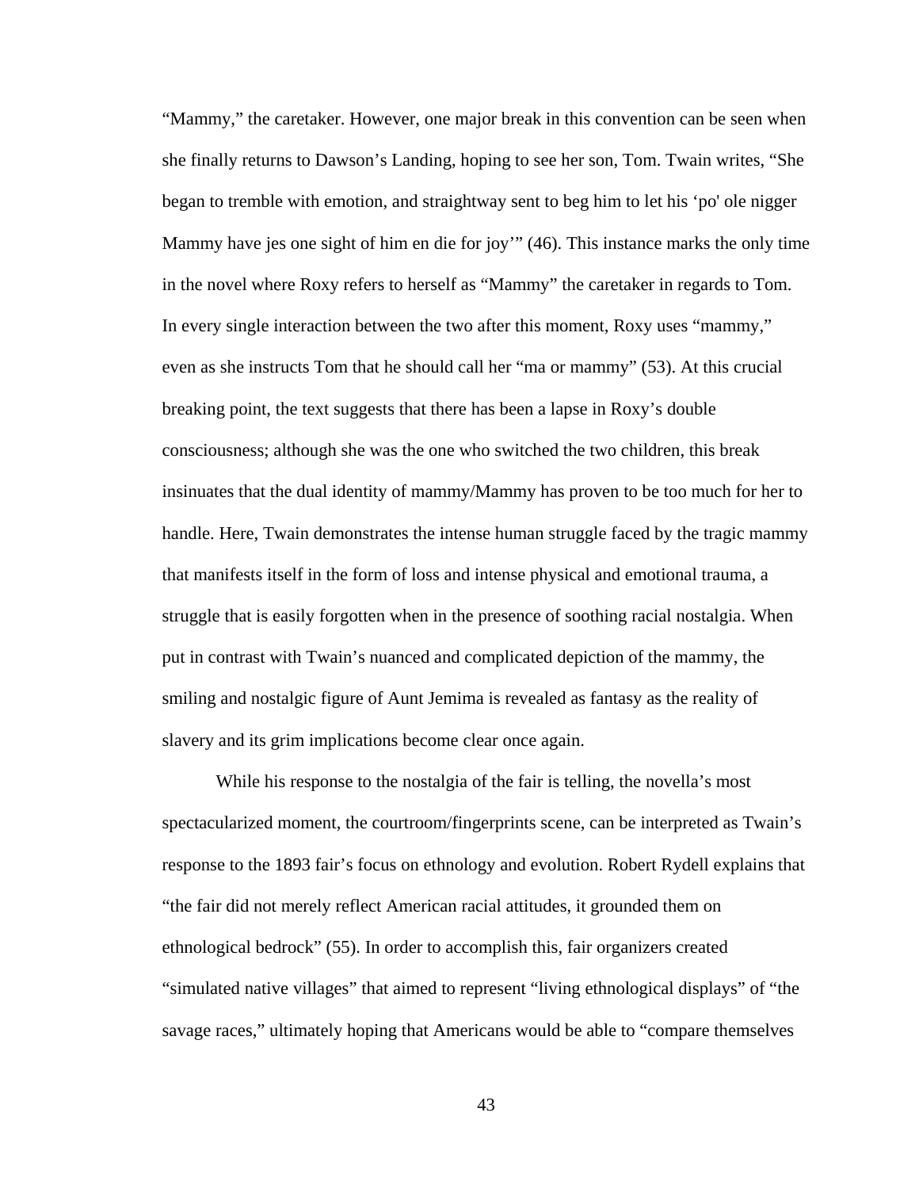"Mammy," the caretaker. However, one major break in this convention can be seen when she finally returns to Dawson's Landing, hoping to see her son, Tom. Twain writes, "She began to tremble with emotion, and straightway sent to beg him to let his 'po' ole nigger Mammy have jes one sight of him en die for joy'" (46). This instance marks the only time in the novel where Roxy refers to herself as "Mammy" the caretaker in regards to Tom. In every single interaction between the two after this moment, Roxy uses "mammy," even as she instructs Tom that he should call her "ma or mammy" (53). At this crucial breaking point, the text suggests that there has been a lapse in Roxy's double consciousness; although she was the one who switched the two children, this break insinuates that the dual identity of mammy/Mammy has proven to be too much for her to handle. Here, Twain demonstrates the intense human struggle faced by the tragic mammy that manifests itself in the form of loss and intense physical and emotional trauma, a struggle that is easily forgotten when in the presence of soothing racial nostalgia. When put in contrast with Twain's nuanced and complicated depiction of the mammy, the smiling and nostalgic figure of Aunt Jemima is revealed as fantasy as the reality of slavery and its grim implications become clear once again.

While his response to the nostalgia of the fair is telling, the novella's most spectacularized moment, the courtroom/fingerprints scene, can be interpreted as Twain's response to the 1893 fair's focus on ethnology and evolution. Robert Rydell explains that "the fair did not merely reflect American racial attitudes, it grounded them on ethnological bedrock" (55). In order to accomplish this, fair organizers created "simulated native villages" that aimed to represent "living ethnological displays" of "the savage races," ultimately hoping that Americans would be able to "compare themselves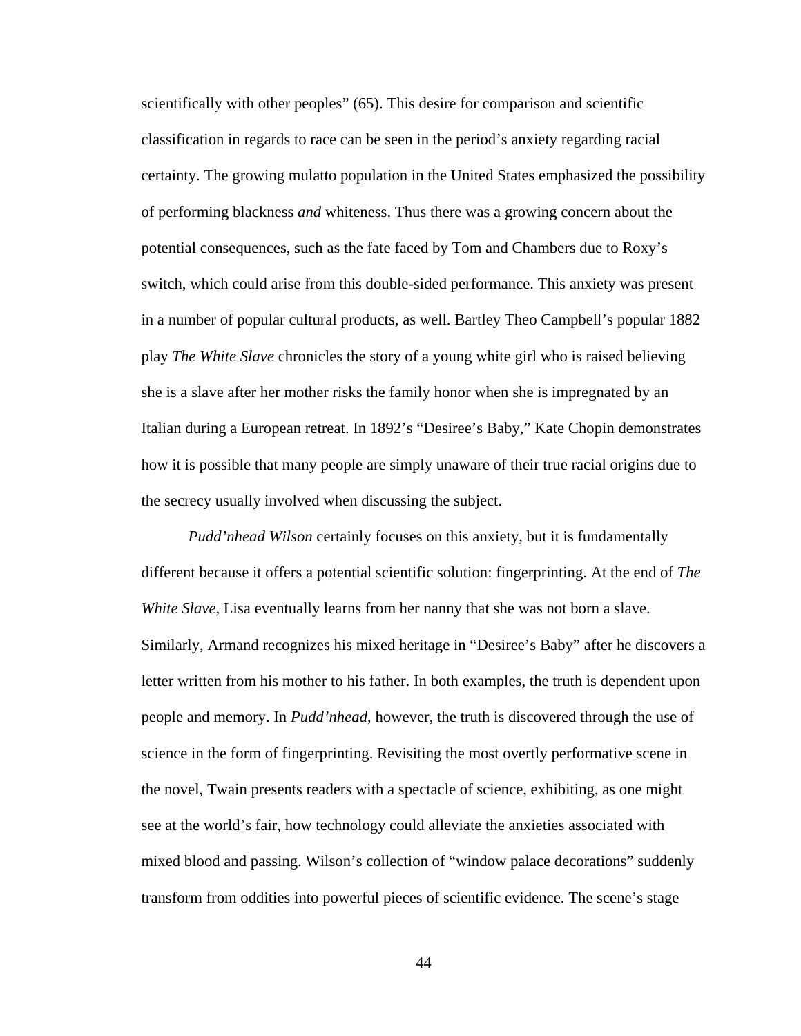scientifically with other peoples" (65). This desire for comparison and scientific classification in regards to race can be seen in the period's anxiety regarding racial certainty. The growing mulatto population in the United States emphasized the possibility of performing blackness *and* whiteness. Thus there was a growing concern about the potential consequences, such as the fate faced by Tom and Chambers due to Roxy's switch, which could arise from this double-sided performance. This anxiety was present in a number of popular cultural products, as well. Bartley Theo Campbell's popular 1882 play *The White Slave* chronicles the story of a young white girl who is raised believing she is a slave after her mother risks the family honor when she is impregnated by an Italian during a European retreat. In 1892's "Desiree's Baby," Kate Chopin demonstrates how it is possible that many people are simply unaware of their true racial origins due to the secrecy usually involved when discussing the subject.

*Pudd'nhead Wilson* certainly focuses on this anxiety, but it is fundamentally different because it offers a potential scientific solution: fingerprinting. At the end of *The White Slave*, Lisa eventually learns from her nanny that she was not born a slave. Similarly, Armand recognizes his mixed heritage in "Desiree's Baby" after he discovers a letter written from his mother to his father. In both examples, the truth is dependent upon people and memory. In *Pudd'nhead*, however, the truth is discovered through the use of science in the form of fingerprinting. Revisiting the most overtly performative scene in the novel, Twain presents readers with a spectacle of science, exhibiting, as one might see at the world's fair, how technology could alleviate the anxieties associated with mixed blood and passing. Wilson's collection of "window palace decorations" suddenly transform from oddities into powerful pieces of scientific evidence. The scene's stage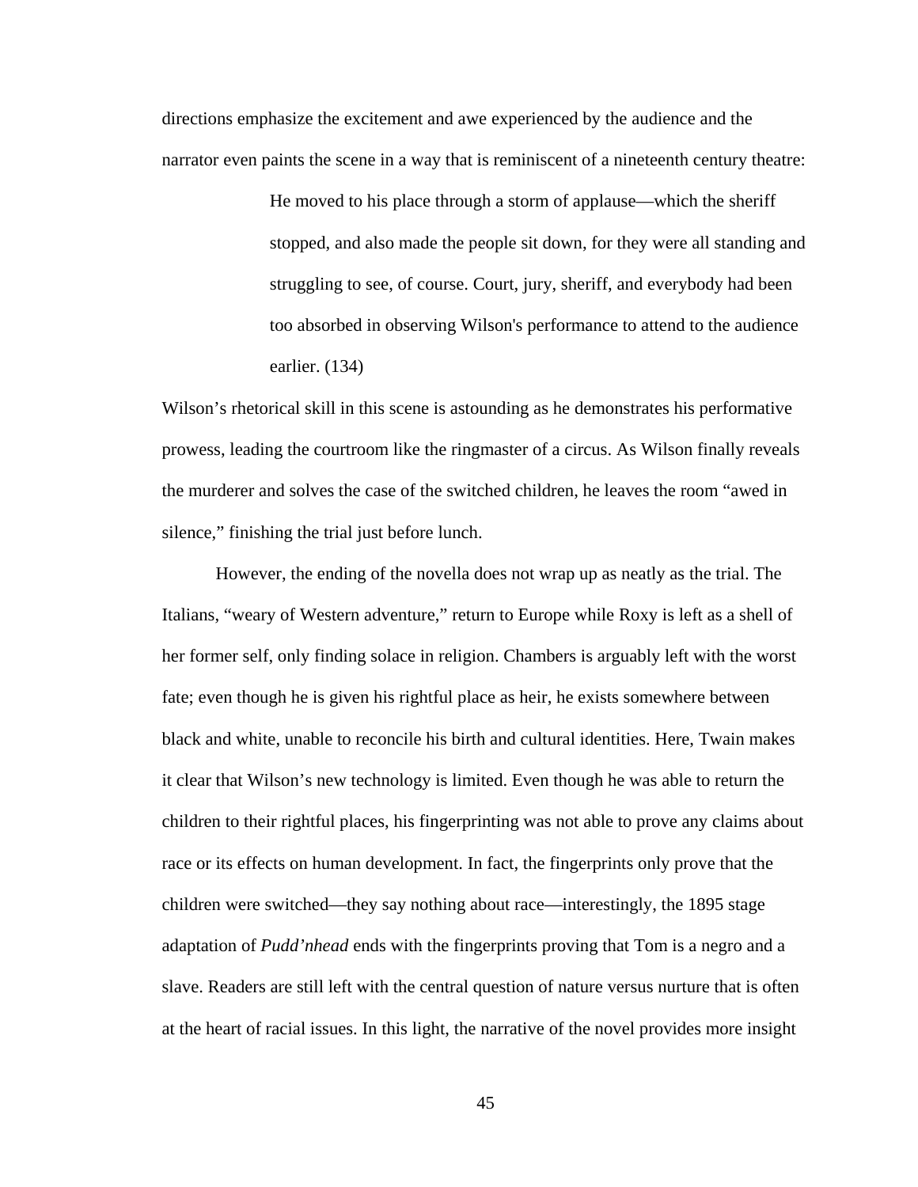directions emphasize the excitement and awe experienced by the audience and the narrator even paints the scene in a way that is reminiscent of a nineteenth century theatre:

> He moved to his place through a storm of applause—which the sheriff stopped, and also made the people sit down, for they were all standing and struggling to see, of course. Court, jury, sheriff, and everybody had been too absorbed in observing Wilson's performance to attend to the audience earlier. (134)

Wilson's rhetorical skill in this scene is astounding as he demonstrates his performative prowess, leading the courtroom like the ringmaster of a circus. As Wilson finally reveals the murderer and solves the case of the switched children, he leaves the room "awed in silence," finishing the trial just before lunch.

However, the ending of the novella does not wrap up as neatly as the trial. The Italians, "weary of Western adventure," return to Europe while Roxy is left as a shell of her former self, only finding solace in religion. Chambers is arguably left with the worst fate; even though he is given his rightful place as heir, he exists somewhere between black and white, unable to reconcile his birth and cultural identities. Here, Twain makes it clear that Wilson's new technology is limited. Even though he was able to return the children to their rightful places, his fingerprinting was not able to prove any claims about race or its effects on human development. In fact, the fingerprints only prove that the children were switched—they say nothing about race—interestingly, the 1895 stage adaptation of *Pudd'nhead* ends with the fingerprints proving that Tom is a negro and a slave. Readers are still left with the central question of nature versus nurture that is often at the heart of racial issues. In this light, the narrative of the novel provides more insight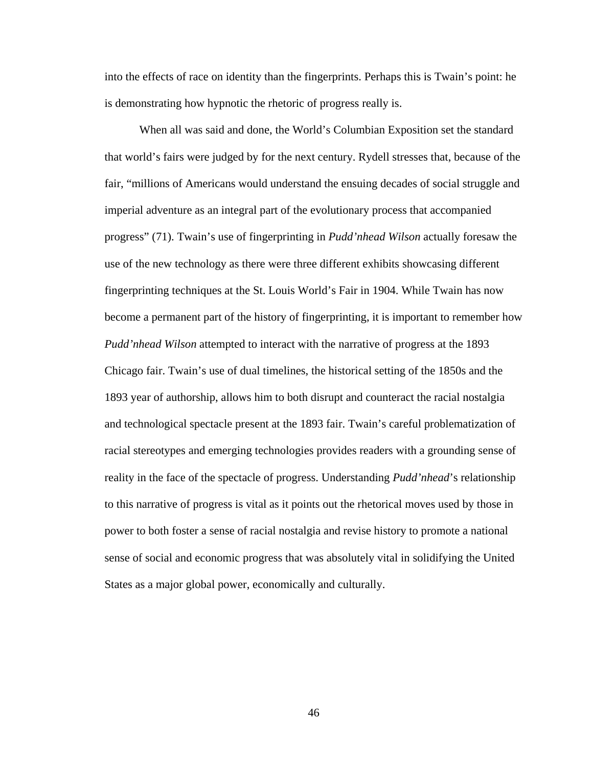into the effects of race on identity than the fingerprints. Perhaps this is Twain's point: he is demonstrating how hypnotic the rhetoric of progress really is.

When all was said and done, the World's Columbian Exposition set the standard that world's fairs were judged by for the next century. Rydell stresses that, because of the fair, "millions of Americans would understand the ensuing decades of social struggle and imperial adventure as an integral part of the evolutionary process that accompanied progress" (71). Twain's use of fingerprinting in *Pudd'nhead Wilson* actually foresaw the use of the new technology as there were three different exhibits showcasing different fingerprinting techniques at the St. Louis World's Fair in 1904. While Twain has now become a permanent part of the history of fingerprinting, it is important to remember how *Pudd'nhead Wilson* attempted to interact with the narrative of progress at the 1893 Chicago fair. Twain's use of dual timelines, the historical setting of the 1850s and the 1893 year of authorship, allows him to both disrupt and counteract the racial nostalgia and technological spectacle present at the 1893 fair. Twain's careful problematization of racial stereotypes and emerging technologies provides readers with a grounding sense of reality in the face of the spectacle of progress. Understanding *Pudd'nhead*'s relationship to this narrative of progress is vital as it points out the rhetorical moves used by those in power to both foster a sense of racial nostalgia and revise history to promote a national sense of social and economic progress that was absolutely vital in solidifying the United States as a major global power, economically and culturally.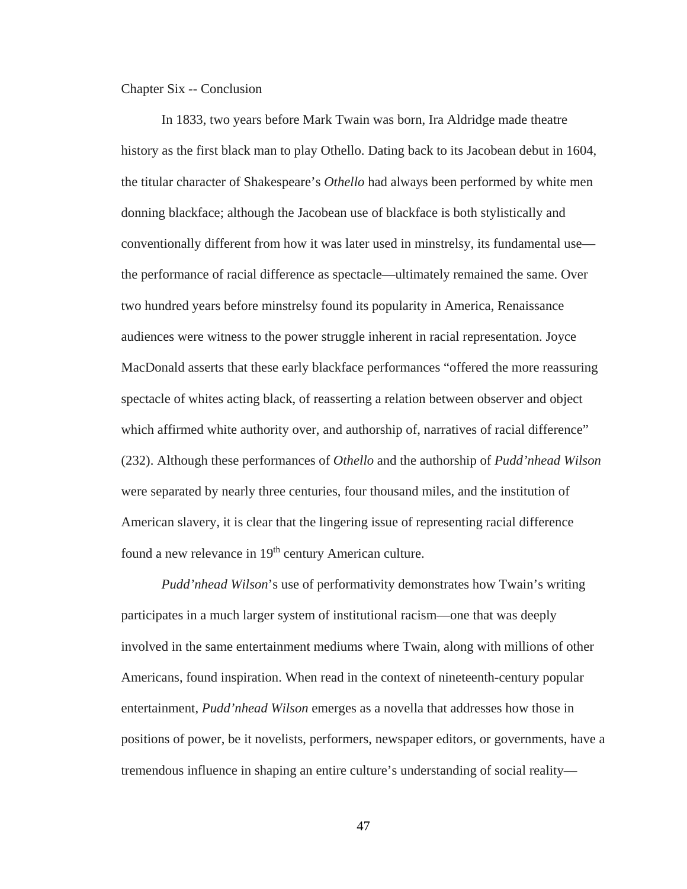# Chapter Six -- Conclusion

In 1833, two years before Mark Twain was born, Ira Aldridge made theatre history as the first black man to play Othello. Dating back to its Jacobean debut in 1604, the titular character of Shakespeare's *Othello* had always been performed by white men donning blackface; although the Jacobean use of blackface is both stylistically and conventionally different from how it was later used in minstrelsy, its fundamental use—the performance of racial difference as spectacle—ultimately remained the same. Over two hundred years before minstrelsy found its popularity in America, Renaissance audiences were witness to the power struggle inherent in racial representation. Joyce MacDonald asserts that these early blackface performances "offered the more reassuring spectacle of whites acting black, of reasserting a relation between observer and object which affirmed white authority over, and authorship of, narratives of racial difference" (232). Although these performances of *Othello* and the authorship of *Pudd'nhead Wilson* were separated by nearly three centuries, four thousand miles, and the institution of American slavery, it is clear that the lingering issue of representing racial difference found a new relevance in 19th century American culture.

*Pudd'nhead Wilson*'s use of performativity demonstrates how Twain's writing participates in a much larger system of institutional racism—one that was deeply involved in the same entertainment mediums where Twain, along with millions of other Americans, found inspiration. When read in the context of nineteenth-century popular entertainment, *Pudd'nhead Wilson* emerges as a novella that addresses how those in positions of power, be it novelists, performers, newspaper editors, or governments, have a tremendous influence in shaping an entire culture's understanding of social reality—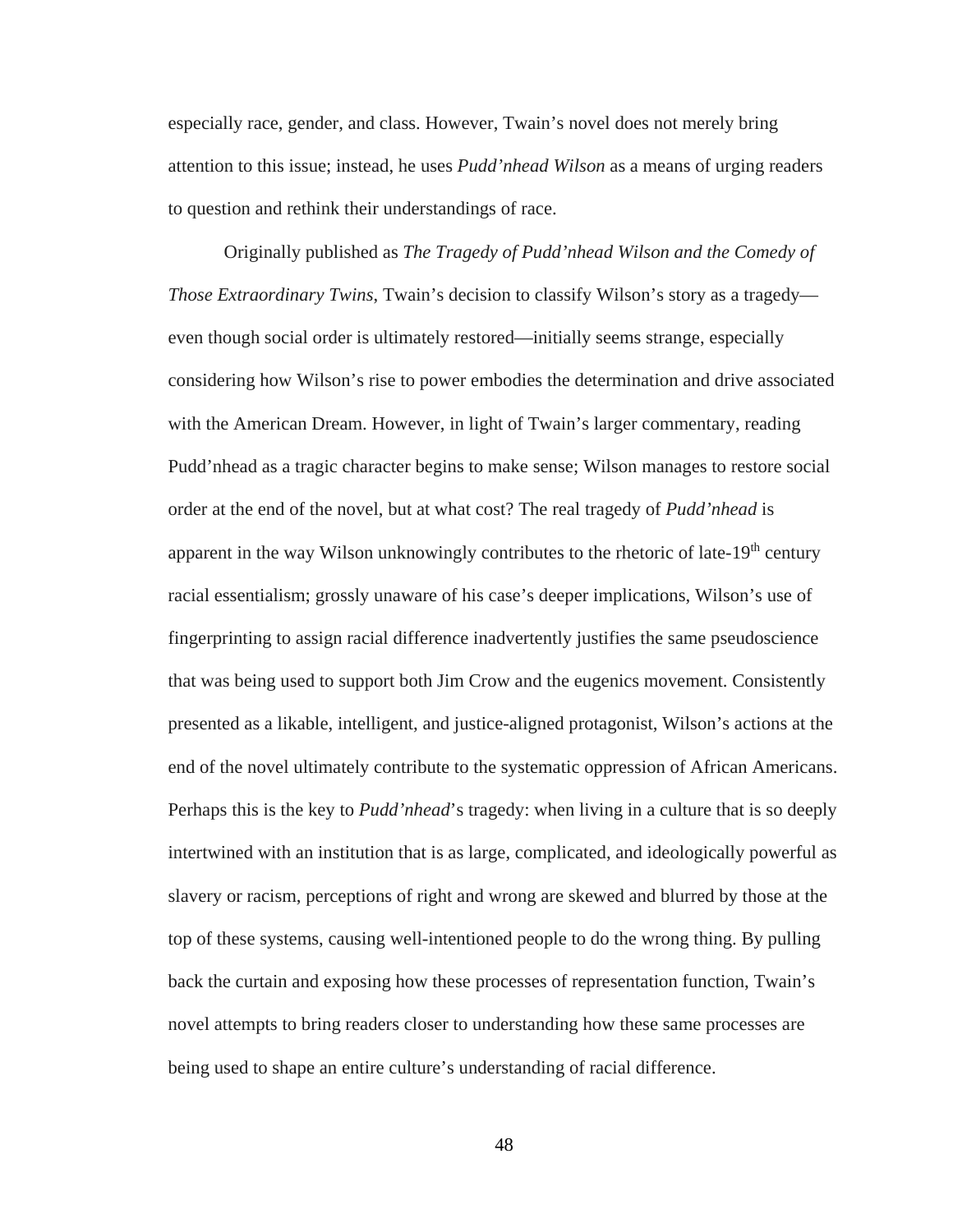especially race, gender, and class. However, Twain's novel does not merely bring attention to this issue; instead, he uses *Pudd'nhead Wilson* as a means of urging readers to question and rethink their understandings of race.

Originally published as *The Tragedy of Pudd'nhead Wilson and the Comedy of Those Extraordinary Twins*, Twain's decision to classify Wilson's story as a tragedy—even though social order is ultimately restored—initially seems strange, especially considering how Wilson's rise to power embodies the determination and drive associated with the American Dream. However, in light of Twain's larger commentary, reading Pudd'nhead as a tragic character begins to make sense; Wilson manages to restore social order at the end of the novel, but at what cost? The real tragedy of *Pudd'nhead* is apparent in the way Wilson unknowingly contributes to the rhetoric of late-19th century racial essentialism; grossly unaware of his case's deeper implications, Wilson's use of fingerprinting to assign racial difference inadvertently justifies the same pseudoscience that was being used to support both Jim Crow and the eugenics movement. Consistently presented as a likable, intelligent, and justice-aligned protagonist, Wilson's actions at the end of the novel ultimately contribute to the systematic oppression of African Americans. Perhaps this is the key to *Pudd'nhead*'s tragedy: when living in a culture that is so deeply intertwined with an institution that is as large, complicated, and ideologically powerful as slavery or racism, perceptions of right and wrong are skewed and blurred by those at the top of these systems, causing well-intentioned people to do the wrong thing. By pulling back the curtain and exposing how these processes of representation function, Twain's novel attempts to bring readers closer to understanding how these same processes are being used to shape an entire culture's understanding of racial difference.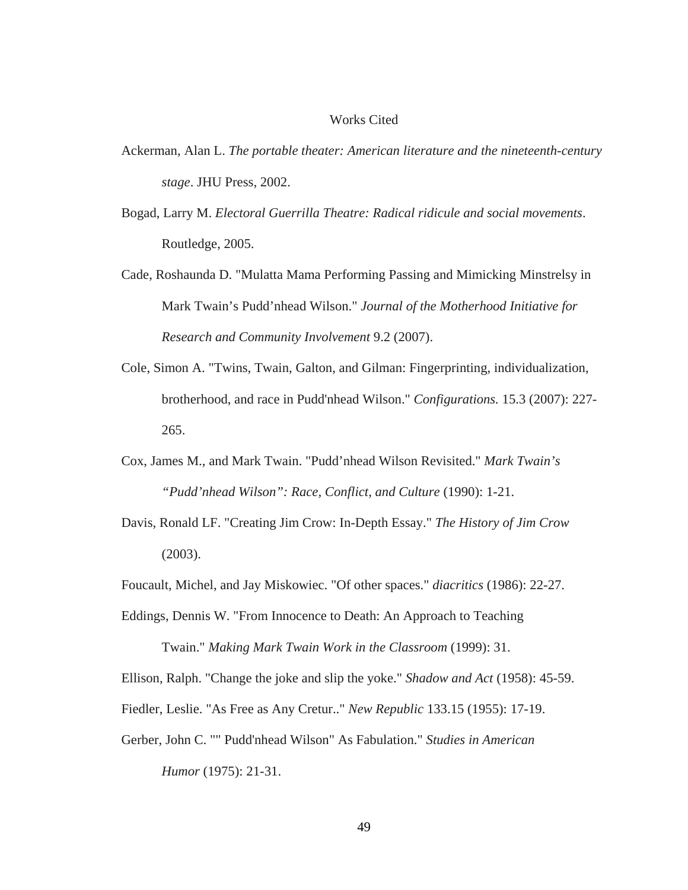# Works Cited

Ackerman, Alan L. *The portable theater: American literature and the nineteenth-century stage*. JHU Press, 2002.

Bogad, Larry M. *Electoral Guerrilla Theatre: Radical ridicule and social movements*. Routledge, 2005.

Cade, Roshaunda D. "Mulatta Mama Performing Passing and Mimicking Minstrelsy in Mark Twain's Pudd'nhead Wilson." *Journal of the Motherhood Initiative for Research and Community Involvement* 9.2 (2007).

Cole, Simon A. "Twins, Twain, Galton, and Gilman: Fingerprinting, individualization, brotherhood, and race in Pudd'nhead Wilson." *Configurations.* 15.3 (2007): 227-265.

Cox, James M., and Mark Twain. "Pudd'nhead Wilson Revisited." *Mark Twain's "Pudd'nhead Wilson": Race, Conflict, and Culture* (1990): 1-21.

Davis, Ronald LF. "Creating Jim Crow: In-Depth Essay." *The History of Jim Crow* (2003).

Foucault, Michel, and Jay Miskowiec. "Of other spaces." *diacritics* (1986): 22-27.

Eddings, Dennis W. "From Innocence to Death: An Approach to Teaching Twain." *Making Mark Twain Work in the Classroom* (1999): 31.

Ellison, Ralph. "Change the joke and slip the yoke." *Shadow and Act* (1958): 45-59.

Fiedler, Leslie. "As Free as Any Cretur.." *New Republic* 133.15 (1955): 17-19.

Gerber, John C. "" Pudd'nhead Wilson" As Fabulation." *Studies in American Humor* (1975): 21-31.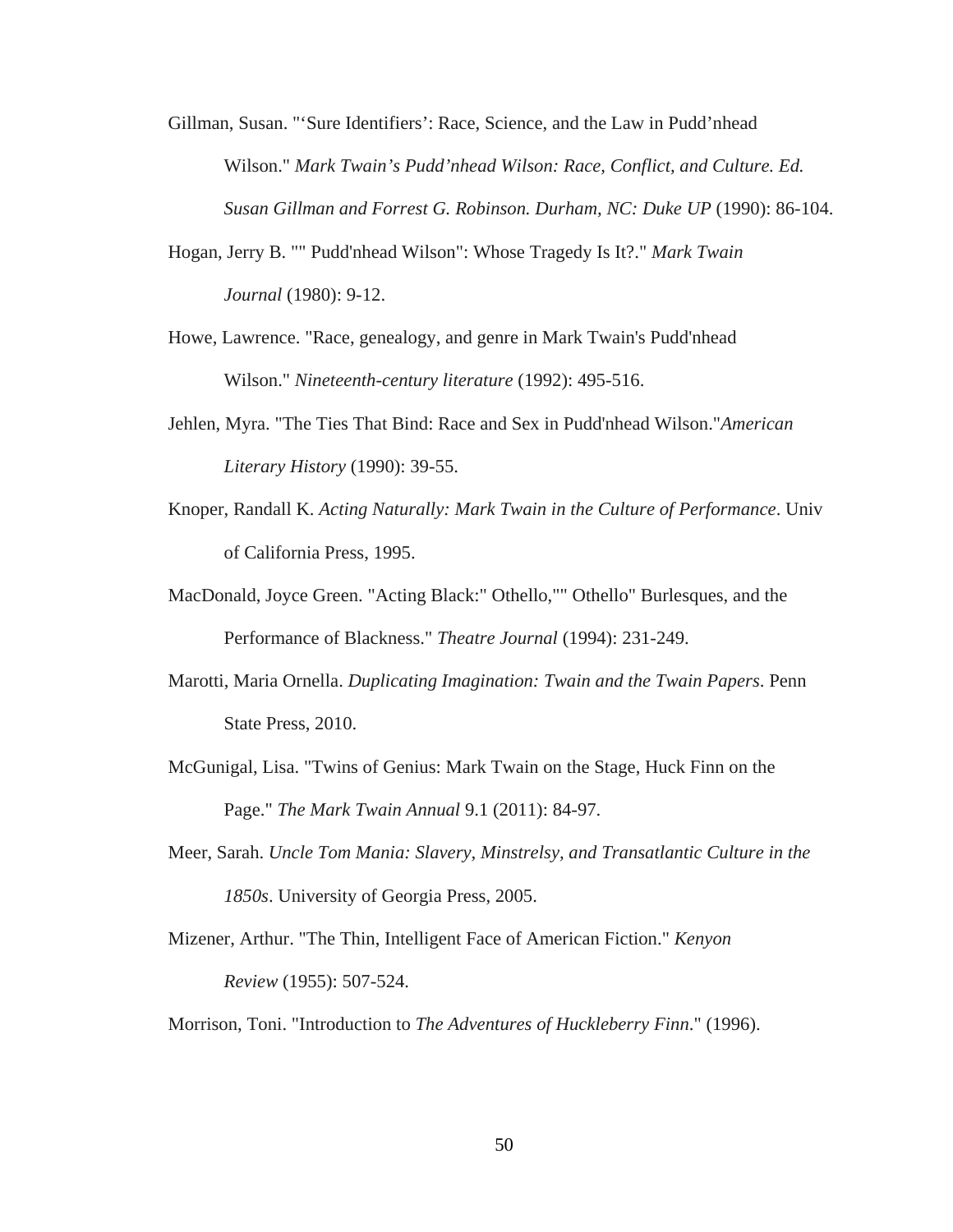Gillman, Susan. "'Sure Identifiers': Race, Science, and the Law in Pudd'nhead Wilson." *Mark Twain's Pudd'nhead Wilson: Race, Conflict, and Culture. Ed. Susan Gillman and Forrest G. Robinson. Durham, NC: Duke UP* (1990): 86-104.

Hogan, Jerry B. "" Pudd'nhead Wilson": Whose Tragedy Is It?." *Mark Twain Journal* (1980): 9-12.

Howe, Lawrence. "Race, genealogy, and genre in Mark Twain's Pudd'nhead Wilson." *Nineteenth-century literature* (1992): 495-516.

Jehlen, Myra. "The Ties That Bind: Race and Sex in Pudd'nhead Wilson."*American Literary History* (1990): 39-55.

Knoper, Randall K. *Acting Naturally: Mark Twain in the Culture of Performance*. Univ of California Press, 1995.

MacDonald, Joyce Green. "Acting Black:" Othello,"" Othello" Burlesques, and the Performance of Blackness." *Theatre Journal* (1994): 231-249.

Marotti, Maria Ornella. *Duplicating Imagination: Twain and the Twain Papers*. Penn State Press, 2010.

McGunigal, Lisa. "Twins of Genius: Mark Twain on the Stage, Huck Finn on the Page." *The Mark Twain Annual* 9.1 (2011): 84-97.

Meer, Sarah. *Uncle Tom Mania: Slavery, Minstrelsy, and Transatlantic Culture in the 1850s*. University of Georgia Press, 2005.

Mizener, Arthur. "The Thin, Intelligent Face of American Fiction." *Kenyon Review* (1955): 507-524.

Morrison, Toni. "Introduction to *The Adventures of Huckleberry Finn*." (1996).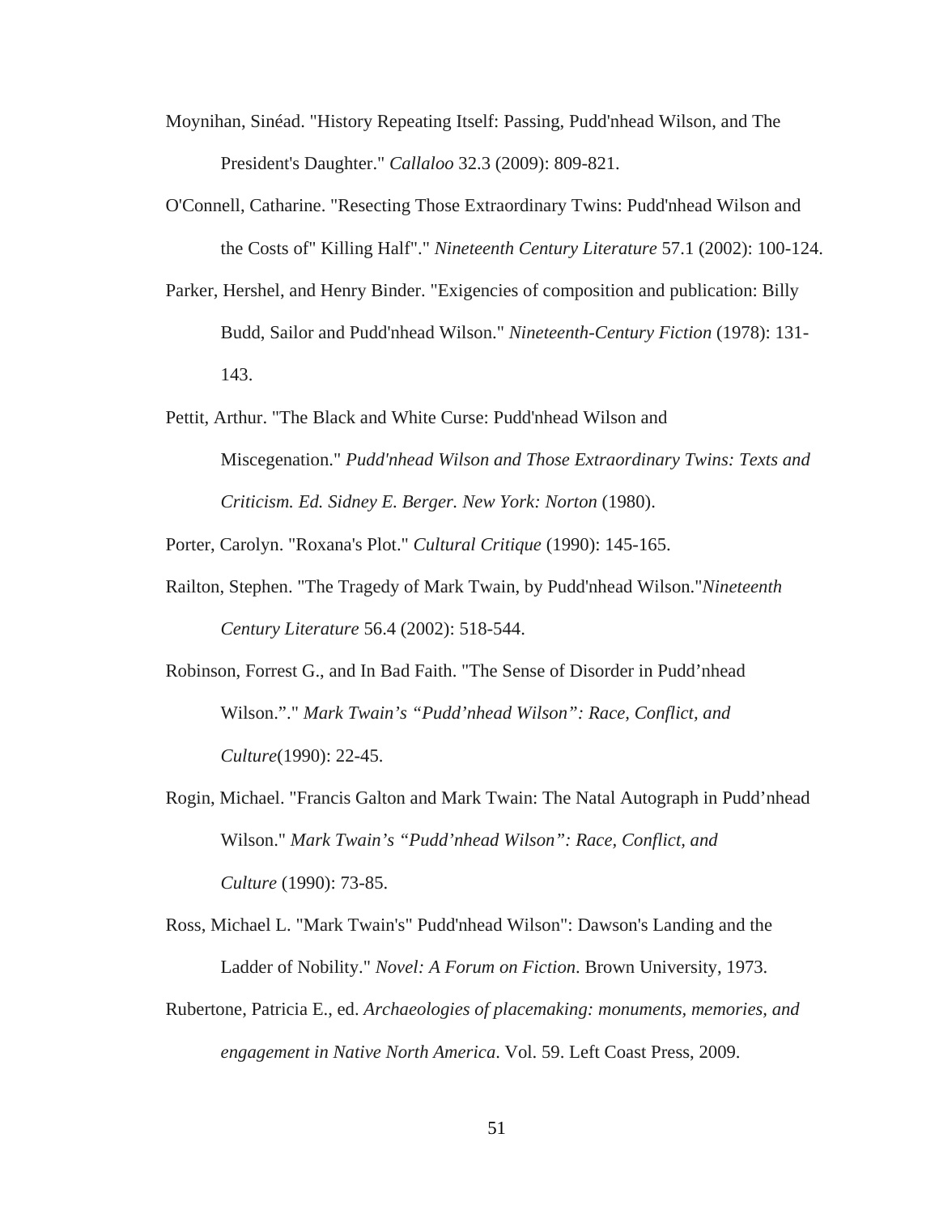Moynihan, Sinéad. "History Repeating Itself: Passing, Pudd'nhead Wilson, and The President's Daughter." *Callaloo* 32.3 (2009): 809-821.

O'Connell, Catharine. "Resecting Those Extraordinary Twins: Pudd'nhead Wilson and the Costs of" Killing Half"." *Nineteenth Century Literature* 57.1 (2002): 100-124.

Parker, Hershel, and Henry Binder. "Exigencies of composition and publication: Billy Budd, Sailor and Pudd'nhead Wilson." *Nineteenth-Century Fiction* (1978): 131-143.

Pettit, Arthur. "The Black and White Curse: Pudd'nhead Wilson and Miscegenation." *Pudd'nhead Wilson and Those Extraordinary Twins: Texts and Criticism. Ed. Sidney E. Berger. New York: Norton* (1980).

Porter, Carolyn. "Roxana's Plot." *Cultural Critique* (1990): 145-165.

Railton, Stephen. "The Tragedy of Mark Twain, by Pudd'nhead Wilson."*Nineteenth Century Literature* 56.4 (2002): 518-544.

Robinson, Forrest G., and In Bad Faith. "The Sense of Disorder in Pudd'nhead Wilson."." *Mark Twain's "Pudd'nhead Wilson": Race, Conflict, and Culture*(1990): 22-45.

Rogin, Michael. "Francis Galton and Mark Twain: The Natal Autograph in Pudd'nhead Wilson." *Mark Twain's "Pudd'nhead Wilson": Race, Conflict, and Culture* (1990): 73-85.

Ross, Michael L. "Mark Twain's" Pudd'nhead Wilson": Dawson's Landing and the Ladder of Nobility." *Novel: A Forum on Fiction*. Brown University, 1973.

Rubertone, Patricia E., ed. *Archaeologies of placemaking: monuments, memories, and engagement in Native North America*. Vol. 59. Left Coast Press, 2009.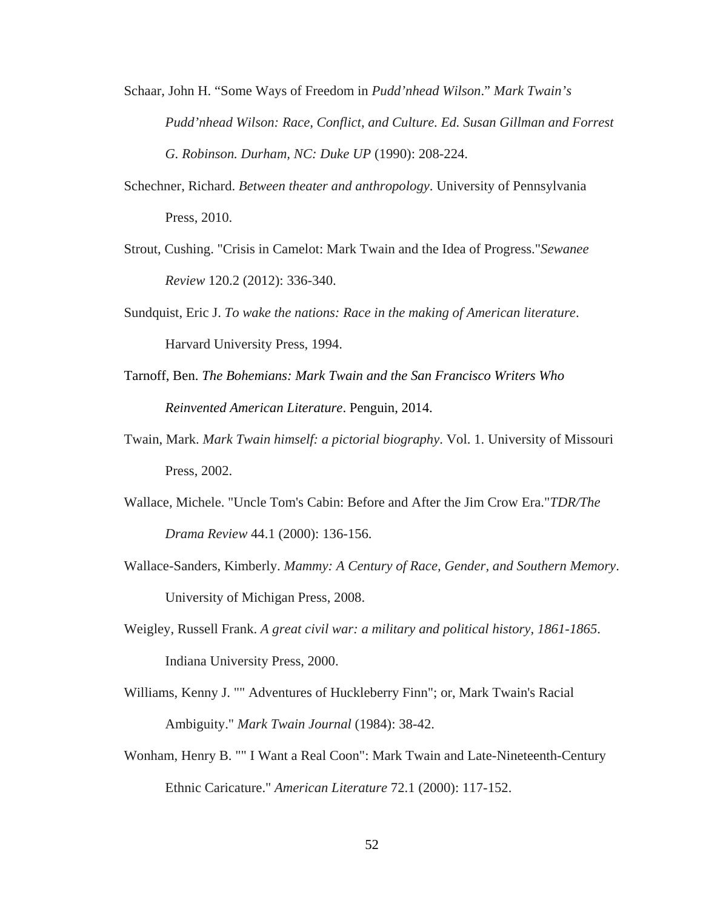Schaar, John H. “Some Ways of Freedom in *Pudd’nhead Wilson*.” *Mark Twain’s Pudd’nhead Wilson: Race, Conflict, and Culture. Ed. Susan Gillman and Forrest G. Robinson. Durham, NC: Duke UP* (1990): 208-224.

Schechner, Richard. *Between theater and anthropology*. University of Pennsylvania Press, 2010.

Strout, Cushing. "Crisis in Camelot: Mark Twain and the Idea of Progress."*Sewanee Review* 120.2 (2012): 336-340.

Sundquist, Eric J. *To wake the nations: Race in the making of American literature*. Harvard University Press, 1994.

Tarnoff, Ben. *The Bohemians: Mark Twain and the San Francisco Writers Who Reinvented American Literature*. Penguin, 2014.

Twain, Mark. *Mark Twain himself: a pictorial biography*. Vol. 1. University of Missouri Press, 2002.

Wallace, Michele. "Uncle Tom's Cabin: Before and After the Jim Crow Era."*TDR/The Drama Review* 44.1 (2000): 136-156.

Wallace-Sanders, Kimberly. *Mammy: A Century of Race, Gender, and Southern Memory*. University of Michigan Press, 2008.

Weigley, Russell Frank. *A great civil war: a military and political history, 1861-1865*. Indiana University Press, 2000.

Williams, Kenny J. "" Adventures of Huckleberry Finn"; or, Mark Twain's Racial Ambiguity." *Mark Twain Journal* (1984): 38-42.

Wonham, Henry B. "" I Want a Real Coon": Mark Twain and Late-Nineteenth-Century Ethnic Caricature." *American Literature* 72.1 (2000): 117-152.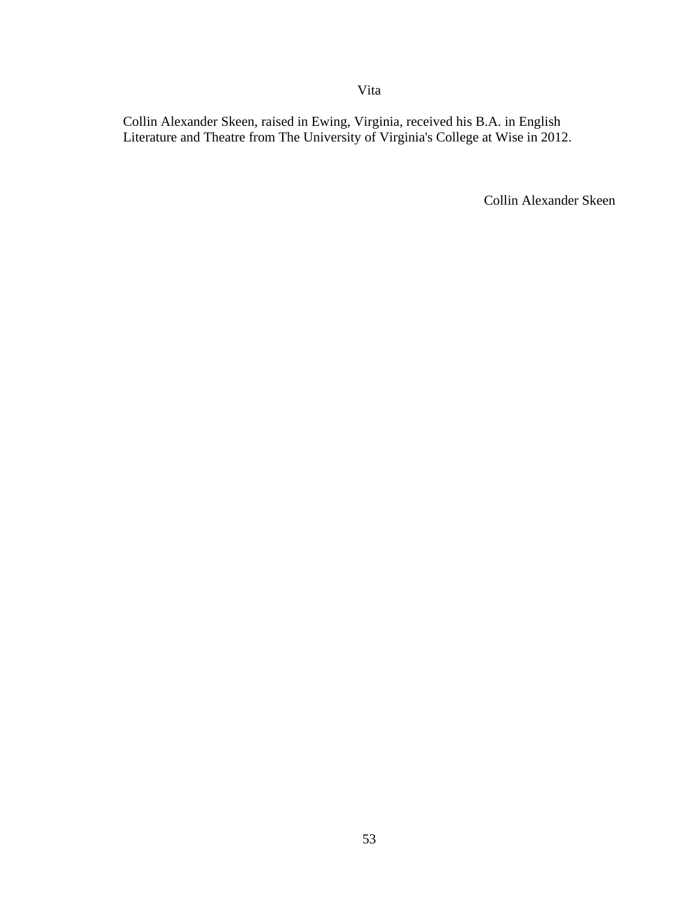# Vita

Collin Alexander Skeen, raised in Ewing, Virginia, received his B.A. in English Literature and Theatre from The University of Virginia's College at Wise in 2012.

Collin Alexander Skeen